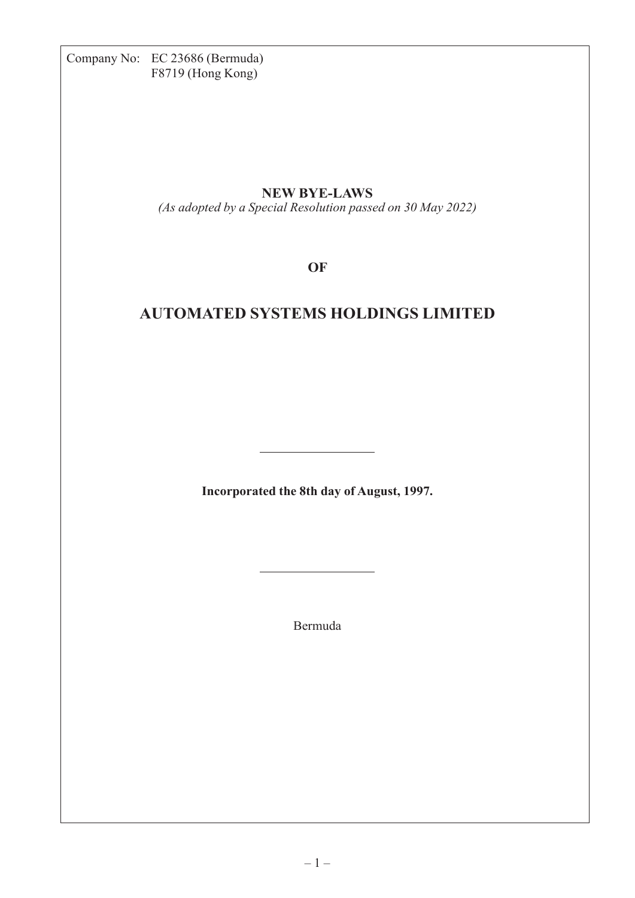Company No: EC 23686 (Bermuda)
F8719 (Hong Kong)

**NEW BYE-LAWS**

*(As adopted by a Special Resolution passed on 30 May 2022)*

**OF**

# AUTOMATED SYSTEMS HOLDINGS LIMITED

---

**Incorporated the 8th day of August, 1997.**

---

Bermuda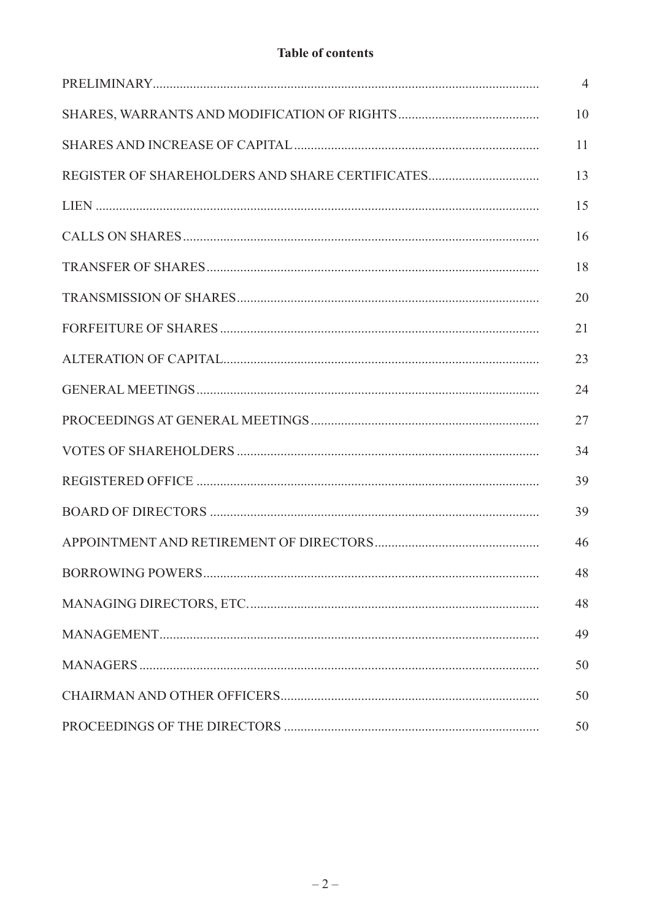**Table of contents**

| | |
|---|---|
| PRELIMINARY | 4 |
| SHARES, WARRANTS AND MODIFICATION OF RIGHTS | 10 |
| SHARES AND INCREASE OF CAPITAL | 11 |
| REGISTER OF SHAREHOLDERS AND SHARE CERTIFICATES | 13 |
| LIEN | 15 |
| CALLS ON SHARES | 16 |
| TRANSFER OF SHARES | 18 |
| TRANSMISSION OF SHARES | 20 |
| FORFEITURE OF SHARES | 21 |
| ALTERATION OF CAPITAL | 23 |
| GENERAL MEETINGS | 24 |
| PROCEEDINGS AT GENERAL MEETINGS | 27 |
| VOTES OF SHAREHOLDERS | 34 |
| REGISTERED OFFICE | 39 |
| BOARD OF DIRECTORS | 39 |
| APPOINTMENT AND RETIREMENT OF DIRECTORS | 46 |
| BORROWING POWERS | 48 |
| MANAGING DIRECTORS, ETC. | 48 |
| MANAGEMENT | 49 |
| MANAGERS | 50 |
| CHAIRMAN AND OTHER OFFICERS | 50 |
| PROCEEDINGS OF THE DIRECTORS | 50 |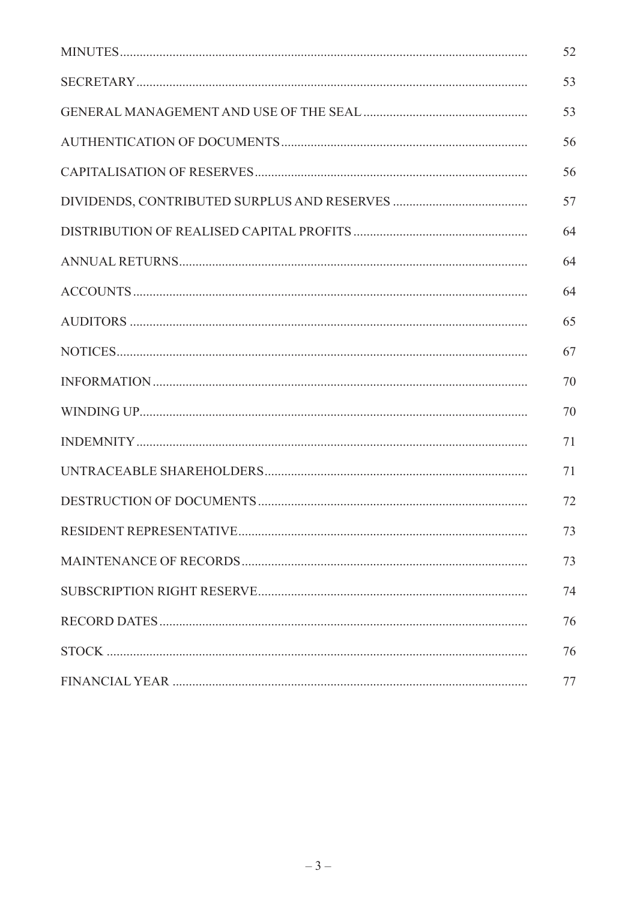| | |
|---|---|
| MINUTES | 52 |
| SECRETARY | 53 |
| GENERAL MANAGEMENT AND USE OF THE SEAL | 53 |
| AUTHENTICATION OF DOCUMENTS | 56 |
| CAPITALISATION OF RESERVES | 56 |
| DIVIDENDS, CONTRIBUTED SURPLUS AND RESERVES | 57 |
| DISTRIBUTION OF REALISED CAPITAL PROFITS | 64 |
| ANNUAL RETURNS | 64 |
| ACCOUNTS | 64 |
| AUDITORS | 65 |
| NOTICES | 67 |
| INFORMATION | 70 |
| WINDING UP | 70 |
| INDEMNITY | 71 |
| UNTRACEABLE SHAREHOLDERS | 71 |
| DESTRUCTION OF DOCUMENTS | 72 |
| RESIDENT REPRESENTATIVE | 73 |
| MAINTENANCE OF RECORDS | 73 |
| SUBSCRIPTION RIGHT RESERVE | 74 |
| RECORD DATES | 76 |
| STOCK | 76 |
| FINANCIAL YEAR | 77 |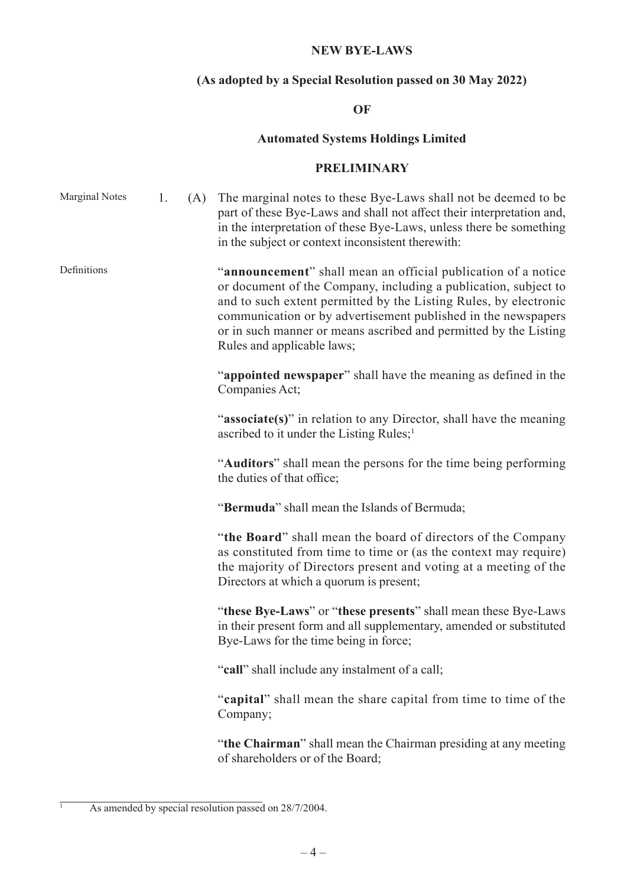**NEW BYE-LAWS**

**(As adopted by a Special Resolution passed on 30 May 2022)**

**OF**

**Automated Systems Holdings Limited**

**PRELIMINARY**

Marginal Notes

1. (A) The marginal notes to these Bye-Laws shall not be deemed to be part of these Bye-Laws and shall not affect their interpretation and, in the interpretation of these Bye-Laws, unless there be something in the subject or context inconsistent therewith:

Definitions

"**announcement**" shall mean an official publication of a notice or document of the Company, including a publication, subject to and to such extent permitted by the Listing Rules, by electronic communication or by advertisement published in the newspapers or in such manner or means ascribed and permitted by the Listing Rules and applicable laws;

"**appointed newspaper**" shall have the meaning as defined in the Companies Act;

"**associate(s)**" in relation to any Director, shall have the meaning ascribed to it under the Listing Rules;[1]

"**Auditors**" shall mean the persons for the time being performing the duties of that office;

"**Bermuda**" shall mean the Islands of Bermuda;

"**the Board**" shall mean the board of directors of the Company as constituted from time to time or (as the context may require) the majority of Directors present and voting at a meeting of the Directors at which a quorum is present;

"**these Bye-Laws**" or "**these presents**" shall mean these Bye-Laws in their present form and all supplementary, amended or substituted Bye-Laws for the time being in force;

"**call**" shall include any instalment of a call;

"**capital**" shall mean the share capital from time to time of the Company;

"**the Chairman**" shall mean the Chairman presiding at any meeting of shareholders or of the Board;

---

[1] As amended by special resolution passed on 28/7/2004.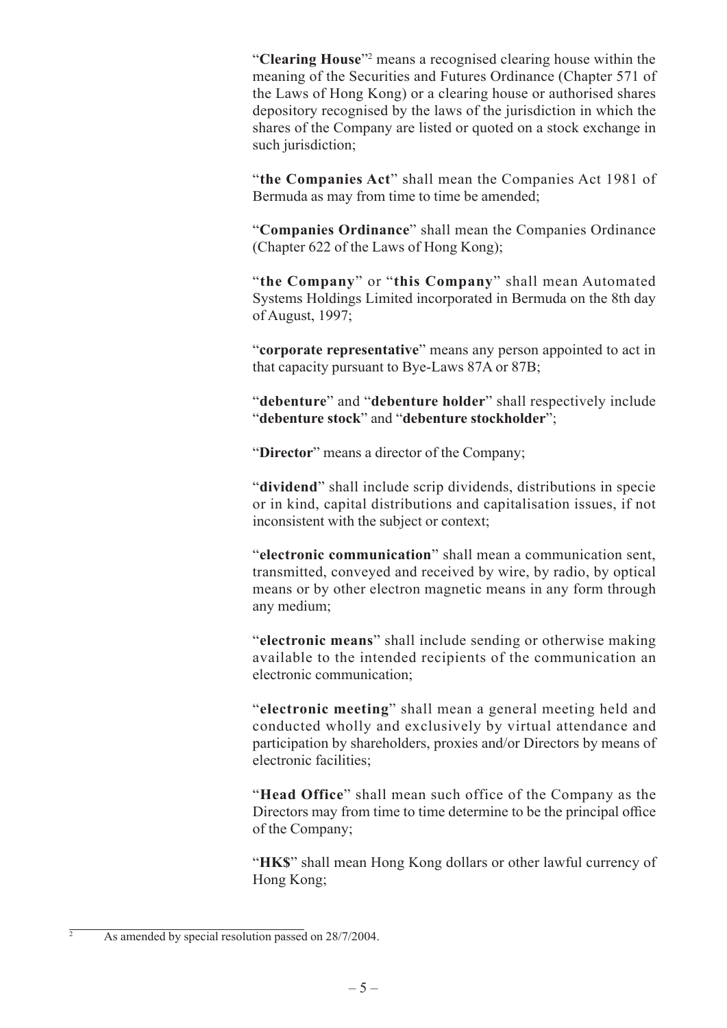"**Clearing House**"[2] means a recognised clearing house within the meaning of the Securities and Futures Ordinance (Chapter 571 of the Laws of Hong Kong) or a clearing house or authorised shares depository recognised by the laws of the jurisdiction in which the shares of the Company are listed or quoted on a stock exchange in such jurisdiction;

"**the Companies Act**" shall mean the Companies Act 1981 of Bermuda as may from time to time be amended;

"**Companies Ordinance**" shall mean the Companies Ordinance (Chapter 622 of the Laws of Hong Kong);

"**the Company**" or "**this Company**" shall mean Automated Systems Holdings Limited incorporated in Bermuda on the 8th day of August, 1997;

"**corporate representative**" means any person appointed to act in that capacity pursuant to Bye-Laws 87A or 87B;

"**debenture**" and "**debenture holder**" shall respectively include "**debenture stock**" and "**debenture stockholder**";

"**Director**" means a director of the Company;

"**dividend**" shall include scrip dividends, distributions in specie or in kind, capital distributions and capitalisation issues, if not inconsistent with the subject or context;

"**electronic communication**" shall mean a communication sent, transmitted, conveyed and received by wire, by radio, by optical means or by other electron magnetic means in any form through any medium;

"**electronic means**" shall include sending or otherwise making available to the intended recipients of the communication an electronic communication;

"**electronic meeting**" shall mean a general meeting held and conducted wholly and exclusively by virtual attendance and participation by shareholders, proxies and/or Directors by means of electronic facilities;

"**Head Office**" shall mean such office of the Company as the Directors may from time to time determine to be the principal office of the Company;

"**HK$**" shall mean Hong Kong dollars or other lawful currency of Hong Kong;

---

[2] As amended by special resolution passed on 28/7/2004.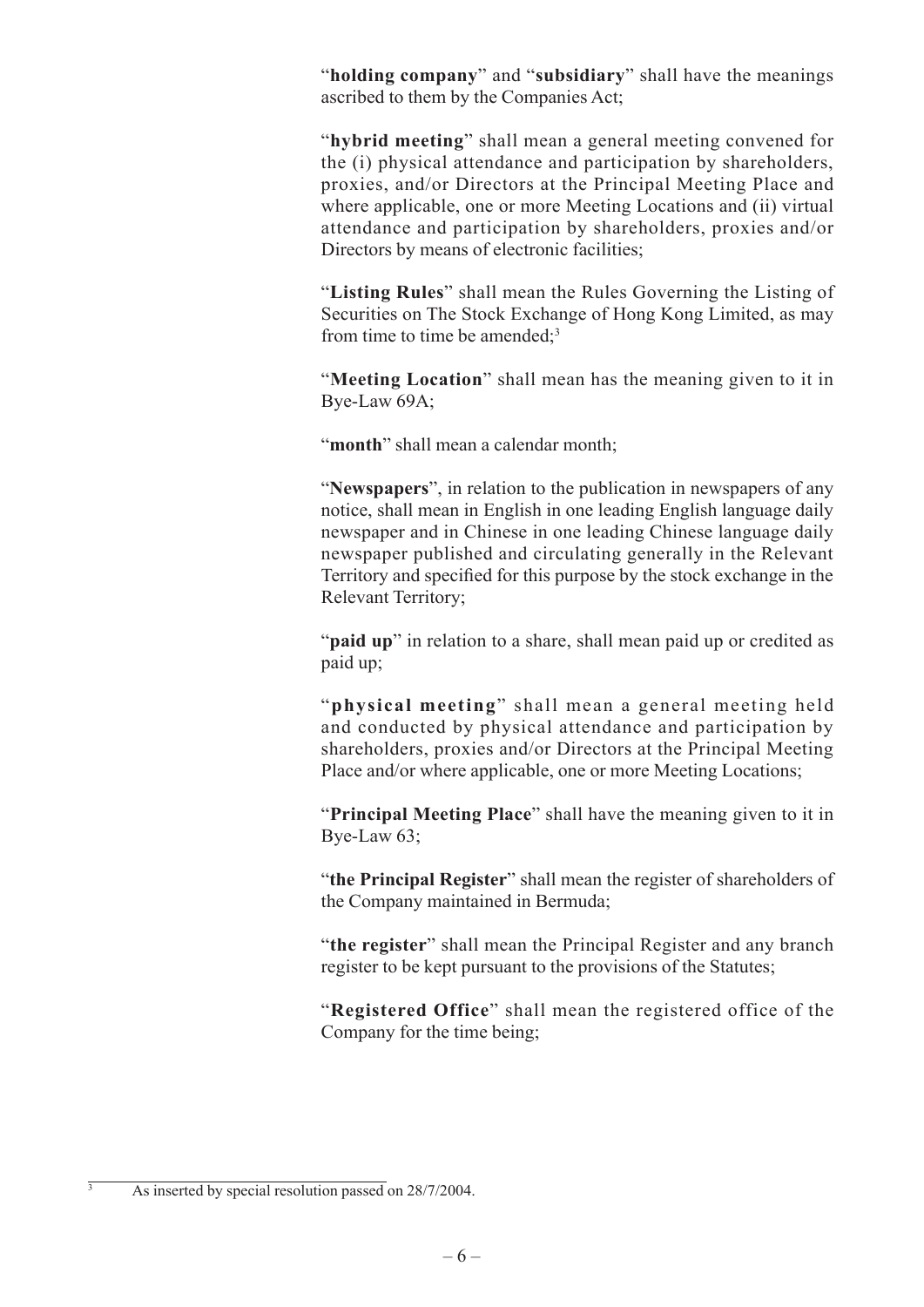"**holding company**" and "**subsidiary**" shall have the meanings ascribed to them by the Companies Act;

"**hybrid meeting**" shall mean a general meeting convened for the (i) physical attendance and participation by shareholders, proxies, and/or Directors at the Principal Meeting Place and where applicable, one or more Meeting Locations and (ii) virtual attendance and participation by shareholders, proxies and/or Directors by means of electronic facilities;

"**Listing Rules**" shall mean the Rules Governing the Listing of Securities on The Stock Exchange of Hong Kong Limited, as may from time to time be amended;[3]

"**Meeting Location**" shall mean has the meaning given to it in Bye-Law 69A;

"**month**" shall mean a calendar month;

"**Newspapers**", in relation to the publication in newspapers of any notice, shall mean in English in one leading English language daily newspaper and in Chinese in one leading Chinese language daily newspaper published and circulating generally in the Relevant Territory and specified for this purpose by the stock exchange in the Relevant Territory;

"**paid up**" in relation to a share, shall mean paid up or credited as paid up;

"**physical meeting**" shall mean a general meeting held and conducted by physical attendance and participation by shareholders, proxies and/or Directors at the Principal Meeting Place and/or where applicable, one or more Meeting Locations;

"**Principal Meeting Place**" shall have the meaning given to it in Bye-Law 63;

"**the Principal Register**" shall mean the register of shareholders of the Company maintained in Bermuda;

"**the register**" shall mean the Principal Register and any branch register to be kept pursuant to the provisions of the Statutes;

"**Registered Office**" shall mean the registered office of the Company for the time being;

---

[3] As inserted by special resolution passed on 28/7/2004.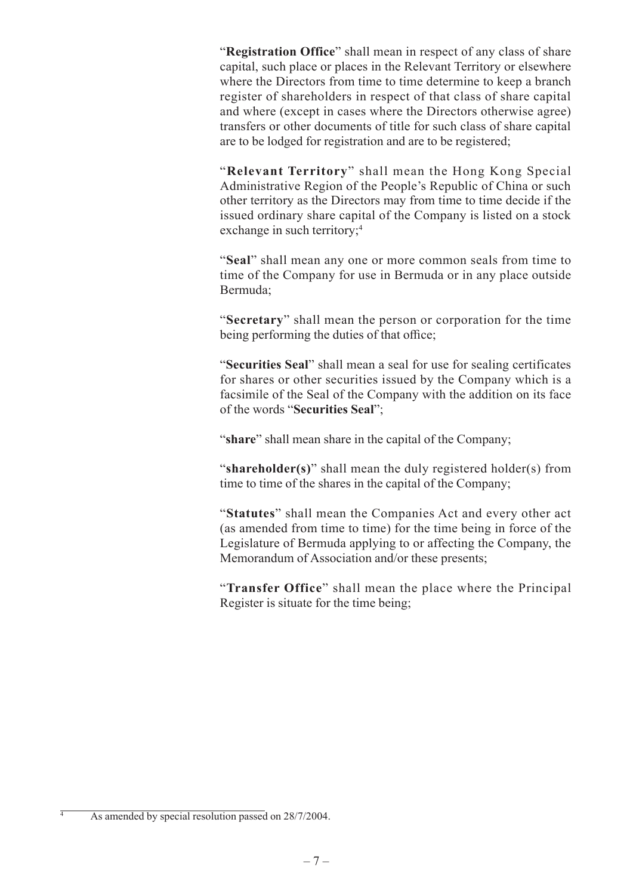"**Registration Office**" shall mean in respect of any class of share capital, such place or places in the Relevant Territory or elsewhere where the Directors from time to time determine to keep a branch register of shareholders in respect of that class of share capital and where (except in cases where the Directors otherwise agree) transfers or other documents of title for such class of share capital are to be lodged for registration and are to be registered;

"**Relevant Territory**" shall mean the Hong Kong Special Administrative Region of the People's Republic of China or such other territory as the Directors may from time to time decide if the issued ordinary share capital of the Company is listed on a stock exchange in such territory;[4]

"**Seal**" shall mean any one or more common seals from time to time of the Company for use in Bermuda or in any place outside Bermuda;

"**Secretary**" shall mean the person or corporation for the time being performing the duties of that office;

"**Securities Seal**" shall mean a seal for use for sealing certificates for shares or other securities issued by the Company which is a facsimile of the Seal of the Company with the addition on its face of the words "**Securities Seal**";

"**share**" shall mean share in the capital of the Company;

"**shareholder(s)**" shall mean the duly registered holder(s) from time to time of the shares in the capital of the Company;

"**Statutes**" shall mean the Companies Act and every other act (as amended from time to time) for the time being in force of the Legislature of Bermuda applying to or affecting the Company, the Memorandum of Association and/or these presents;

"**Transfer Office**" shall mean the place where the Principal Register is situate for the time being;

---

[4] As amended by special resolution passed on 28/7/2004.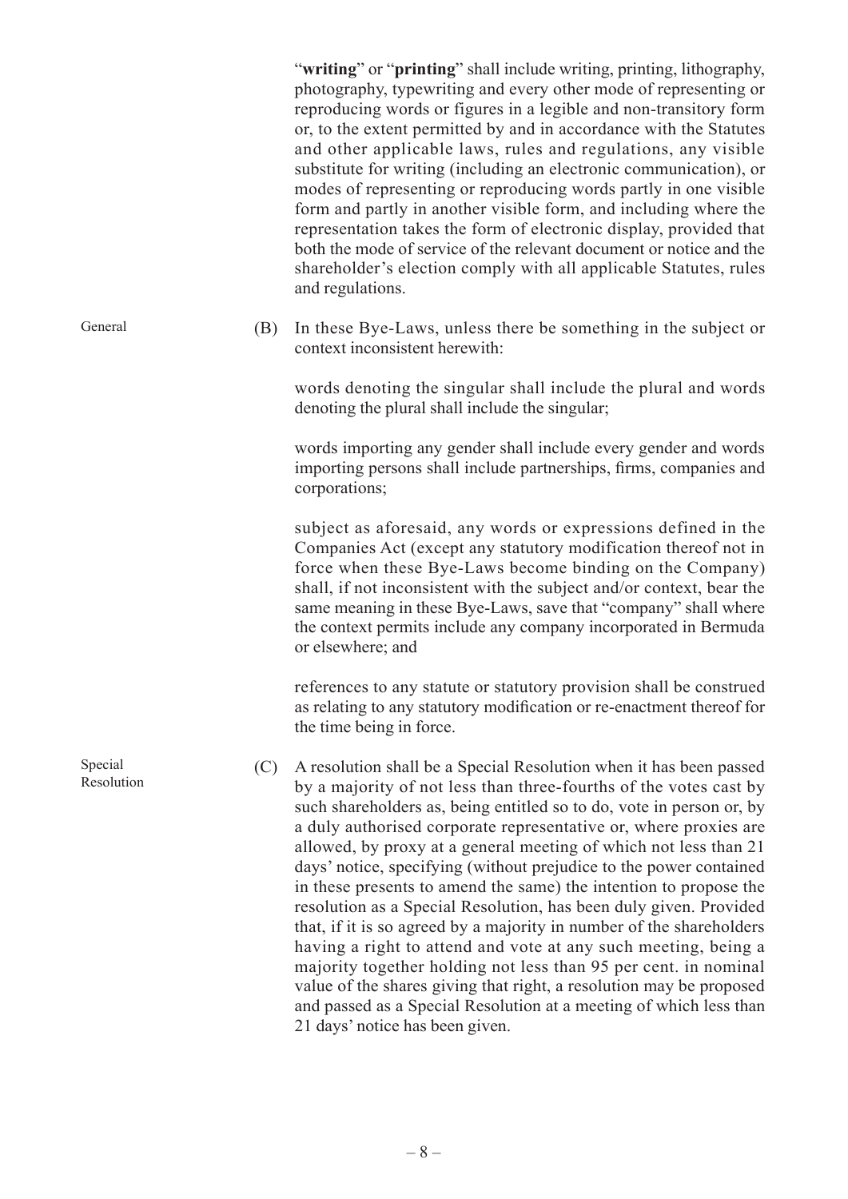"**writing**" or "**printing**" shall include writing, printing, lithography, photography, typewriting and every other mode of representing or reproducing words or figures in a legible and non-transitory form or, to the extent permitted by and in accordance with the Statutes and other applicable laws, rules and regulations, any visible substitute for writing (including an electronic communication), or modes of representing or reproducing words partly in one visible form and partly in another visible form, and including where the representation takes the form of electronic display, provided that both the mode of service of the relevant document or notice and the shareholder's election comply with all applicable Statutes, rules and regulations.

General

(B) In these Bye-Laws, unless there be something in the subject or context inconsistent herewith:

words denoting the singular shall include the plural and words denoting the plural shall include the singular;

words importing any gender shall include every gender and words importing persons shall include partnerships, firms, companies and corporations;

subject as aforesaid, any words or expressions defined in the Companies Act (except any statutory modification thereof not in force when these Bye-Laws become binding on the Company) shall, if not inconsistent with the subject and/or context, bear the same meaning in these Bye-Laws, save that "company" shall where the context permits include any company incorporated in Bermuda or elsewhere; and

references to any statute or statutory provision shall be construed as relating to any statutory modification or re-enactment thereof for the time being in force.

Special Resolution

(C) A resolution shall be a Special Resolution when it has been passed by a majority of not less than three-fourths of the votes cast by such shareholders as, being entitled so to do, vote in person or, by a duly authorised corporate representative or, where proxies are allowed, by proxy at a general meeting of which not less than 21 days' notice, specifying (without prejudice to the power contained in these presents to amend the same) the intention to propose the resolution as a Special Resolution, has been duly given. Provided that, if it is so agreed by a majority in number of the shareholders having a right to attend and vote at any such meeting, being a majority together holding not less than 95 per cent. in nominal value of the shares giving that right, a resolution may be proposed and passed as a Special Resolution at a meeting of which less than 21 days' notice has been given.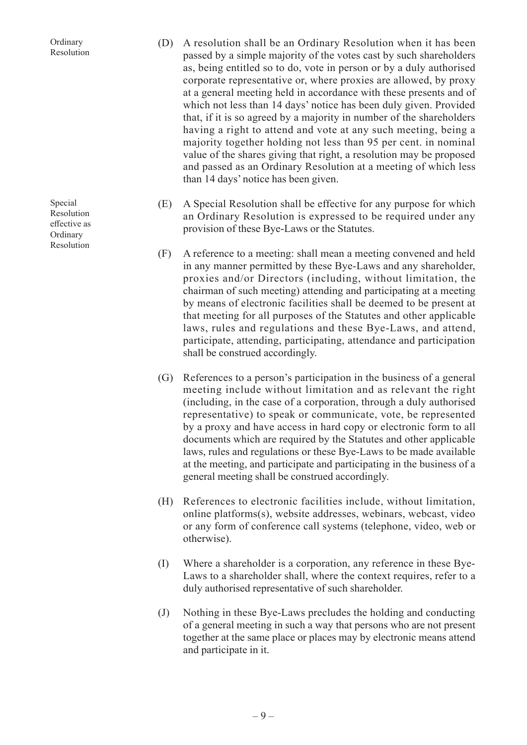Ordinary Resolution

(D) A resolution shall be an Ordinary Resolution when it has been passed by a simple majority of the votes cast by such shareholders as, being entitled so to do, vote in person or by a duly authorised corporate representative or, where proxies are allowed, by proxy at a general meeting held in accordance with these presents and of which not less than 14 days' notice has been duly given. Provided that, if it is so agreed by a majority in number of the shareholders having a right to attend and vote at any such meeting, being a majority together holding not less than 95 per cent. in nominal value of the shares giving that right, a resolution may be proposed and passed as an Ordinary Resolution at a meeting of which less than 14 days' notice has been given.

Special Resolution effective as Ordinary Resolution

(E) A Special Resolution shall be effective for any purpose for which an Ordinary Resolution is expressed to be required under any provision of these Bye-Laws or the Statutes.

(F) A reference to a meeting: shall mean a meeting convened and held in any manner permitted by these Bye-Laws and any shareholder, proxies and/or Directors (including, without limitation, the chairman of such meeting) attending and participating at a meeting by means of electronic facilities shall be deemed to be present at that meeting for all purposes of the Statutes and other applicable laws, rules and regulations and these Bye-Laws, and attend, participate, attending, participating, attendance and participation shall be construed accordingly.

(G) References to a person's participation in the business of a general meeting include without limitation and as relevant the right (including, in the case of a corporation, through a duly authorised representative) to speak or communicate, vote, be represented by a proxy and have access in hard copy or electronic form to all documents which are required by the Statutes and other applicable laws, rules and regulations or these Bye-Laws to be made available at the meeting, and participate and participating in the business of a general meeting shall be construed accordingly.

(H) References to electronic facilities include, without limitation, online platforms(s), website addresses, webinars, webcast, video or any form of conference call systems (telephone, video, web or otherwise).

(I) Where a shareholder is a corporation, any reference in these Bye-Laws to a shareholder shall, where the context requires, refer to a duly authorised representative of such shareholder.

(J) Nothing in these Bye-Laws precludes the holding and conducting of a general meeting in such a way that persons who are not present together at the same place or places may by electronic means attend and participate in it.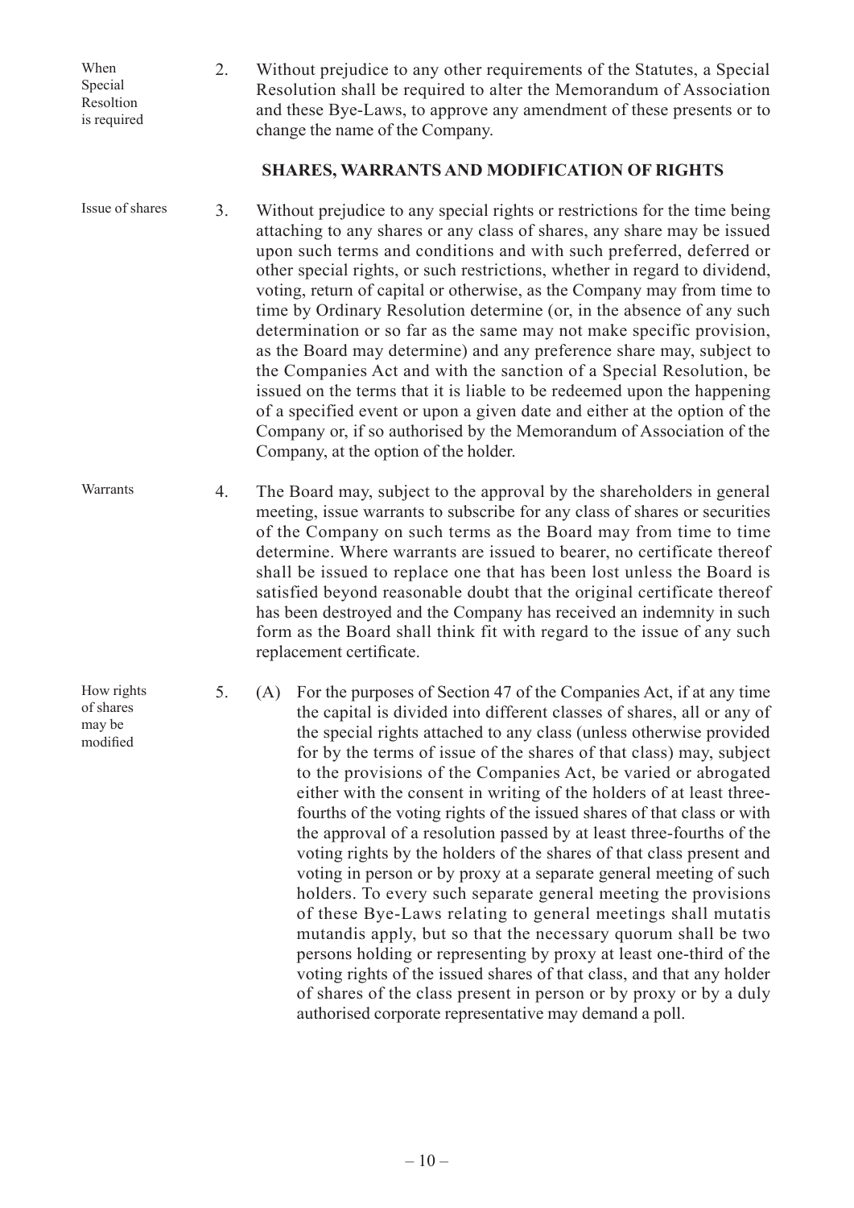When Special Resoltion is required

2. Without prejudice to any other requirements of the Statutes, a Special Resolution shall be required to alter the Memorandum of Association and these Bye-Laws, to approve any amendment of these presents or to change the name of the Company.

## SHARES, WARRANTS AND MODIFICATION OF RIGHTS

Issue of shares

3. Without prejudice to any special rights or restrictions for the time being attaching to any shares or any class of shares, any share may be issued upon such terms and conditions and with such preferred, deferred or other special rights, or such restrictions, whether in regard to dividend, voting, return of capital or otherwise, as the Company may from time to time by Ordinary Resolution determine (or, in the absence of any such determination or so far as the same may not make specific provision, as the Board may determine) and any preference share may, subject to the Companies Act and with the sanction of a Special Resolution, be issued on the terms that it is liable to be redeemed upon the happening of a specified event or upon a given date and either at the option of the Company or, if so authorised by the Memorandum of Association of the Company, at the option of the holder.

Warrants

4. The Board may, subject to the approval by the shareholders in general meeting, issue warrants to subscribe for any class of shares or securities of the Company on such terms as the Board may from time to time determine. Where warrants are issued to bearer, no certificate thereof shall be issued to replace one that has been lost unless the Board is satisfied beyond reasonable doubt that the original certificate thereof has been destroyed and the Company has received an indemnity in such form as the Board shall think fit with regard to the issue of any such replacement certificate.

How rights of shares may be modified

5. (A) For the purposes of Section 47 of the Companies Act, if at any time the capital is divided into different classes of shares, all or any of the special rights attached to any class (unless otherwise provided for by the terms of issue of the shares of that class) may, subject to the provisions of the Companies Act, be varied or abrogated either with the consent in writing of the holders of at least three-fourths of the voting rights of the issued shares of that class or with the approval of a resolution passed by at least three-fourths of the voting rights by the holders of the shares of that class present and voting in person or by proxy at a separate general meeting of such holders. To every such separate general meeting the provisions of these Bye-Laws relating to general meetings shall mutatis mutandis apply, but so that the necessary quorum shall be two persons holding or representing by proxy at least one-third of the voting rights of the issued shares of that class, and that any holder of shares of the class present in person or by proxy or by a duly authorised corporate representative may demand a poll.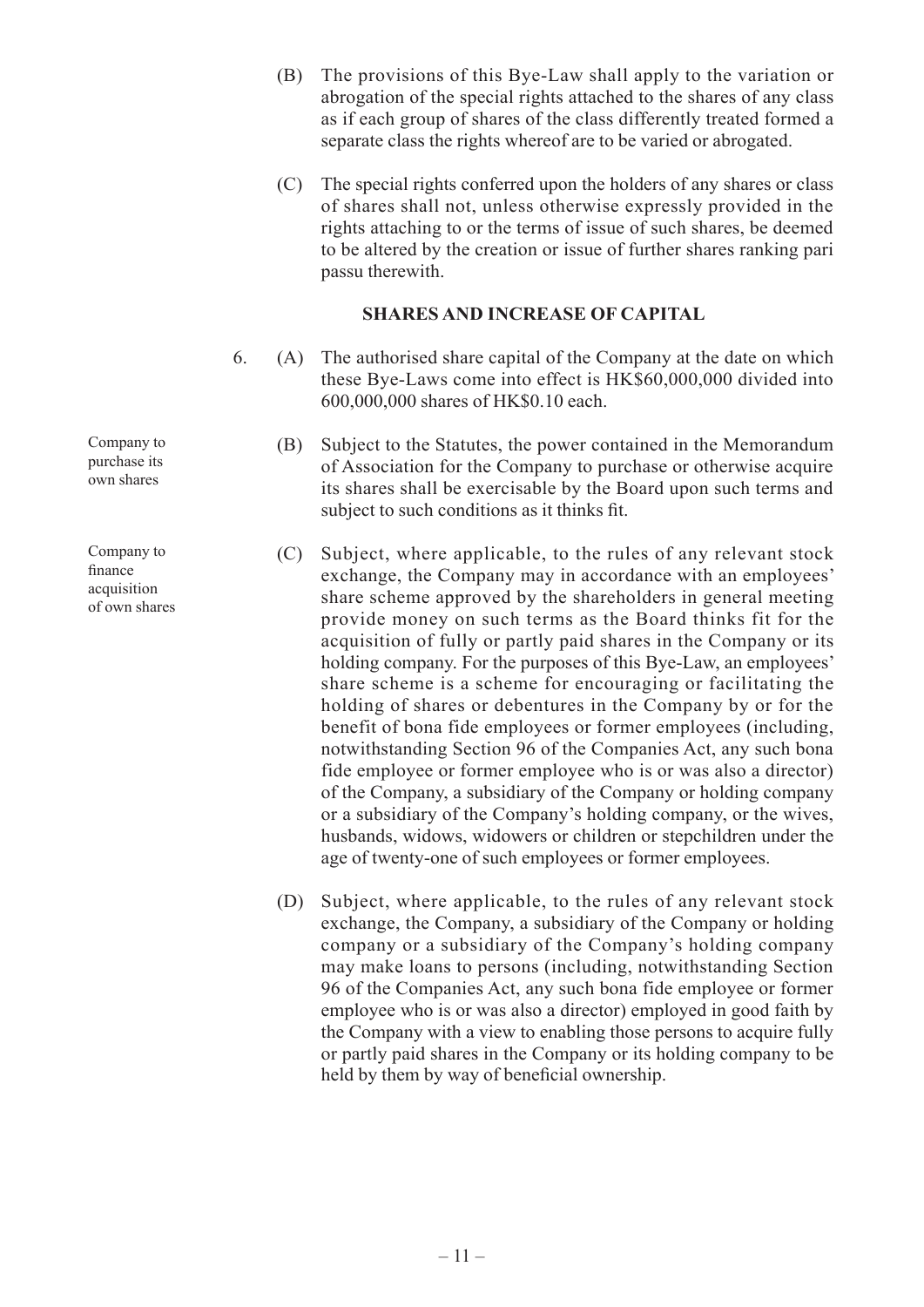(B) The provisions of this Bye-Law shall apply to the variation or abrogation of the special rights attached to the shares of any class as if each group of shares of the class differently treated formed a separate class the rights whereof are to be varied or abrogated.

(C) The special rights conferred upon the holders of any shares or class of shares shall not, unless otherwise expressly provided in the rights attaching to or the terms of issue of such shares, be deemed to be altered by the creation or issue of further shares ranking pari passu therewith.

## SHARES AND INCREASE OF CAPITAL

6. (A) The authorised share capital of the Company at the date on which these Bye-Laws come into effect is HK$60,000,000 divided into 600,000,000 shares of HK$0.10 each.

*Company to purchase its own shares*

(B) Subject to the Statutes, the power contained in the Memorandum of Association for the Company to purchase or otherwise acquire its shares shall be exercisable by the Board upon such terms and subject to such conditions as it thinks fit.

*Company to finance acquisition of own shares*

(C) Subject, where applicable, to the rules of any relevant stock exchange, the Company may in accordance with an employees' share scheme approved by the shareholders in general meeting provide money on such terms as the Board thinks fit for the acquisition of fully or partly paid shares in the Company or its holding company. For the purposes of this Bye-Law, an employees' share scheme is a scheme for encouraging or facilitating the holding of shares or debentures in the Company by or for the benefit of bona fide employees or former employees (including, notwithstanding Section 96 of the Companies Act, any such bona fide employee or former employee who is or was also a director) of the Company, a subsidiary of the Company or holding company or a subsidiary of the Company's holding company, or the wives, husbands, widows, widowers or children or stepchildren under the age of twenty-one of such employees or former employees.

(D) Subject, where applicable, to the rules of any relevant stock exchange, the Company, a subsidiary of the Company or holding company or a subsidiary of the Company's holding company may make loans to persons (including, notwithstanding Section 96 of the Companies Act, any such bona fide employee or former employee who is or was also a director) employed in good faith by the Company with a view to enabling those persons to acquire fully or partly paid shares in the Company or its holding company to be held by them by way of beneficial ownership.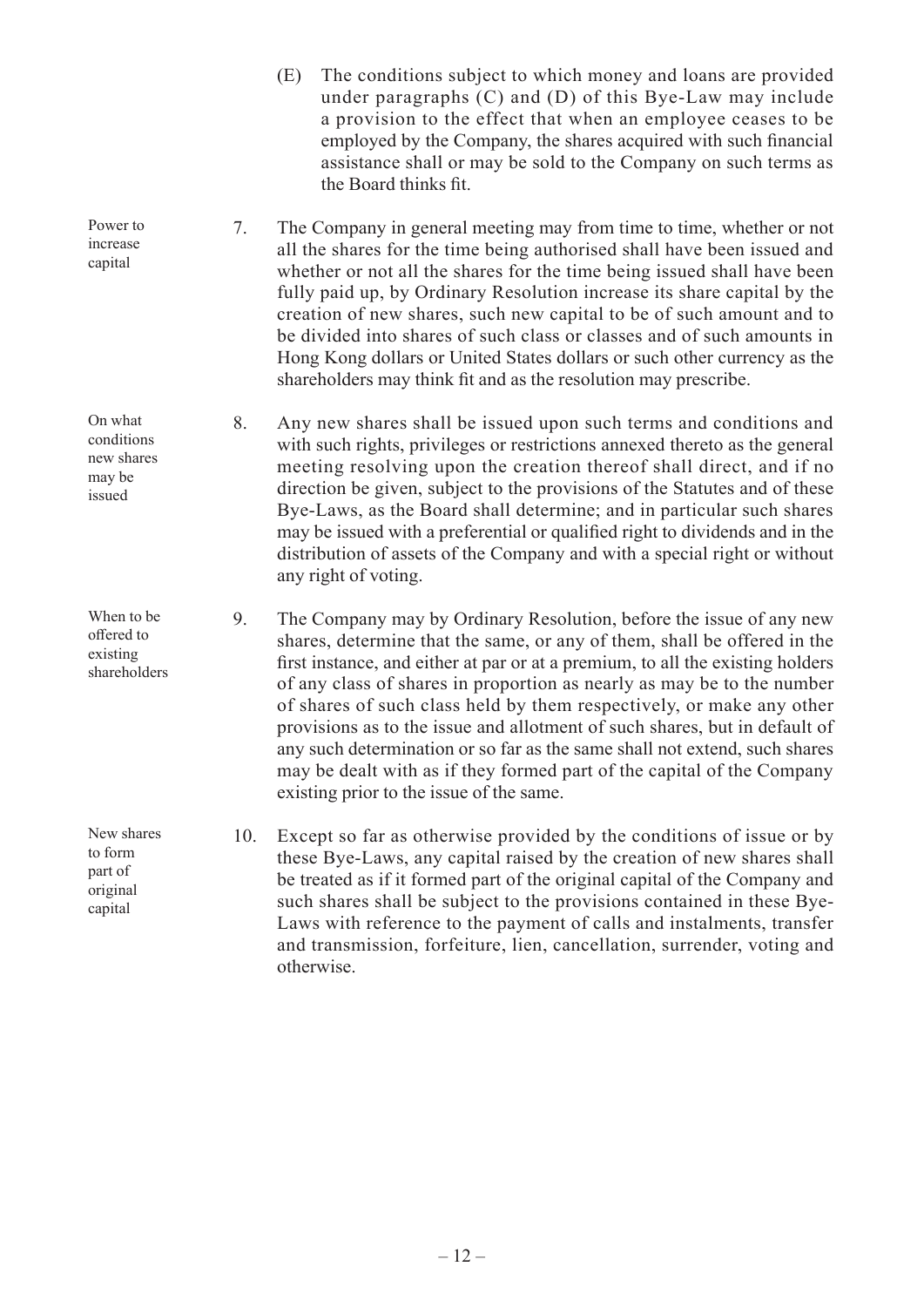(E) The conditions subject to which money and loans are provided under paragraphs (C) and (D) of this Bye-Law may include a provision to the effect that when an employee ceases to be employed by the Company, the shares acquired with such financial assistance shall or may be sold to the Company on such terms as the Board thinks fit.

*Power to increase capital*

7. The Company in general meeting may from time to time, whether or not all the shares for the time being authorised shall have been issued and whether or not all the shares for the time being issued shall have been fully paid up, by Ordinary Resolution increase its share capital by the creation of new shares, such new capital to be of such amount and to be divided into shares of such class or classes and of such amounts in Hong Kong dollars or United States dollars or such other currency as the shareholders may think fit and as the resolution may prescribe.

*On what conditions new shares may be issued*

8. Any new shares shall be issued upon such terms and conditions and with such rights, privileges or restrictions annexed thereto as the general meeting resolving upon the creation thereof shall direct, and if no direction be given, subject to the provisions of the Statutes and of these Bye-Laws, as the Board shall determine; and in particular such shares may be issued with a preferential or qualified right to dividends and in the distribution of assets of the Company and with a special right or without any right of voting.

*When to be offered to existing shareholders*

9. The Company may by Ordinary Resolution, before the issue of any new shares, determine that the same, or any of them, shall be offered in the first instance, and either at par or at a premium, to all the existing holders of any class of shares in proportion as nearly as may be to the number of shares of such class held by them respectively, or make any other provisions as to the issue and allotment of such shares, but in default of any such determination or so far as the same shall not extend, such shares may be dealt with as if they formed part of the capital of the Company existing prior to the issue of the same.

*New shares to form part of original capital*

10. Except so far as otherwise provided by the conditions of issue or by these Bye-Laws, any capital raised by the creation of new shares shall be treated as if it formed part of the original capital of the Company and such shares shall be subject to the provisions contained in these Bye-Laws with reference to the payment of calls and instalments, transfer and transmission, forfeiture, lien, cancellation, surrender, voting and otherwise.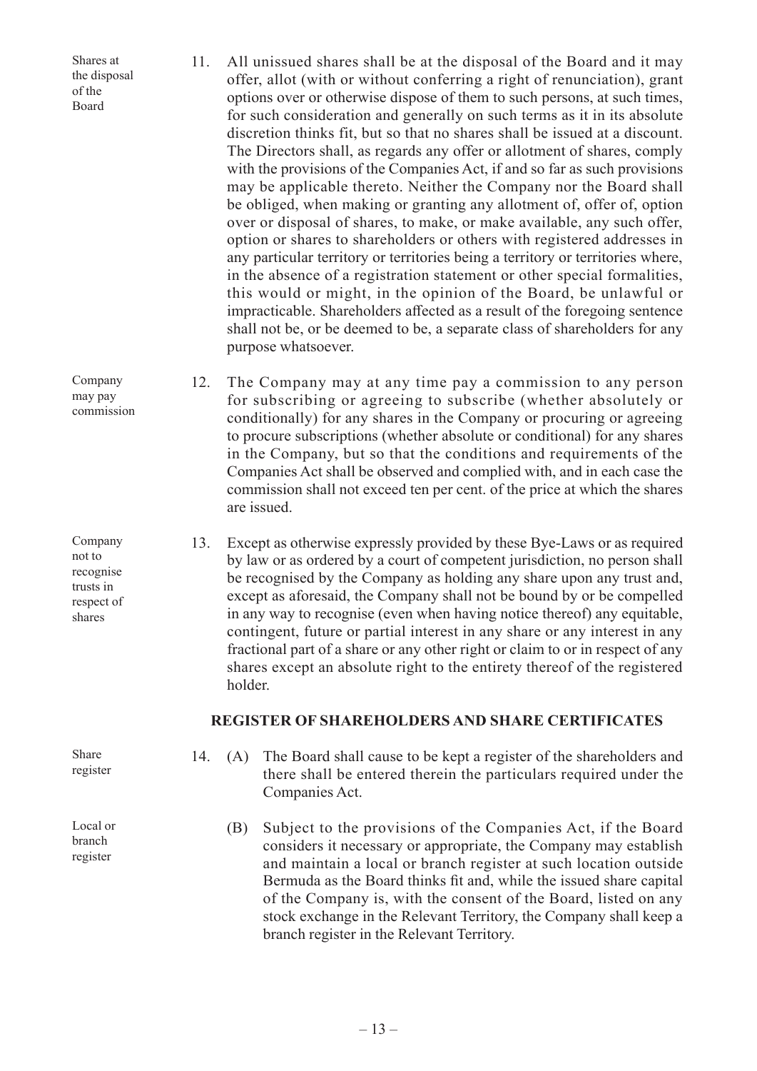Shares at the disposal of the Board

11. All unissued shares shall be at the disposal of the Board and it may offer, allot (with or without conferring a right of renunciation), grant options over or otherwise dispose of them to such persons, at such times, for such consideration and generally on such terms as it in its absolute discretion thinks fit, but so that no shares shall be issued at a discount. The Directors shall, as regards any offer or allotment of shares, comply with the provisions of the Companies Act, if and so far as such provisions may be applicable thereto. Neither the Company nor the Board shall be obliged, when making or granting any allotment of, offer of, option over or disposal of shares, to make, or make available, any such offer, option or shares to shareholders or others with registered addresses in any particular territory or territories being a territory or territories where, in the absence of a registration statement or other special formalities, this would or might, in the opinion of the Board, be unlawful or impracticable. Shareholders affected as a result of the foregoing sentence shall not be, or be deemed to be, a separate class of shareholders for any purpose whatsoever.

Company may pay commission

12. The Company may at any time pay a commission to any person for subscribing or agreeing to subscribe (whether absolutely or conditionally) for any shares in the Company or procuring or agreeing to procure subscriptions (whether absolute or conditional) for any shares in the Company, but so that the conditions and requirements of the Companies Act shall be observed and complied with, and in each case the commission shall not exceed ten per cent. of the price at which the shares are issued.

Company not to recognise trusts in respect of shares

13. Except as otherwise expressly provided by these Bye-Laws or as required by law or as ordered by a court of competent jurisdiction, no person shall be recognised by the Company as holding any share upon any trust and, except as aforesaid, the Company shall not be bound by or be compelled in any way to recognise (even when having notice thereof) any equitable, contingent, future or partial interest in any share or any interest in any fractional part of a share or any other right or claim to or in respect of any shares except an absolute right to the entirety thereof of the registered holder.

## REGISTER OF SHAREHOLDERS AND SHARE CERTIFICATES

Share register

14. (A) The Board shall cause to be kept a register of the shareholders and there shall be entered therein the particulars required under the Companies Act.

Local or branch register

(B) Subject to the provisions of the Companies Act, if the Board considers it necessary or appropriate, the Company may establish and maintain a local or branch register at such location outside Bermuda as the Board thinks fit and, while the issued share capital of the Company is, with the consent of the Board, listed on any stock exchange in the Relevant Territory, the Company shall keep a branch register in the Relevant Territory.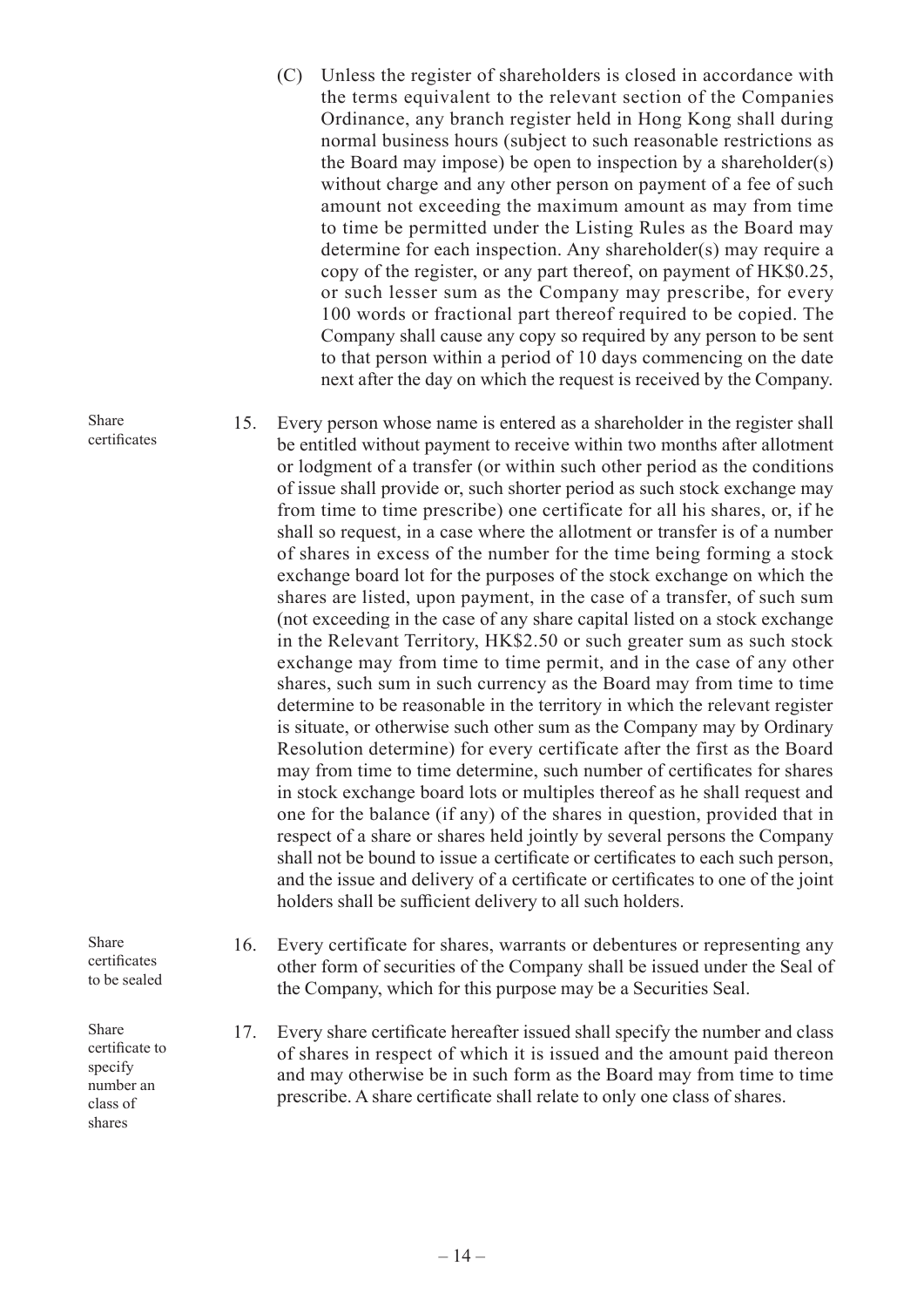(C) Unless the register of shareholders is closed in accordance with the terms equivalent to the relevant section of the Companies Ordinance, any branch register held in Hong Kong shall during normal business hours (subject to such reasonable restrictions as the Board may impose) be open to inspection by a shareholder(s) without charge and any other person on payment of a fee of such amount not exceeding the maximum amount as may from time to time be permitted under the Listing Rules as the Board may determine for each inspection. Any shareholder(s) may require a copy of the register, or any part thereof, on payment of HK$0.25, or such lesser sum as the Company may prescribe, for every 100 words or fractional part thereof required to be copied. The Company shall cause any copy so required by any person to be sent to that person within a period of 10 days commencing on the date next after the day on which the request is received by the Company.

*Share certificates*

15. Every person whose name is entered as a shareholder in the register shall be entitled without payment to receive within two months after allotment or lodgment of a transfer (or within such other period as the conditions of issue shall provide or, such shorter period as such stock exchange may from time to time prescribe) one certificate for all his shares, or, if he shall so request, in a case where the allotment or transfer is of a number of shares in excess of the number for the time being forming a stock exchange board lot for the purposes of the stock exchange on which the shares are listed, upon payment, in the case of a transfer, of such sum (not exceeding in the case of any share capital listed on a stock exchange in the Relevant Territory, HK$2.50 or such greater sum as such stock exchange may from time to time permit, and in the case of any other shares, such sum in such currency as the Board may from time to time determine to be reasonable in the territory in which the relevant register is situate, or otherwise such other sum as the Company may by Ordinary Resolution determine) for every certificate after the first as the Board may from time to time determine, such number of certificates for shares in stock exchange board lots or multiples thereof as he shall request and one for the balance (if any) of the shares in question, provided that in respect of a share or shares held jointly by several persons the Company shall not be bound to issue a certificate or certificates to each such person, and the issue and delivery of a certificate or certificates to one of the joint holders shall be sufficient delivery to all such holders.

*Share certificates to be sealed*

16. Every certificate for shares, warrants or debentures or representing any other form of securities of the Company shall be issued under the Seal of the Company, which for this purpose may be a Securities Seal.

*Share certificate to specify number an class of shares*

17. Every share certificate hereafter issued shall specify the number and class of shares in respect of which it is issued and the amount paid thereon and may otherwise be in such form as the Board may from time to time prescribe. A share certificate shall relate to only one class of shares.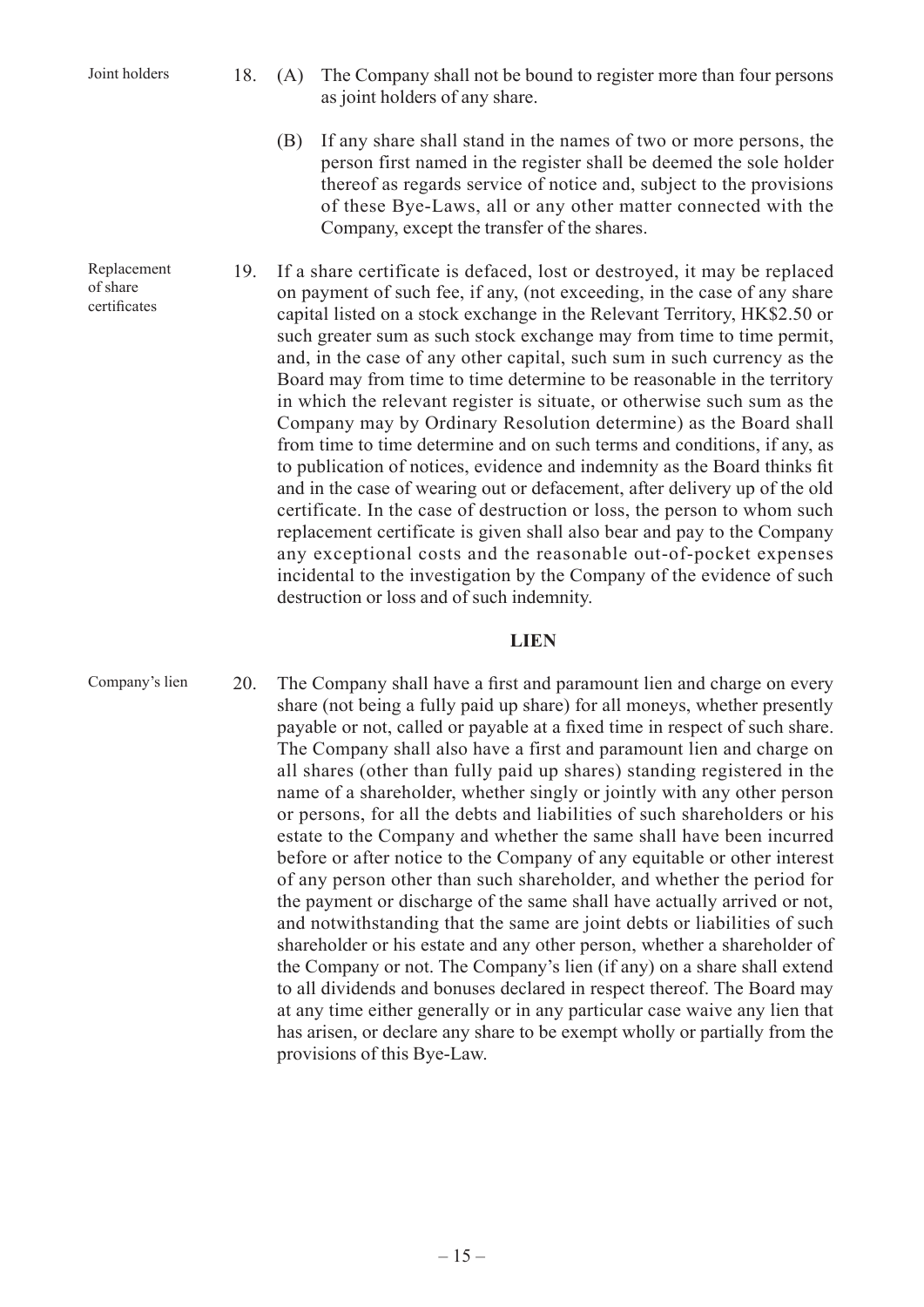Joint holders

18. (A) The Company shall not be bound to register more than four persons as joint holders of any share.

(B) If any share shall stand in the names of two or more persons, the person first named in the register shall be deemed the sole holder thereof as regards service of notice and, subject to the provisions of these Bye-Laws, all or any other matter connected with the Company, except the transfer of the shares.

Replacement of share certificates

19. If a share certificate is defaced, lost or destroyed, it may be replaced on payment of such fee, if any, (not exceeding, in the case of any share capital listed on a stock exchange in the Relevant Territory, HK$2.50 or such greater sum as such stock exchange may from time to time permit, and, in the case of any other capital, such sum in such currency as the Board may from time to time determine to be reasonable in the territory in which the relevant register is situate, or otherwise such sum as the Company may by Ordinary Resolution determine) as the Board shall from time to time determine and on such terms and conditions, if any, as to publication of notices, evidence and indemnity as the Board thinks fit and in the case of wearing out or defacement, after delivery up of the old certificate. In the case of destruction or loss, the person to whom such replacement certificate is given shall also bear and pay to the Company any exceptional costs and the reasonable out-of-pocket expenses incidental to the investigation by the Company of the evidence of such destruction or loss and of such indemnity.

## LIEN

Company's lien

20. The Company shall have a first and paramount lien and charge on every share (not being a fully paid up share) for all moneys, whether presently payable or not, called or payable at a fixed time in respect of such share. The Company shall also have a first and paramount lien and charge on all shares (other than fully paid up shares) standing registered in the name of a shareholder, whether singly or jointly with any other person or persons, for all the debts and liabilities of such shareholders or his estate to the Company and whether the same shall have been incurred before or after notice to the Company of any equitable or other interest of any person other than such shareholder, and whether the period for the payment or discharge of the same shall have actually arrived or not, and notwithstanding that the same are joint debts or liabilities of such shareholder or his estate and any other person, whether a shareholder of the Company or not. The Company's lien (if any) on a share shall extend to all dividends and bonuses declared in respect thereof. The Board may at any time either generally or in any particular case waive any lien that has arisen, or declare any share to be exempt wholly or partially from the provisions of this Bye-Law.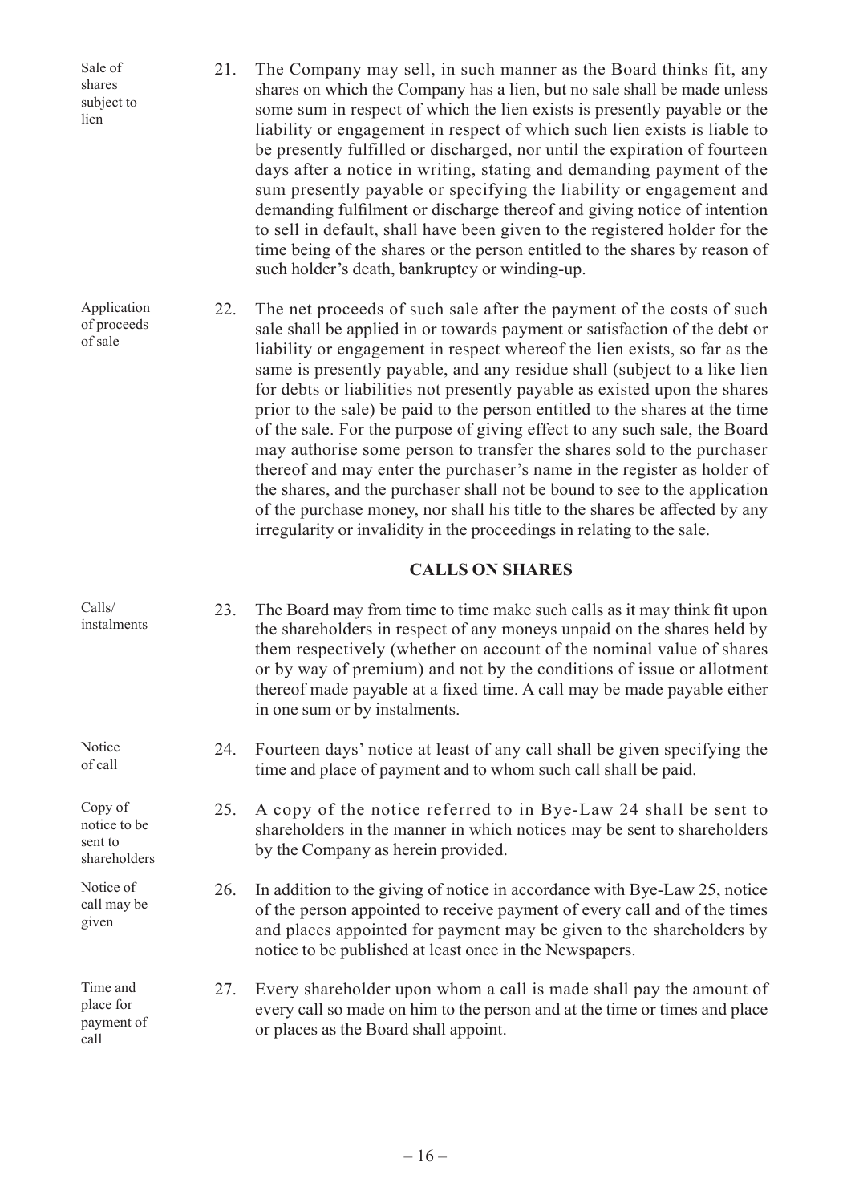Sale of shares subject to lien

21. The Company may sell, in such manner as the Board thinks fit, any shares on which the Company has a lien, but no sale shall be made unless some sum in respect of which the lien exists is presently payable or the liability or engagement in respect of which such lien exists is liable to be presently fulfilled or discharged, nor until the expiration of fourteen days after a notice in writing, stating and demanding payment of the sum presently payable or specifying the liability or engagement and demanding fulfilment or discharge thereof and giving notice of intention to sell in default, shall have been given to the registered holder for the time being of the shares or the person entitled to the shares by reason of such holder's death, bankruptcy or winding-up.

Application of proceeds of sale

22. The net proceeds of such sale after the payment of the costs of such sale shall be applied in or towards payment or satisfaction of the debt or liability or engagement in respect whereof the lien exists, so far as the same is presently payable, and any residue shall (subject to a like lien for debts or liabilities not presently payable as existed upon the shares prior to the sale) be paid to the person entitled to the shares at the time of the sale. For the purpose of giving effect to any such sale, the Board may authorise some person to transfer the shares sold to the purchaser thereof and may enter the purchaser's name in the register as holder of the shares, and the purchaser shall not be bound to see to the application of the purchase money, nor shall his title to the shares be affected by any irregularity or invalidity in the proceedings in relating to the sale.

## CALLS ON SHARES

Calls/ instalments

23. The Board may from time to time make such calls as it may think fit upon the shareholders in respect of any moneys unpaid on the shares held by them respectively (whether on account of the nominal value of shares or by way of premium) and not by the conditions of issue or allotment thereof made payable at a fixed time. A call may be made payable either in one sum or by instalments.

Notice of call

24. Fourteen days' notice at least of any call shall be given specifying the time and place of payment and to whom such call shall be paid.

Copy of notice to be sent to shareholders

25. A copy of the notice referred to in Bye-Law 24 shall be sent to shareholders in the manner in which notices may be sent to shareholders by the Company as herein provided.

Notice of call may be given

26. In addition to the giving of notice in accordance with Bye-Law 25, notice of the person appointed to receive payment of every call and of the times and places appointed for payment may be given to the shareholders by notice to be published at least once in the Newspapers.

Time and place for payment of call

27. Every shareholder upon whom a call is made shall pay the amount of every call so made on him to the person and at the time or times and place or places as the Board shall appoint.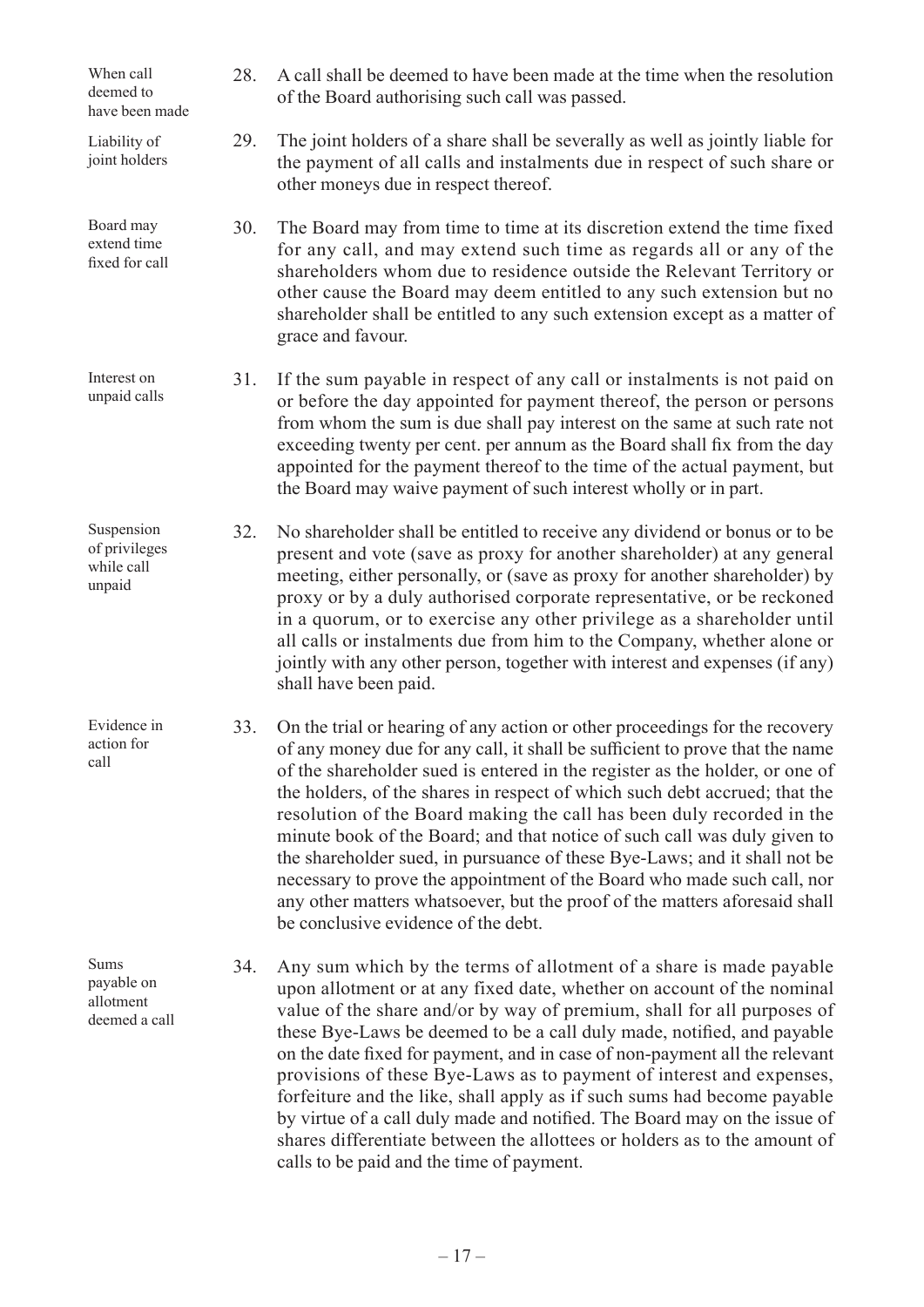**When call deemed to have been made**

28. A call shall be deemed to have been made at the time when the resolution of the Board authorising such call was passed.

**Liability of joint holders**

29. The joint holders of a share shall be severally as well as jointly liable for the payment of all calls and instalments due in respect of such share or other moneys due in respect thereof.

**Board may extend time fixed for call**

30. The Board may from time to time at its discretion extend the time fixed for any call, and may extend such time as regards all or any of the shareholders whom due to residence outside the Relevant Territory or other cause the Board may deem entitled to any such extension but no shareholder shall be entitled to any such extension except as a matter of grace and favour.

**Interest on unpaid calls**

31. If the sum payable in respect of any call or instalments is not paid on or before the day appointed for payment thereof, the person or persons from whom the sum is due shall pay interest on the same at such rate not exceeding twenty per cent. per annum as the Board shall fix from the day appointed for the payment thereof to the time of the actual payment, but the Board may waive payment of such interest wholly or in part.

**Suspension of privileges while call unpaid**

32. No shareholder shall be entitled to receive any dividend or bonus or to be present and vote (save as proxy for another shareholder) at any general meeting, either personally, or (save as proxy for another shareholder) by proxy or by a duly authorised corporate representative, or be reckoned in a quorum, or to exercise any other privilege as a shareholder until all calls or instalments due from him to the Company, whether alone or jointly with any other person, together with interest and expenses (if any) shall have been paid.

**Evidence in action for call**

33. On the trial or hearing of any action or other proceedings for the recovery of any money due for any call, it shall be sufficient to prove that the name of the shareholder sued is entered in the register as the holder, or one of the holders, of the shares in respect of which such debt accrued; that the resolution of the Board making the call has been duly recorded in the minute book of the Board; and that notice of such call was duly given to the shareholder sued, in pursuance of these Bye-Laws; and it shall not be necessary to prove the appointment of the Board who made such call, nor any other matters whatsoever, but the proof of the matters aforesaid shall be conclusive evidence of the debt.

**Sums payable on allotment deemed a call**

34. Any sum which by the terms of allotment of a share is made payable upon allotment or at any fixed date, whether on account of the nominal value of the share and/or by way of premium, shall for all purposes of these Bye-Laws be deemed to be a call duly made, notified, and payable on the date fixed for payment, and in case of non-payment all the relevant provisions of these Bye-Laws as to payment of interest and expenses, forfeiture and the like, shall apply as if such sums had become payable by virtue of a call duly made and notified. The Board may on the issue of shares differentiate between the allottees or holders as to the amount of calls to be paid and the time of payment.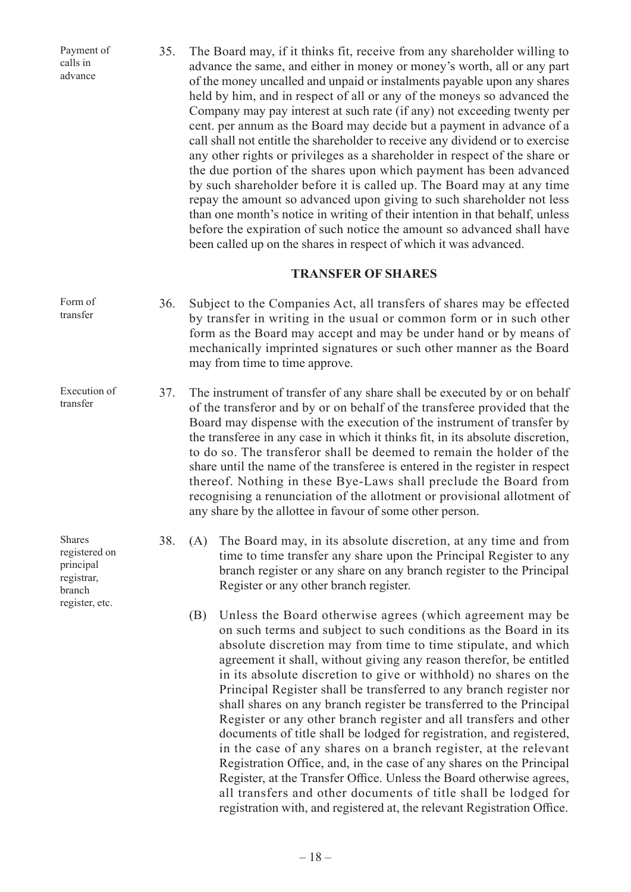Payment of calls in advance

35. The Board may, if it thinks fit, receive from any shareholder willing to advance the same, and either in money or money's worth, all or any part of the money uncalled and unpaid or instalments payable upon any shares held by him, and in respect of all or any of the moneys so advanced the Company may pay interest at such rate (if any) not exceeding twenty per cent. per annum as the Board may decide but a payment in advance of a call shall not entitle the shareholder to receive any dividend or to exercise any other rights or privileges as a shareholder in respect of the share or the due portion of the shares upon which payment has been advanced by such shareholder before it is called up. The Board may at any time repay the amount so advanced upon giving to such shareholder not less than one month's notice in writing of their intention in that behalf, unless before the expiration of such notice the amount so advanced shall have been called up on the shares in respect of which it was advanced.

## TRANSFER OF SHARES

Form of transfer

36. Subject to the Companies Act, all transfers of shares may be effected by transfer in writing in the usual or common form or in such other form as the Board may accept and may be under hand or by means of mechanically imprinted signatures or such other manner as the Board may from time to time approve.

Execution of transfer

37. The instrument of transfer of any share shall be executed by or on behalf of the transferor and by or on behalf of the transferee provided that the Board may dispense with the execution of the instrument of transfer by the transferee in any case in which it thinks fit, in its absolute discretion, to do so. The transferor shall be deemed to remain the holder of the share until the name of the transferee is entered in the register in respect thereof. Nothing in these Bye-Laws shall preclude the Board from recognising a renunciation of the allotment or provisional allotment of any share by the allottee in favour of some other person.

Shares registered on principal registrar, branch register, etc.

38. (A) The Board may, in its absolute discretion, at any time and from time to time transfer any share upon the Principal Register to any branch register or any share on any branch register to the Principal Register or any other branch register.

(B) Unless the Board otherwise agrees (which agreement may be on such terms and subject to such conditions as the Board in its absolute discretion may from time to time stipulate, and which agreement it shall, without giving any reason therefor, be entitled in its absolute discretion to give or withhold) no shares on the Principal Register shall be transferred to any branch register nor shall shares on any branch register be transferred to the Principal Register or any other branch register and all transfers and other documents of title shall be lodged for registration, and registered, in the case of any shares on a branch register, at the relevant Registration Office, and, in the case of any shares on the Principal Register, at the Transfer Office. Unless the Board otherwise agrees, all transfers and other documents of title shall be lodged for registration with, and registered at, the relevant Registration Office.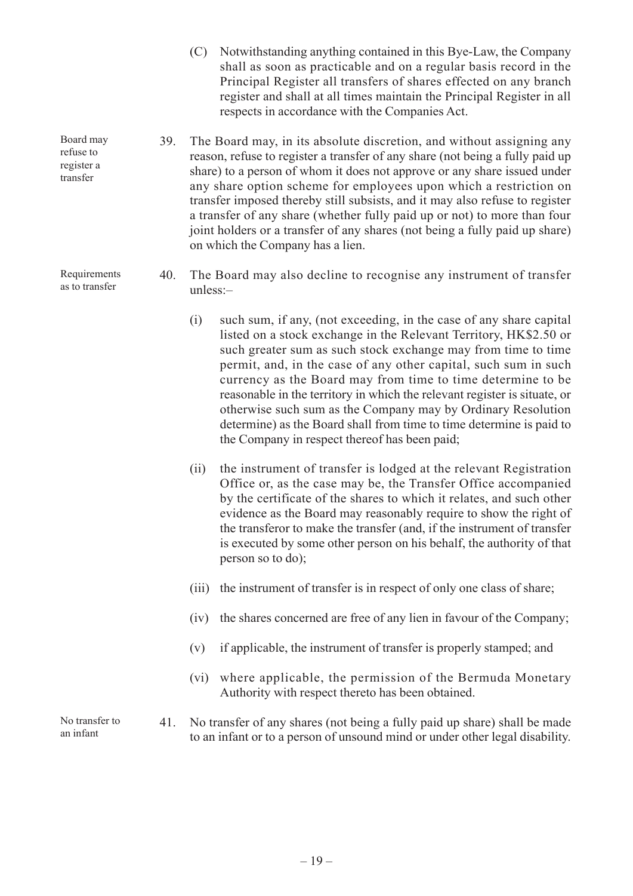(C) Notwithstanding anything contained in this Bye-Law, the Company shall as soon as practicable and on a regular basis record in the Principal Register all transfers of shares effected on any branch register and shall at all times maintain the Principal Register in all respects in accordance with the Companies Act.

*Board may refuse to register a transfer*

39. The Board may, in its absolute discretion, and without assigning any reason, refuse to register a transfer of any share (not being a fully paid up share) to a person of whom it does not approve or any share issued under any share option scheme for employees upon which a restriction on transfer imposed thereby still subsists, and it may also refuse to register a transfer of any share (whether fully paid up or not) to more than four joint holders or a transfer of any shares (not being a fully paid up share) on which the Company has a lien.

*Requirements as to transfer*

40. The Board may also decline to recognise any instrument of transfer unless:–

(i) such sum, if any, (not exceeding, in the case of any share capital listed on a stock exchange in the Relevant Territory, HK$2.50 or such greater sum as such stock exchange may from time to time permit, and, in the case of any other capital, such sum in such currency as the Board may from time to time determine to be reasonable in the territory in which the relevant register is situate, or otherwise such sum as the Company may by Ordinary Resolution determine) as the Board shall from time to time determine is paid to the Company in respect thereof has been paid;

(ii) the instrument of transfer is lodged at the relevant Registration Office or, as the case may be, the Transfer Office accompanied by the certificate of the shares to which it relates, and such other evidence as the Board may reasonably require to show the right of the transferor to make the transfer (and, if the instrument of transfer is executed by some other person on his behalf, the authority of that person so to do);

(iii) the instrument of transfer is in respect of only one class of share;

(iv) the shares concerned are free of any lien in favour of the Company;

(v) if applicable, the instrument of transfer is properly stamped; and

(vi) where applicable, the permission of the Bermuda Monetary Authority with respect thereto has been obtained.

*No transfer to an infant*

41. No transfer of any shares (not being a fully paid up share) shall be made to an infant or to a person of unsound mind or under other legal disability.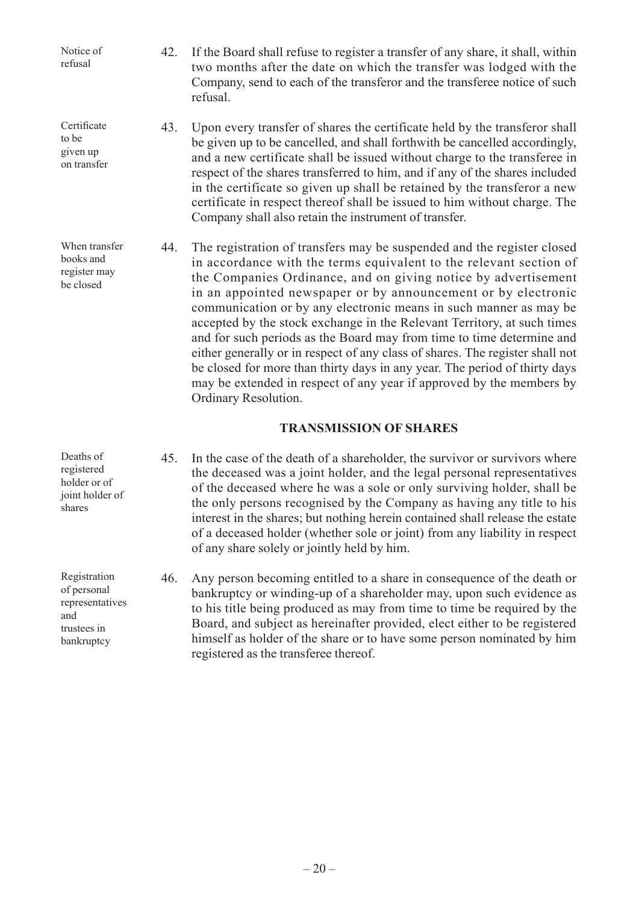Notice of refusal

42. If the Board shall refuse to register a transfer of any share, it shall, within two months after the date on which the transfer was lodged with the Company, send to each of the transferor and the transferee notice of such refusal.

Certificate to be given up on transfer

43. Upon every transfer of shares the certificate held by the transferor shall be given up to be cancelled, and shall forthwith be cancelled accordingly, and a new certificate shall be issued without charge to the transferee in respect of the shares transferred to him, and if any of the shares included in the certificate so given up shall be retained by the transferor a new certificate in respect thereof shall be issued to him without charge. The Company shall also retain the instrument of transfer.

When transfer books and register may be closed

44. The registration of transfers may be suspended and the register closed in accordance with the terms equivalent to the relevant section of the Companies Ordinance, and on giving notice by advertisement in an appointed newspaper or by announcement or by electronic communication or by any electronic means in such manner as may be accepted by the stock exchange in the Relevant Territory, at such times and for such periods as the Board may from time to time determine and either generally or in respect of any class of shares. The register shall not be closed for more than thirty days in any year. The period of thirty days may be extended in respect of any year if approved by the members by Ordinary Resolution.

## TRANSMISSION OF SHARES

Deaths of registered holder or of joint holder of shares

45. In the case of the death of a shareholder, the survivor or survivors where the deceased was a joint holder, and the legal personal representatives of the deceased where he was a sole or only surviving holder, shall be the only persons recognised by the Company as having any title to his interest in the shares; but nothing herein contained shall release the estate of a deceased holder (whether sole or joint) from any liability in respect of any share solely or jointly held by him.

Registration of personal representatives and trustees in bankruptcy

46. Any person becoming entitled to a share in consequence of the death or bankruptcy or winding-up of a shareholder may, upon such evidence as to his title being produced as may from time to time be required by the Board, and subject as hereinafter provided, elect either to be registered himself as holder of the share or to have some person nominated by him registered as the transferee thereof.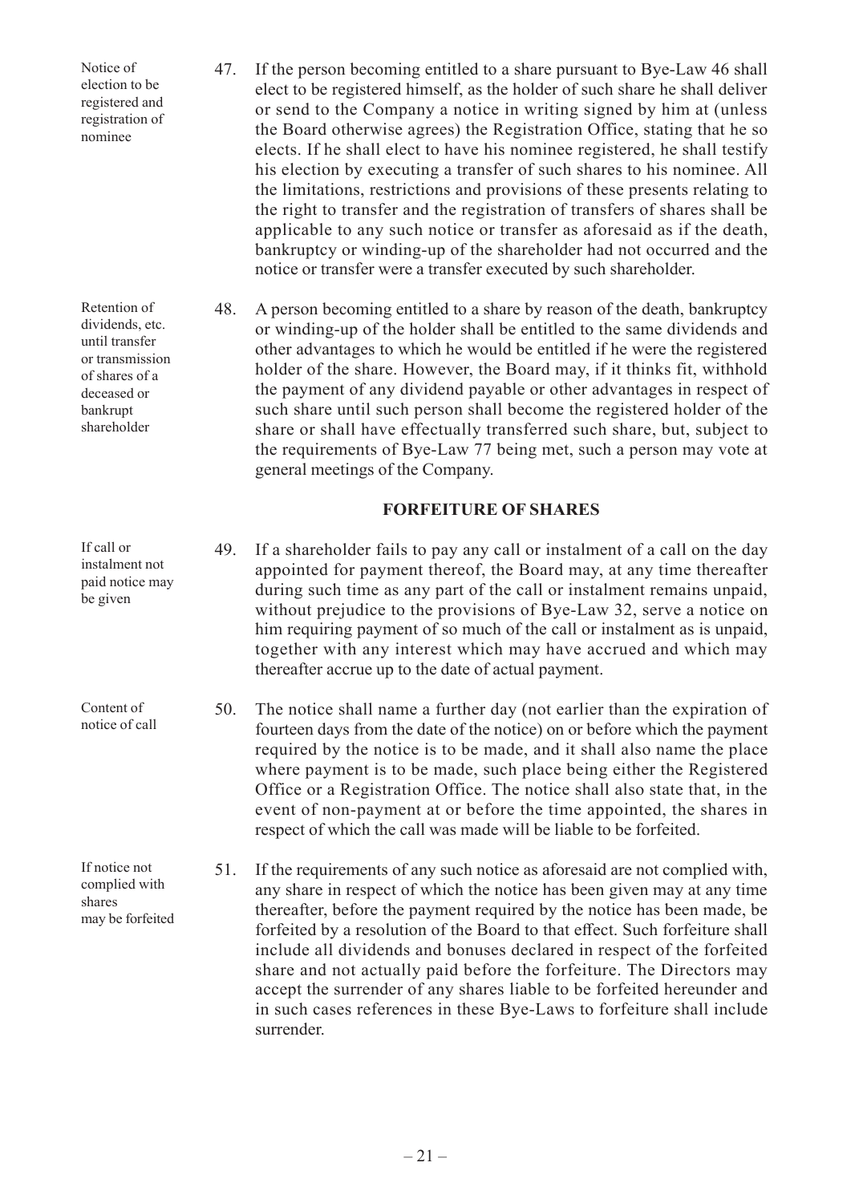Notice of election to be registered and registration of nominee

47. If the person becoming entitled to a share pursuant to Bye-Law 46 shall elect to be registered himself, as the holder of such share he shall deliver or send to the Company a notice in writing signed by him at (unless the Board otherwise agrees) the Registration Office, stating that he so elects. If he shall elect to have his nominee registered, he shall testify his election by executing a transfer of such shares to his nominee. All the limitations, restrictions and provisions of these presents relating to the right to transfer and the registration of transfers of shares shall be applicable to any such notice or transfer as aforesaid as if the death, bankruptcy or winding-up of the shareholder had not occurred and the notice or transfer were a transfer executed by such shareholder.

Retention of dividends, etc. until transfer or transmission of shares of a deceased or bankrupt shareholder

48. A person becoming entitled to a share by reason of the death, bankruptcy or winding-up of the holder shall be entitled to the same dividends and other advantages to which he would be entitled if he were the registered holder of the share. However, the Board may, if it thinks fit, withhold the payment of any dividend payable or other advantages in respect of such share until such person shall become the registered holder of the share or shall have effectually transferred such share, but, subject to the requirements of Bye-Law 77 being met, such a person may vote at general meetings of the Company.

## FORFEITURE OF SHARES

If call or instalment not paid notice may be given

49. If a shareholder fails to pay any call or instalment of a call on the day appointed for payment thereof, the Board may, at any time thereafter during such time as any part of the call or instalment remains unpaid, without prejudice to the provisions of Bye-Law 32, serve a notice on him requiring payment of so much of the call or instalment as is unpaid, together with any interest which may have accrued and which may thereafter accrue up to the date of actual payment.

Content of notice of call

50. The notice shall name a further day (not earlier than the expiration of fourteen days from the date of the notice) on or before which the payment required by the notice is to be made, and it shall also name the place where payment is to be made, such place being either the Registered Office or a Registration Office. The notice shall also state that, in the event of non-payment at or before the time appointed, the shares in respect of which the call was made will be liable to be forfeited.

If notice not complied with shares may be forfeited

51. If the requirements of any such notice as aforesaid are not complied with, any share in respect of which the notice has been given may at any time thereafter, before the payment required by the notice has been made, be forfeited by a resolution of the Board to that effect. Such forfeiture shall include all dividends and bonuses declared in respect of the forfeited share and not actually paid before the forfeiture. The Directors may accept the surrender of any shares liable to be forfeited hereunder and in such cases references in these Bye-Laws to forfeiture shall include surrender.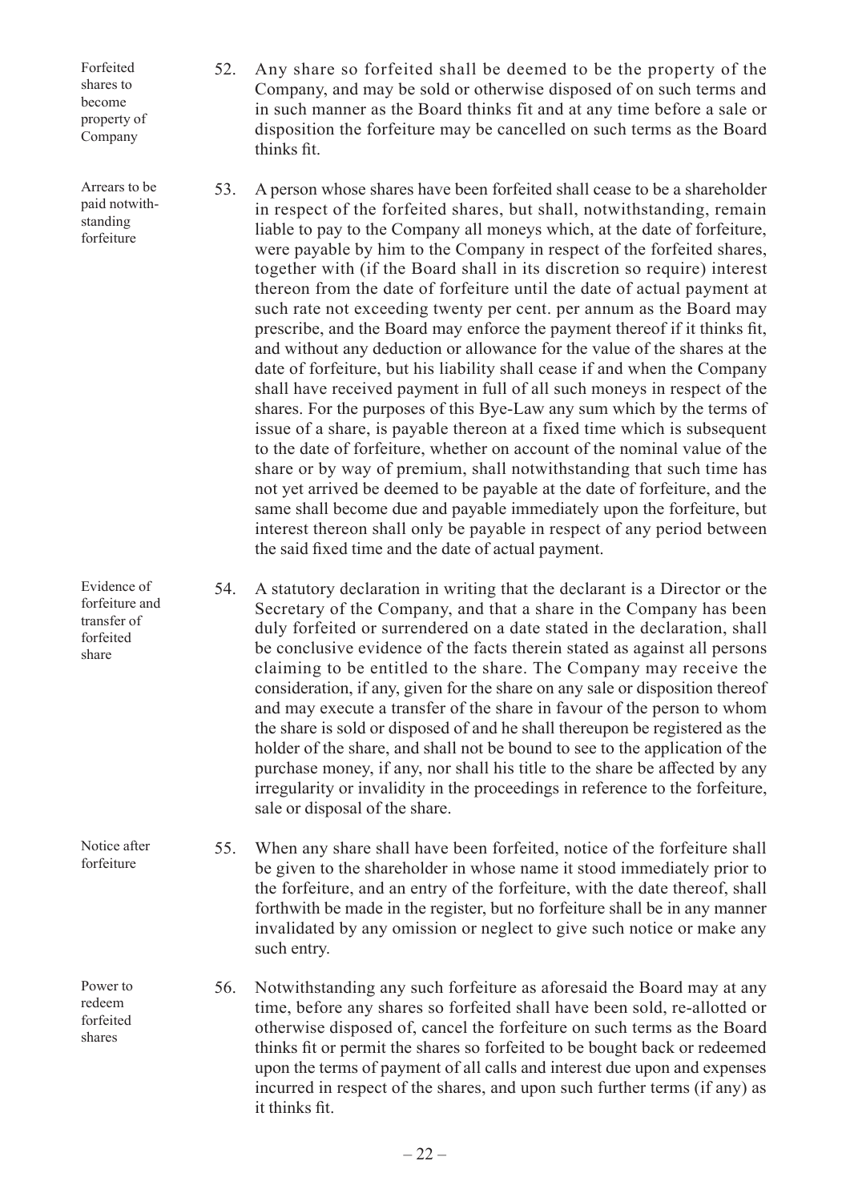**Forfeited shares to become property of Company**

52. Any share so forfeited shall be deemed to be the property of the Company, and may be sold or otherwise disposed of on such terms and in such manner as the Board thinks fit and at any time before a sale or disposition the forfeiture may be cancelled on such terms as the Board thinks fit.

**Arrears to be paid notwithstanding forfeiture**

53. A person whose shares have been forfeited shall cease to be a shareholder in respect of the forfeited shares, but shall, notwithstanding, remain liable to pay to the Company all moneys which, at the date of forfeiture, were payable by him to the Company in respect of the forfeited shares, together with (if the Board shall in its discretion so require) interest thereon from the date of forfeiture until the date of actual payment at such rate not exceeding twenty per cent. per annum as the Board may prescribe, and the Board may enforce the payment thereof if it thinks fit, and without any deduction or allowance for the value of the shares at the date of forfeiture, but his liability shall cease if and when the Company shall have received payment in full of all such moneys in respect of the shares. For the purposes of this Bye-Law any sum which by the terms of issue of a share, is payable thereon at a fixed time which is subsequent to the date of forfeiture, whether on account of the nominal value of the share or by way of premium, shall notwithstanding that such time has not yet arrived be deemed to be payable at the date of forfeiture, and the same shall become due and payable immediately upon the forfeiture, but interest thereon shall only be payable in respect of any period between the said fixed time and the date of actual payment.

**Evidence of forfeiture and transfer of forfeited share**

54. A statutory declaration in writing that the declarant is a Director or the Secretary of the Company, and that a share in the Company has been duly forfeited or surrendered on a date stated in the declaration, shall be conclusive evidence of the facts therein stated as against all persons claiming to be entitled to the share. The Company may receive the consideration, if any, given for the share on any sale or disposition thereof and may execute a transfer of the share in favour of the person to whom the share is sold or disposed of and he shall thereupon be registered as the holder of the share, and shall not be bound to see to the application of the purchase money, if any, nor shall his title to the share be affected by any irregularity or invalidity in the proceedings in reference to the forfeiture, sale or disposal of the share.

**Notice after forfeiture**

55. When any share shall have been forfeited, notice of the forfeiture shall be given to the shareholder in whose name it stood immediately prior to the forfeiture, and an entry of the forfeiture, with the date thereof, shall forthwith be made in the register, but no forfeiture shall be in any manner invalidated by any omission or neglect to give such notice or make any such entry.

**Power to redeem forfeited shares**

56. Notwithstanding any such forfeiture as aforesaid the Board may at any time, before any shares so forfeited shall have been sold, re-allotted or otherwise disposed of, cancel the forfeiture on such terms as the Board thinks fit or permit the shares so forfeited to be bought back or redeemed upon the terms of payment of all calls and interest due upon and expenses incurred in respect of the shares, and upon such further terms (if any) as it thinks fit.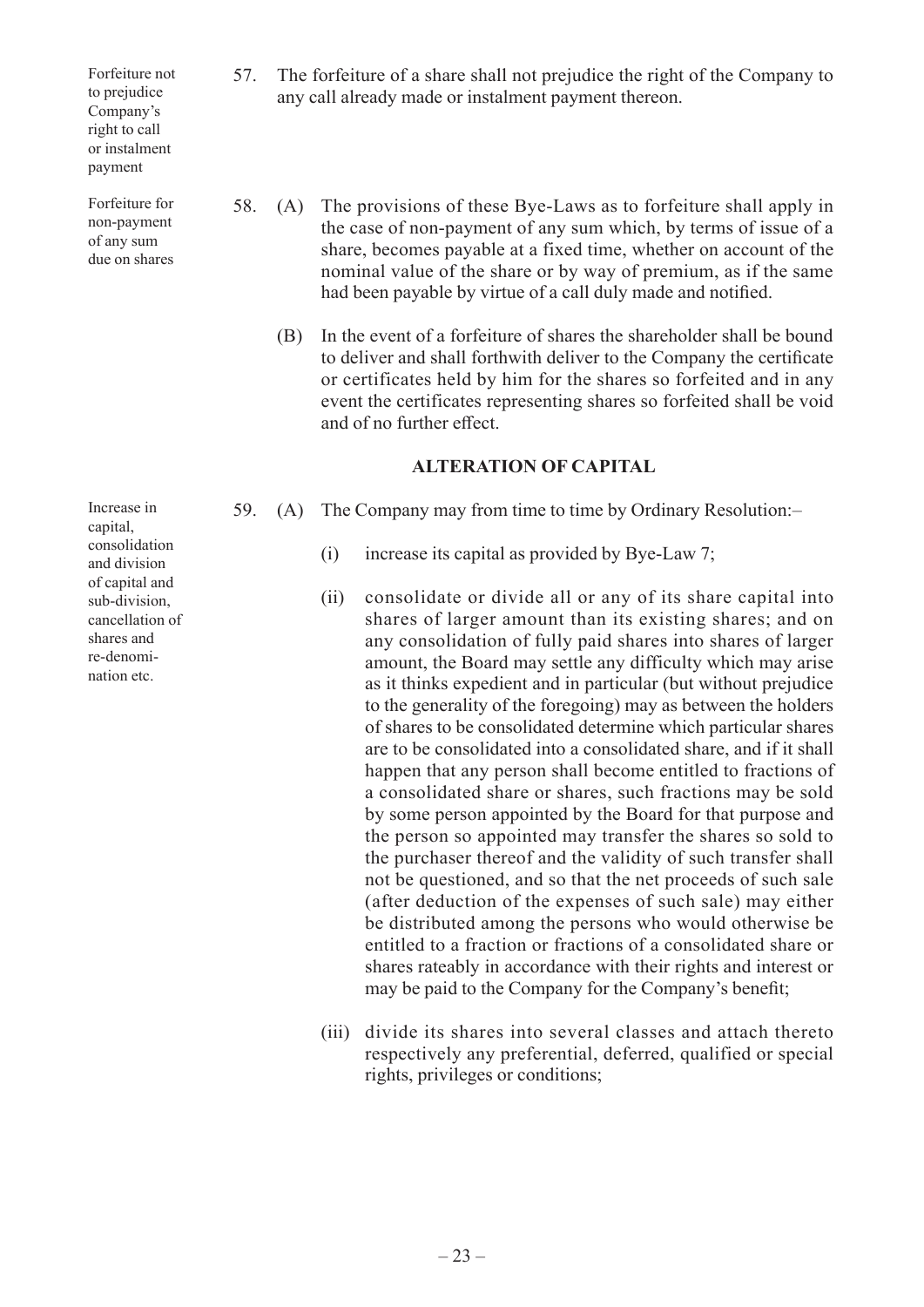Forfeiture not to prejudice Company's right to call or instalment payment

57. The forfeiture of a share shall not prejudice the right of the Company to any call already made or instalment payment thereon.

Forfeiture for non-payment of any sum due on shares

58. (A) The provisions of these Bye-Laws as to forfeiture shall apply in the case of non-payment of any sum which, by terms of issue of a share, becomes payable at a fixed time, whether on account of the nominal value of the share or by way of premium, as if the same had been payable by virtue of a call duly made and notified.

(B) In the event of a forfeiture of shares the shareholder shall be bound to deliver and shall forthwith deliver to the Company the certificate or certificates held by him for the shares so forfeited and in any event the certificates representing shares so forfeited shall be void and of no further effect.

## ALTERATION OF CAPITAL

Increase in capital, consolidation and division of capital and sub-division, cancellation of shares and re-denomination etc.

59. (A) The Company may from time to time by Ordinary Resolution:–

(i) increase its capital as provided by Bye-Law 7;

(ii) consolidate or divide all or any of its share capital into shares of larger amount than its existing shares; and on any consolidation of fully paid shares into shares of larger amount, the Board may settle any difficulty which may arise as it thinks expedient and in particular (but without prejudice to the generality of the foregoing) may as between the holders of shares to be consolidated determine which particular shares are to be consolidated into a consolidated share, and if it shall happen that any person shall become entitled to fractions of a consolidated share or shares, such fractions may be sold by some person appointed by the Board for that purpose and the person so appointed may transfer the shares so sold to the purchaser thereof and the validity of such transfer shall not be questioned, and so that the net proceeds of such sale (after deduction of the expenses of such sale) may either be distributed among the persons who would otherwise be entitled to a fraction or fractions of a consolidated share or shares rateably in accordance with their rights and interest or may be paid to the Company for the Company's benefit;

(iii) divide its shares into several classes and attach thereto respectively any preferential, deferred, qualified or special rights, privileges or conditions;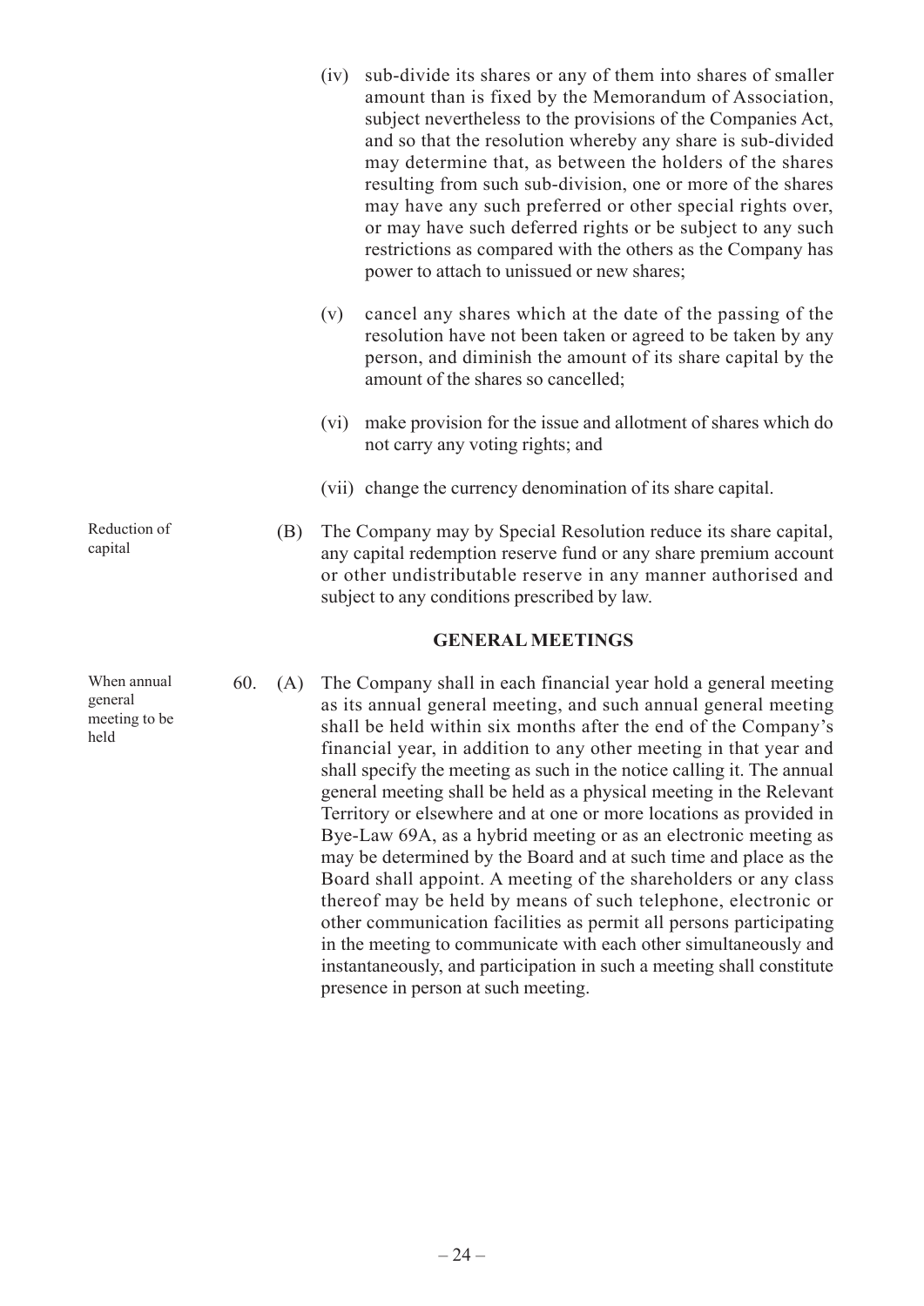(iv) sub-divide its shares or any of them into shares of smaller amount than is fixed by the Memorandum of Association, subject nevertheless to the provisions of the Companies Act, and so that the resolution whereby any share is sub-divided may determine that, as between the holders of the shares resulting from such sub-division, one or more of the shares may have any such preferred or other special rights over, or may have such deferred rights or be subject to any such restrictions as compared with the others as the Company has power to attach to unissued or new shares;

(v) cancel any shares which at the date of the passing of the resolution have not been taken or agreed to be taken by any person, and diminish the amount of its share capital by the amount of the shares so cancelled;

(vi) make provision for the issue and allotment of shares which do not carry any voting rights; and

(vii) change the currency denomination of its share capital.

Reduction of capital

(B) The Company may by Special Resolution reduce its share capital, any capital redemption reserve fund or any share premium account or other undistributable reserve in any manner authorised and subject to any conditions prescribed by law.

## GENERAL MEETINGS

When annual general meeting to be held

60. (A) The Company shall in each financial year hold a general meeting as its annual general meeting, and such annual general meeting shall be held within six months after the end of the Company's financial year, in addition to any other meeting in that year and shall specify the meeting as such in the notice calling it. The annual general meeting shall be held as a physical meeting in the Relevant Territory or elsewhere and at one or more locations as provided in Bye-Law 69A, as a hybrid meeting or as an electronic meeting as may be determined by the Board and at such time and place as the Board shall appoint. A meeting of the shareholders or any class thereof may be held by means of such telephone, electronic or other communication facilities as permit all persons participating in the meeting to communicate with each other simultaneously and instantaneously, and participation in such a meeting shall constitute presence in person at such meeting.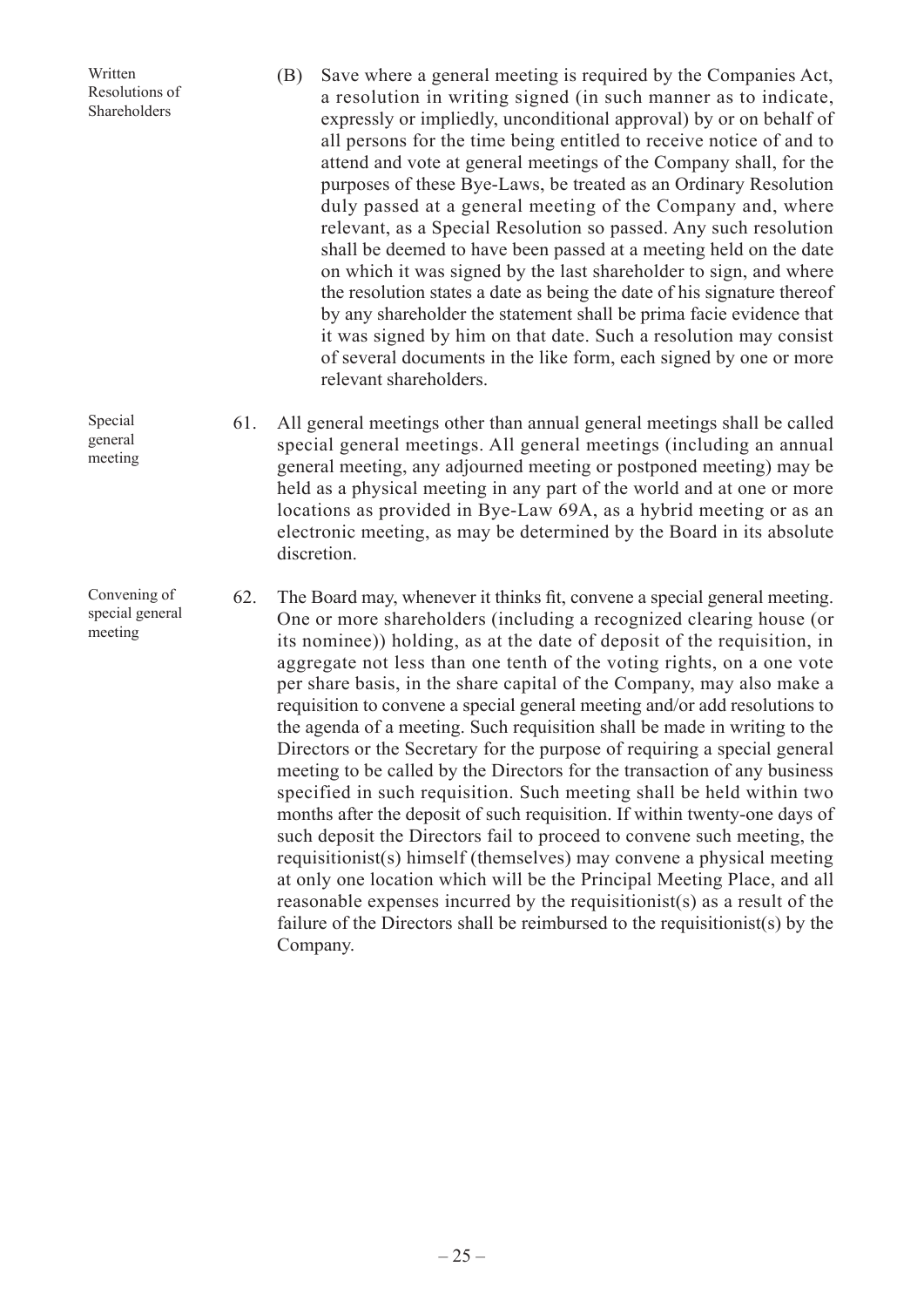Written Resolutions of Shareholders

(B) Save where a general meeting is required by the Companies Act, a resolution in writing signed (in such manner as to indicate, expressly or impliedly, unconditional approval) by or on behalf of all persons for the time being entitled to receive notice of and to attend and vote at general meetings of the Company shall, for the purposes of these Bye-Laws, be treated as an Ordinary Resolution duly passed at a general meeting of the Company and, where relevant, as a Special Resolution so passed. Any such resolution shall be deemed to have been passed at a meeting held on the date on which it was signed by the last shareholder to sign, and where the resolution states a date as being the date of his signature thereof by any shareholder the statement shall be prima facie evidence that it was signed by him on that date. Such a resolution may consist of several documents in the like form, each signed by one or more relevant shareholders.

Special general meeting

61. All general meetings other than annual general meetings shall be called special general meetings. All general meetings (including an annual general meeting, any adjourned meeting or postponed meeting) may be held as a physical meeting in any part of the world and at one or more locations as provided in Bye-Law 69A, as a hybrid meeting or as an electronic meeting, as may be determined by the Board in its absolute discretion.

Convening of special general meeting

62. The Board may, whenever it thinks fit, convene a special general meeting. One or more shareholders (including a recognized clearing house (or its nominee)) holding, as at the date of deposit of the requisition, in aggregate not less than one tenth of the voting rights, on a one vote per share basis, in the share capital of the Company, may also make a requisition to convene a special general meeting and/or add resolutions to the agenda of a meeting. Such requisition shall be made in writing to the Directors or the Secretary for the purpose of requiring a special general meeting to be called by the Directors for the transaction of any business specified in such requisition. Such meeting shall be held within two months after the deposit of such requisition. If within twenty-one days of such deposit the Directors fail to proceed to convene such meeting, the requisitionist(s) himself (themselves) may convene a physical meeting at only one location which will be the Principal Meeting Place, and all reasonable expenses incurred by the requisitionist(s) as a result of the failure of the Directors shall be reimbursed to the requisitionist(s) by the Company.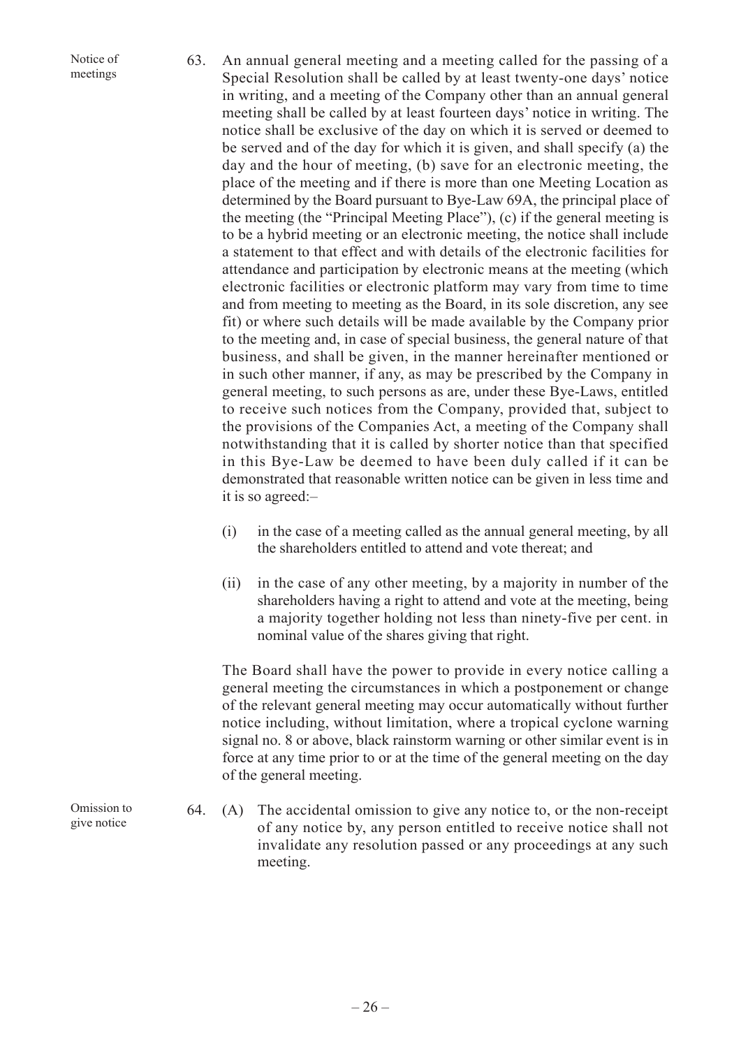Notice of meetings

63. An annual general meeting and a meeting called for the passing of a Special Resolution shall be called by at least twenty-one days' notice in writing, and a meeting of the Company other than an annual general meeting shall be called by at least fourteen days' notice in writing. The notice shall be exclusive of the day on which it is served or deemed to be served and of the day for which it is given, and shall specify (a) the day and the hour of meeting, (b) save for an electronic meeting, the place of the meeting and if there is more than one Meeting Location as determined by the Board pursuant to Bye-Law 69A, the principal place of the meeting (the "Principal Meeting Place"), (c) if the general meeting is to be a hybrid meeting or an electronic meeting, the notice shall include a statement to that effect and with details of the electronic facilities for attendance and participation by electronic means at the meeting (which electronic facilities or electronic platform may vary from time to time and from meeting to meeting as the Board, in its sole discretion, any see fit) or where such details will be made available by the Company prior to the meeting and, in case of special business, the general nature of that business, and shall be given, in the manner hereinafter mentioned or in such other manner, if any, as may be prescribed by the Company in general meeting, to such persons as are, under these Bye-Laws, entitled to receive such notices from the Company, provided that, subject to the provisions of the Companies Act, a meeting of the Company shall notwithstanding that it is called by shorter notice than that specified in this Bye-Law be deemed to have been duly called if it can be demonstrated that reasonable written notice can be given in less time and it is so agreed:–

(i) in the case of a meeting called as the annual general meeting, by all the shareholders entitled to attend and vote thereat; and

(ii) in the case of any other meeting, by a majority in number of the shareholders having a right to attend and vote at the meeting, being a majority together holding not less than ninety-five per cent. in nominal value of the shares giving that right.

The Board shall have the power to provide in every notice calling a general meeting the circumstances in which a postponement or change of the relevant general meeting may occur automatically without further notice including, without limitation, where a tropical cyclone warning signal no. 8 or above, black rainstorm warning or other similar event is in force at any time prior to or at the time of the general meeting on the day of the general meeting.

Omission to give notice

64. (A) The accidental omission to give any notice to, or the non-receipt of any notice by, any person entitled to receive notice shall not invalidate any resolution passed or any proceedings at any such meeting.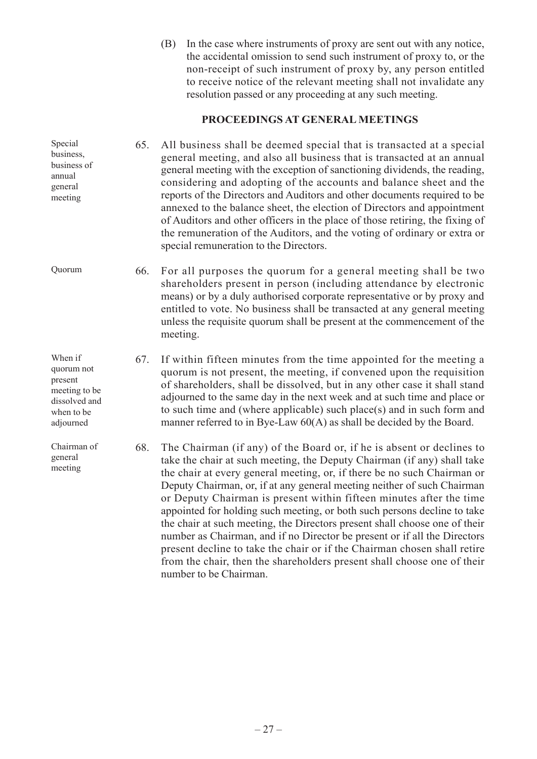(B) In the case where instruments of proxy are sent out with any notice, the accidental omission to send such instrument of proxy to, or the non-receipt of such instrument of proxy by, any person entitled to receive notice of the relevant meeting shall not invalidate any resolution passed or any proceeding at any such meeting.

## PROCEEDINGS AT GENERAL MEETINGS

Special business, business of annual general meeting

65. All business shall be deemed special that is transacted at a special general meeting, and also all business that is transacted at an annual general meeting with the exception of sanctioning dividends, the reading, considering and adopting of the accounts and balance sheet and the reports of the Directors and Auditors and other documents required to be annexed to the balance sheet, the election of Directors and appointment of Auditors and other officers in the place of those retiring, the fixing of the remuneration of the Auditors, and the voting of ordinary or extra or special remuneration to the Directors.

Quorum

66. For all purposes the quorum for a general meeting shall be two shareholders present in person (including attendance by electronic means) or by a duly authorised corporate representative or by proxy and entitled to vote. No business shall be transacted at any general meeting unless the requisite quorum shall be present at the commencement of the meeting.

When if quorum not present meeting to be dissolved and when to be adjourned

67. If within fifteen minutes from the time appointed for the meeting a quorum is not present, the meeting, if convened upon the requisition of shareholders, shall be dissolved, but in any other case it shall stand adjourned to the same day in the next week and at such time and place or to such time and (where applicable) such place(s) and in such form and manner referred to in Bye-Law 60(A) as shall be decided by the Board.

Chairman of general meeting

68. The Chairman (if any) of the Board or, if he is absent or declines to take the chair at such meeting, the Deputy Chairman (if any) shall take the chair at every general meeting, or, if there be no such Chairman or Deputy Chairman, or, if at any general meeting neither of such Chairman or Deputy Chairman is present within fifteen minutes after the time appointed for holding such meeting, or both such persons decline to take the chair at such meeting, the Directors present shall choose one of their number as Chairman, and if no Director be present or if all the Directors present decline to take the chair or if the Chairman chosen shall retire from the chair, then the shareholders present shall choose one of their number to be Chairman.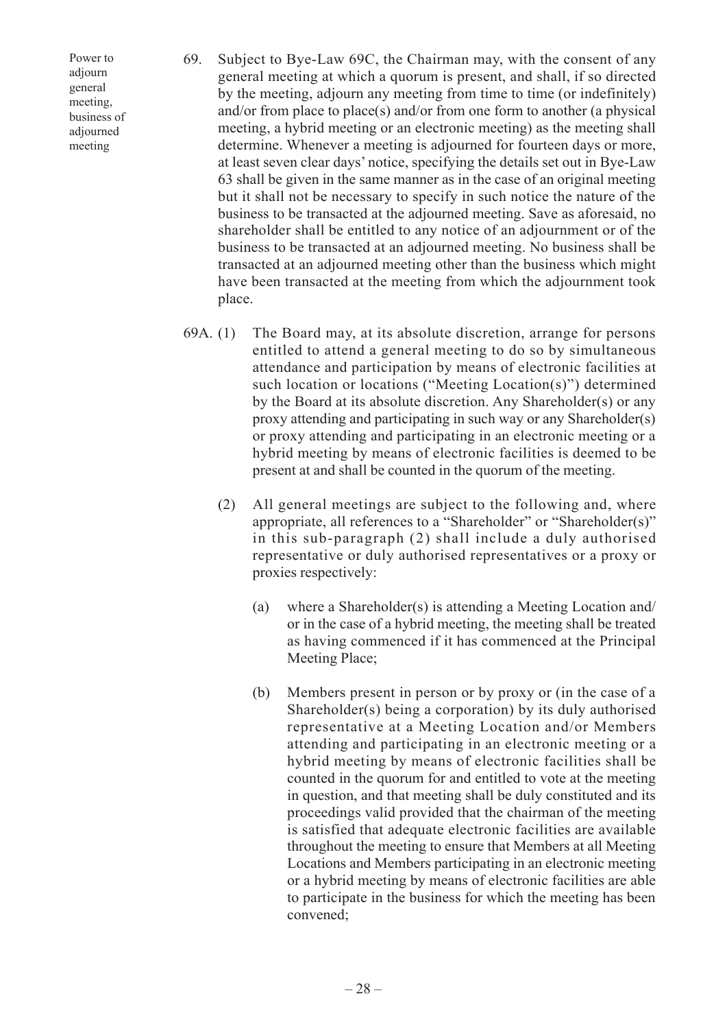Power to adjourn general meeting, business of adjourned meeting

69. Subject to Bye-Law 69C, the Chairman may, with the consent of any general meeting at which a quorum is present, and shall, if so directed by the meeting, adjourn any meeting from time to time (or indefinitely) and/or from place to place(s) and/or from one form to another (a physical meeting, a hybrid meeting or an electronic meeting) as the meeting shall determine. Whenever a meeting is adjourned for fourteen days or more, at least seven clear days' notice, specifying the details set out in Bye-Law 63 shall be given in the same manner as in the case of an original meeting but it shall not be necessary to specify in such notice the nature of the business to be transacted at the adjourned meeting. Save as aforesaid, no shareholder shall be entitled to any notice of an adjournment or of the business to be transacted at an adjourned meeting. No business shall be transacted at an adjourned meeting other than the business which might have been transacted at the meeting from which the adjournment took place.

69A. (1) The Board may, at its absolute discretion, arrange for persons entitled to attend a general meeting to do so by simultaneous attendance and participation by means of electronic facilities at such location or locations ("Meeting Location(s)") determined by the Board at its absolute discretion. Any Shareholder(s) or any proxy attending and participating in such way or any Shareholder(s) or proxy attending and participating in an electronic meeting or a hybrid meeting by means of electronic facilities is deemed to be present at and shall be counted in the quorum of the meeting.

(2) All general meetings are subject to the following and, where appropriate, all references to a "Shareholder" or "Shareholder(s)" in this sub-paragraph (2) shall include a duly authorised representative or duly authorised representatives or a proxy or proxies respectively:

(a) where a Shareholder(s) is attending a Meeting Location and/or in the case of a hybrid meeting, the meeting shall be treated as having commenced if it has commenced at the Principal Meeting Place;

(b) Members present in person or by proxy or (in the case of a Shareholder(s) being a corporation) by its duly authorised representative at a Meeting Location and/or Members attending and participating in an electronic meeting or a hybrid meeting by means of electronic facilities shall be counted in the quorum for and entitled to vote at the meeting in question, and that meeting shall be duly constituted and its proceedings valid provided that the chairman of the meeting is satisfied that adequate electronic facilities are available throughout the meeting to ensure that Members at all Meeting Locations and Members participating in an electronic meeting or a hybrid meeting by means of electronic facilities are able to participate in the business for which the meeting has been convened;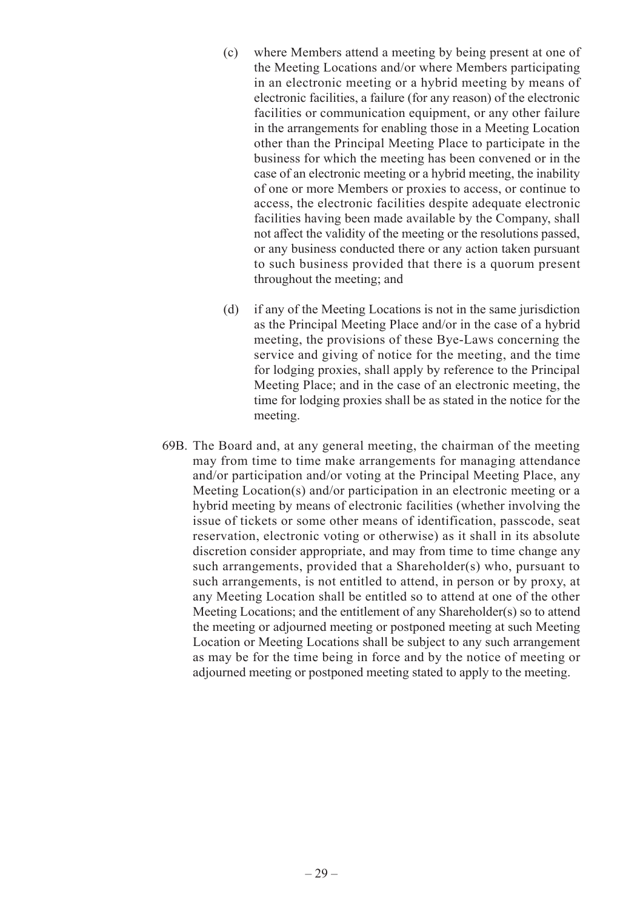(c) where Members attend a meeting by being present at one of the Meeting Locations and/or where Members participating in an electronic meeting or a hybrid meeting by means of electronic facilities, a failure (for any reason) of the electronic facilities or communication equipment, or any other failure in the arrangements for enabling those in a Meeting Location other than the Principal Meeting Place to participate in the business for which the meeting has been convened or in the case of an electronic meeting or a hybrid meeting, the inability of one or more Members or proxies to access, or continue to access, the electronic facilities despite adequate electronic facilities having been made available by the Company, shall not affect the validity of the meeting or the resolutions passed, or any business conducted there or any action taken pursuant to such business provided that there is a quorum present throughout the meeting; and

(d) if any of the Meeting Locations is not in the same jurisdiction as the Principal Meeting Place and/or in the case of a hybrid meeting, the provisions of these Bye-Laws concerning the service and giving of notice for the meeting, and the time for lodging proxies, shall apply by reference to the Principal Meeting Place; and in the case of an electronic meeting, the time for lodging proxies shall be as stated in the notice for the meeting.

69B. The Board and, at any general meeting, the chairman of the meeting may from time to time make arrangements for managing attendance and/or participation and/or voting at the Principal Meeting Place, any Meeting Location(s) and/or participation in an electronic meeting or a hybrid meeting by means of electronic facilities (whether involving the issue of tickets or some other means of identification, passcode, seat reservation, electronic voting or otherwise) as it shall in its absolute discretion consider appropriate, and may from time to time change any such arrangements, provided that a Shareholder(s) who, pursuant to such arrangements, is not entitled to attend, in person or by proxy, at any Meeting Location shall be entitled so to attend at one of the other Meeting Locations; and the entitlement of any Shareholder(s) so to attend the meeting or adjourned meeting or postponed meeting at such Meeting Location or Meeting Locations shall be subject to any such arrangement as may be for the time being in force and by the notice of meeting or adjourned meeting or postponed meeting stated to apply to the meeting.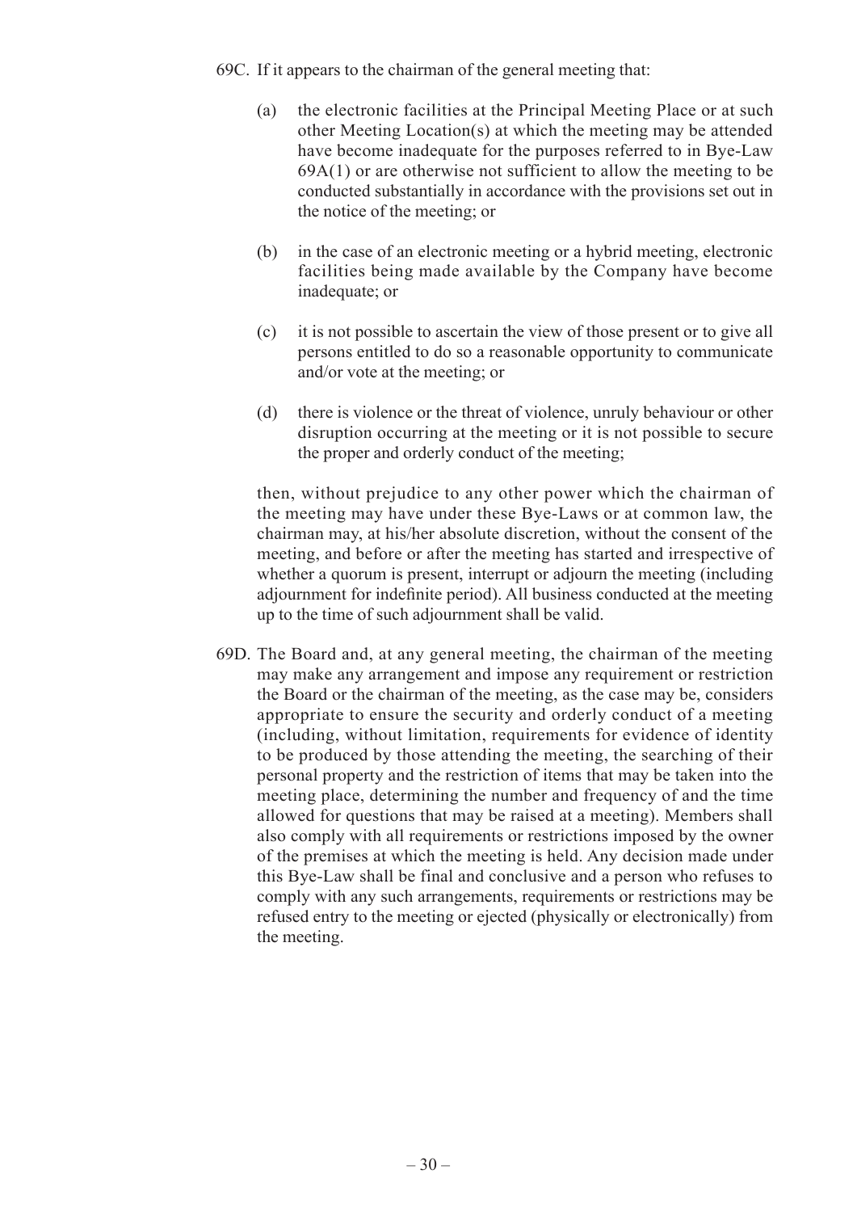69C. If it appears to the chairman of the general meeting that:

(a) the electronic facilities at the Principal Meeting Place or at such other Meeting Location(s) at which the meeting may be attended have become inadequate for the purposes referred to in Bye-Law 69A(1) or are otherwise not sufficient to allow the meeting to be conducted substantially in accordance with the provisions set out in the notice of the meeting; or

(b) in the case of an electronic meeting or a hybrid meeting, electronic facilities being made available by the Company have become inadequate; or

(c) it is not possible to ascertain the view of those present or to give all persons entitled to do so a reasonable opportunity to communicate and/or vote at the meeting; or

(d) there is violence or the threat of violence, unruly behaviour or other disruption occurring at the meeting or it is not possible to secure the proper and orderly conduct of the meeting;

then, without prejudice to any other power which the chairman of the meeting may have under these Bye-Laws or at common law, the chairman may, at his/her absolute discretion, without the consent of the meeting, and before or after the meeting has started and irrespective of whether a quorum is present, interrupt or adjourn the meeting (including adjournment for indefinite period). All business conducted at the meeting up to the time of such adjournment shall be valid.

69D. The Board and, at any general meeting, the chairman of the meeting may make any arrangement and impose any requirement or restriction the Board or the chairman of the meeting, as the case may be, considers appropriate to ensure the security and orderly conduct of a meeting (including, without limitation, requirements for evidence of identity to be produced by those attending the meeting, the searching of their personal property and the restriction of items that may be taken into the meeting place, determining the number and frequency of and the time allowed for questions that may be raised at a meeting). Members shall also comply with all requirements or restrictions imposed by the owner of the premises at which the meeting is held. Any decision made under this Bye-Law shall be final and conclusive and a person who refuses to comply with any such arrangements, requirements or restrictions may be refused entry to the meeting or ejected (physically or electronically) from the meeting.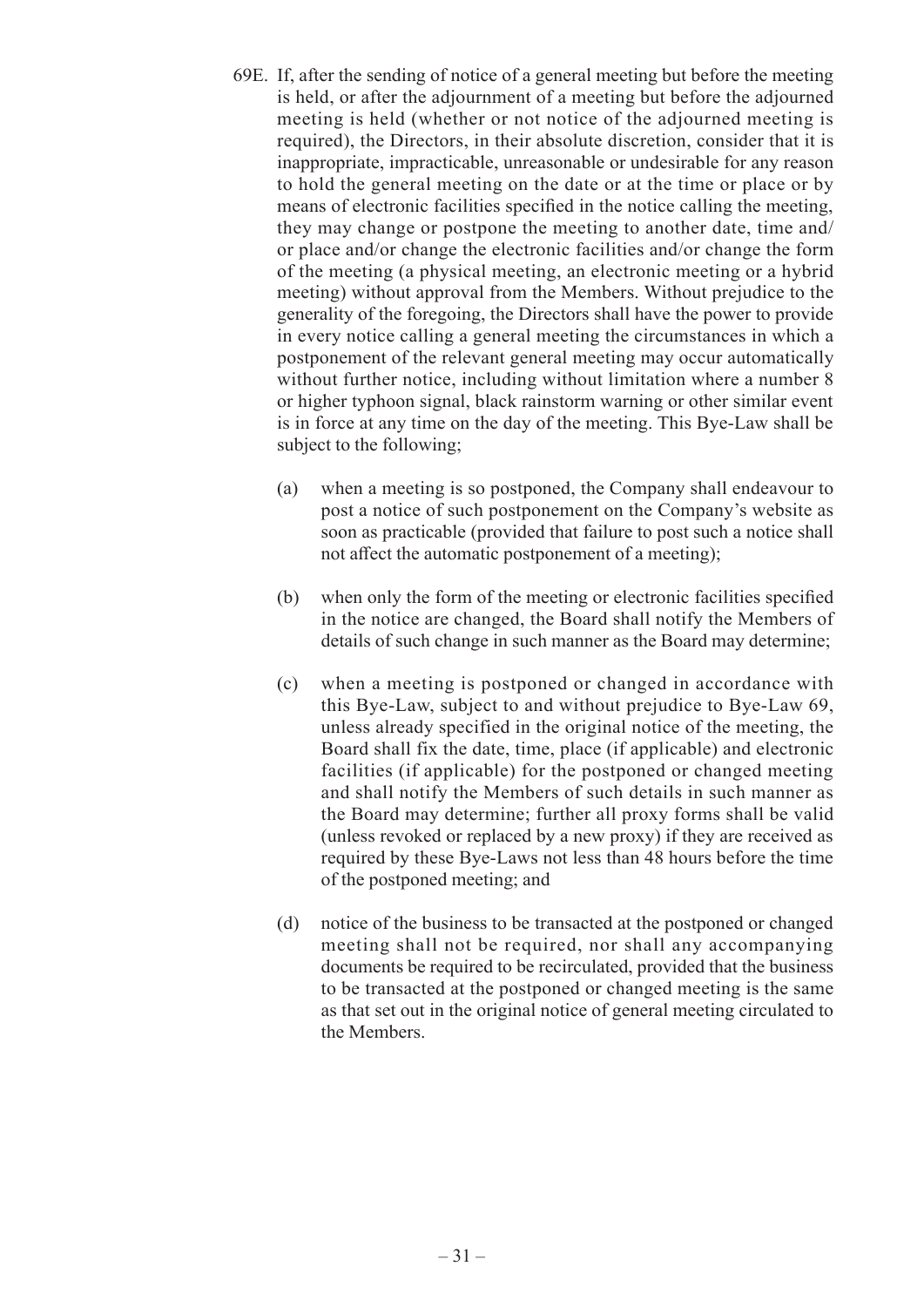69E. If, after the sending of notice of a general meeting but before the meeting is held, or after the adjournment of a meeting but before the adjourned meeting is held (whether or not notice of the adjourned meeting is required), the Directors, in their absolute discretion, consider that it is inappropriate, impracticable, unreasonable or undesirable for any reason to hold the general meeting on the date or at the time or place or by means of electronic facilities specified in the notice calling the meeting, they may change or postpone the meeting to another date, time and/or place and/or change the electronic facilities and/or change the form of the meeting (a physical meeting, an electronic meeting or a hybrid meeting) without approval from the Members. Without prejudice to the generality of the foregoing, the Directors shall have the power to provide in every notice calling a general meeting the circumstances in which a postponement of the relevant general meeting may occur automatically without further notice, including without limitation where a number 8 or higher typhoon signal, black rainstorm warning or other similar event is in force at any time on the day of the meeting. This Bye-Law shall be subject to the following;

(a) when a meeting is so postponed, the Company shall endeavour to post a notice of such postponement on the Company's website as soon as practicable (provided that failure to post such a notice shall not affect the automatic postponement of a meeting);

(b) when only the form of the meeting or electronic facilities specified in the notice are changed, the Board shall notify the Members of details of such change in such manner as the Board may determine;

(c) when a meeting is postponed or changed in accordance with this Bye-Law, subject to and without prejudice to Bye-Law 69, unless already specified in the original notice of the meeting, the Board shall fix the date, time, place (if applicable) and electronic facilities (if applicable) for the postponed or changed meeting and shall notify the Members of such details in such manner as the Board may determine; further all proxy forms shall be valid (unless revoked or replaced by a new proxy) if they are received as required by these Bye-Laws not less than 48 hours before the time of the postponed meeting; and

(d) notice of the business to be transacted at the postponed or changed meeting shall not be required, nor shall any accompanying documents be required to be recirculated, provided that the business to be transacted at the postponed or changed meeting is the same as that set out in the original notice of general meeting circulated to the Members.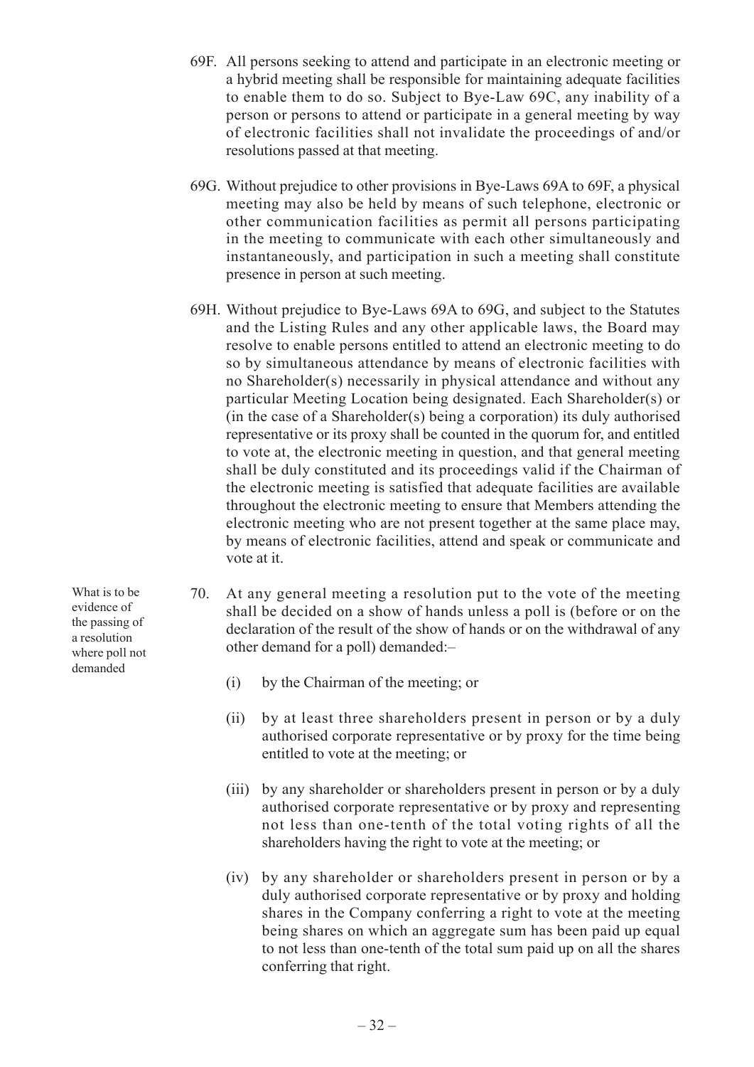69F. All persons seeking to attend and participate in an electronic meeting or a hybrid meeting shall be responsible for maintaining adequate facilities to enable them to do so. Subject to Bye-Law 69C, any inability of a person or persons to attend or participate in a general meeting by way of electronic facilities shall not invalidate the proceedings of and/or resolutions passed at that meeting.

69G. Without prejudice to other provisions in Bye-Laws 69A to 69F, a physical meeting may also be held by means of such telephone, electronic or other communication facilities as permit all persons participating in the meeting to communicate with each other simultaneously and instantaneously, and participation in such a meeting shall constitute presence in person at such meeting.

69H. Without prejudice to Bye-Laws 69A to 69G, and subject to the Statutes and the Listing Rules and any other applicable laws, the Board may resolve to enable persons entitled to attend an electronic meeting to do so by simultaneous attendance by means of electronic facilities with no Shareholder(s) necessarily in physical attendance and without any particular Meeting Location being designated. Each Shareholder(s) or (in the case of a Shareholder(s) being a corporation) its duly authorised representative or its proxy shall be counted in the quorum for, and entitled to vote at, the electronic meeting in question, and that general meeting shall be duly constituted and its proceedings valid if the Chairman of the electronic meeting is satisfied that adequate facilities are available throughout the electronic meeting to ensure that Members attending the electronic meeting who are not present together at the same place may, by means of electronic facilities, attend and speak or communicate and vote at it.

*What is to be evidence of the passing of a resolution where poll not demanded*

70. At any general meeting a resolution put to the vote of the meeting shall be decided on a show of hands unless a poll is (before or on the declaration of the result of the show of hands or on the withdrawal of any other demand for a poll) demanded:–

(i) by the Chairman of the meeting; or

(ii) by at least three shareholders present in person or by a duly authorised corporate representative or by proxy for the time being entitled to vote at the meeting; or

(iii) by any shareholder or shareholders present in person or by a duly authorised corporate representative or by proxy and representing not less than one-tenth of the total voting rights of all the shareholders having the right to vote at the meeting; or

(iv) by any shareholder or shareholders present in person or by a duly authorised corporate representative or by proxy and holding shares in the Company conferring a right to vote at the meeting being shares on which an aggregate sum has been paid up equal to not less than one-tenth of the total sum paid up on all the shares conferring that right.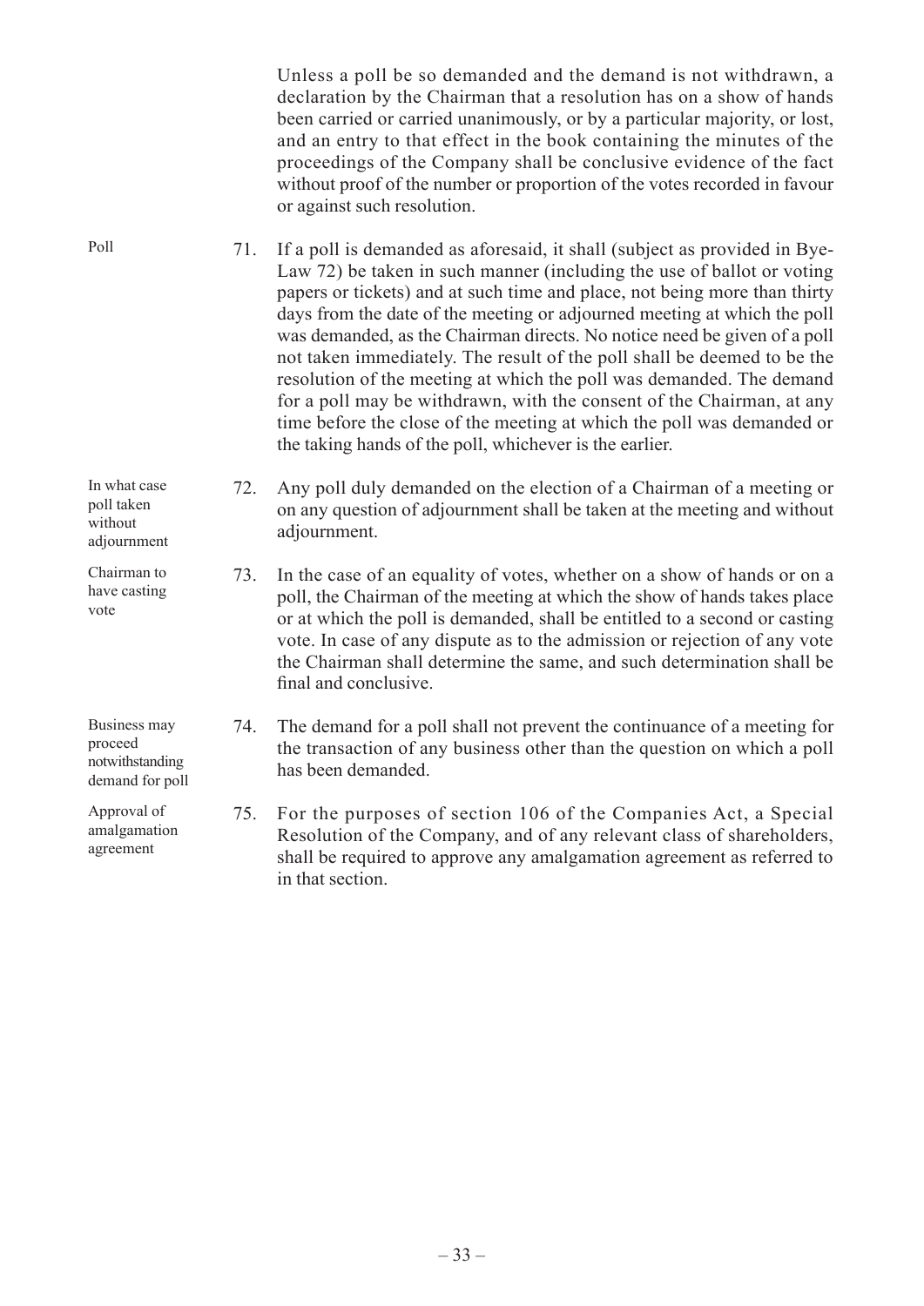Unless a poll be so demanded and the demand is not withdrawn, a declaration by the Chairman that a resolution has on a show of hands been carried or carried unanimously, or by a particular majority, or lost, and an entry to that effect in the book containing the minutes of the proceedings of the Company shall be conclusive evidence of the fact without proof of the number or proportion of the votes recorded in favour or against such resolution.

Poll

71. If a poll is demanded as aforesaid, it shall (subject as provided in Bye-Law 72) be taken in such manner (including the use of ballot or voting papers or tickets) and at such time and place, not being more than thirty days from the date of the meeting or adjourned meeting at which the poll was demanded, as the Chairman directs. No notice need be given of a poll not taken immediately. The result of the poll shall be deemed to be the resolution of the meeting at which the poll was demanded. The demand for a poll may be withdrawn, with the consent of the Chairman, at any time before the close of the meeting at which the poll was demanded or the taking hands of the poll, whichever is the earlier.

In what case poll taken without adjournment

72. Any poll duly demanded on the election of a Chairman of a meeting or on any question of adjournment shall be taken at the meeting and without adjournment.

Chairman to have casting vote

73. In the case of an equality of votes, whether on a show of hands or on a poll, the Chairman of the meeting at which the show of hands takes place or at which the poll is demanded, shall be entitled to a second or casting vote. In case of any dispute as to the admission or rejection of any vote the Chairman shall determine the same, and such determination shall be final and conclusive.

Business may proceed notwithstanding demand for poll

74. The demand for a poll shall not prevent the continuance of a meeting for the transaction of any business other than the question on which a poll has been demanded.

Approval of amalgamation agreement

75. For the purposes of section 106 of the Companies Act, a Special Resolution of the Company, and of any relevant class of shareholders, shall be required to approve any amalgamation agreement as referred to in that section.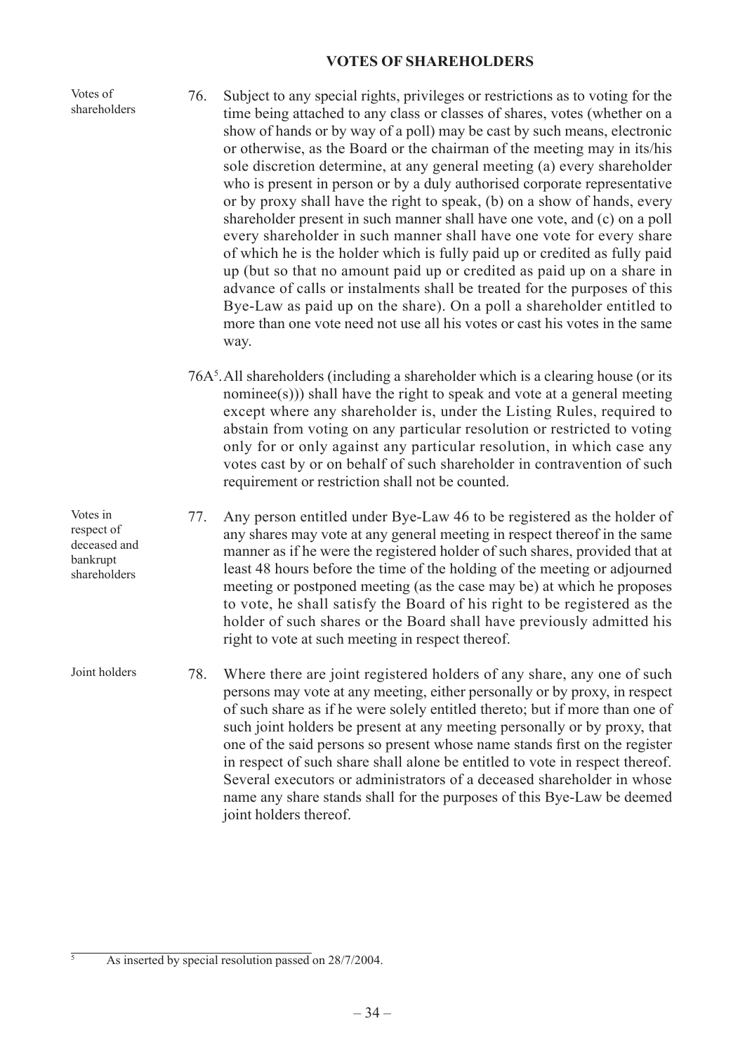## VOTES OF SHAREHOLDERS

Votes of shareholders

76. Subject to any special rights, privileges or restrictions as to voting for the time being attached to any class or classes of shares, votes (whether on a show of hands or by way of a poll) may be cast by such means, electronic or otherwise, as the Board or the chairman of the meeting may in its/his sole discretion determine, at any general meeting (a) every shareholder who is present in person or by a duly authorised corporate representative or by proxy shall have the right to speak, (b) on a show of hands, every shareholder present in such manner shall have one vote, and (c) on a poll every shareholder in such manner shall have one vote for every share of which he is the holder which is fully paid up or credited as fully paid up (but so that no amount paid up or credited as paid up on a share in advance of calls or instalments shall be treated for the purposes of this Bye-Law as paid up on the share). On a poll a shareholder entitled to more than one vote need not use all his votes or cast his votes in the same way.

76A[5]. All shareholders (including a shareholder which is a clearing house (or its nominee(s))) shall have the right to speak and vote at a general meeting except where any shareholder is, under the Listing Rules, required to abstain from voting on any particular resolution or restricted to voting only for or only against any particular resolution, in which case any votes cast by or on behalf of such shareholder in contravention of such requirement or restriction shall not be counted.

Votes in respect of deceased and bankrupt shareholders

77. Any person entitled under Bye-Law 46 to be registered as the holder of any shares may vote at any general meeting in respect thereof in the same manner as if he were the registered holder of such shares, provided that at least 48 hours before the time of the holding of the meeting or adjourned meeting or postponed meeting (as the case may be) at which he proposes to vote, he shall satisfy the Board of his right to be registered as the holder of such shares or the Board shall have previously admitted his right to vote at such meeting in respect thereof.

Joint holders

78. Where there are joint registered holders of any share, any one of such persons may vote at any meeting, either personally or by proxy, in respect of such share as if he were solely entitled thereto; but if more than one of such joint holders be present at any meeting personally or by proxy, that one of the said persons so present whose name stands first on the register in respect of such share shall alone be entitled to vote in respect thereof. Several executors or administrators of a deceased shareholder in whose name any share stands shall for the purposes of this Bye-Law be deemed joint holders thereof.

[5] As inserted by special resolution passed on 28/7/2004.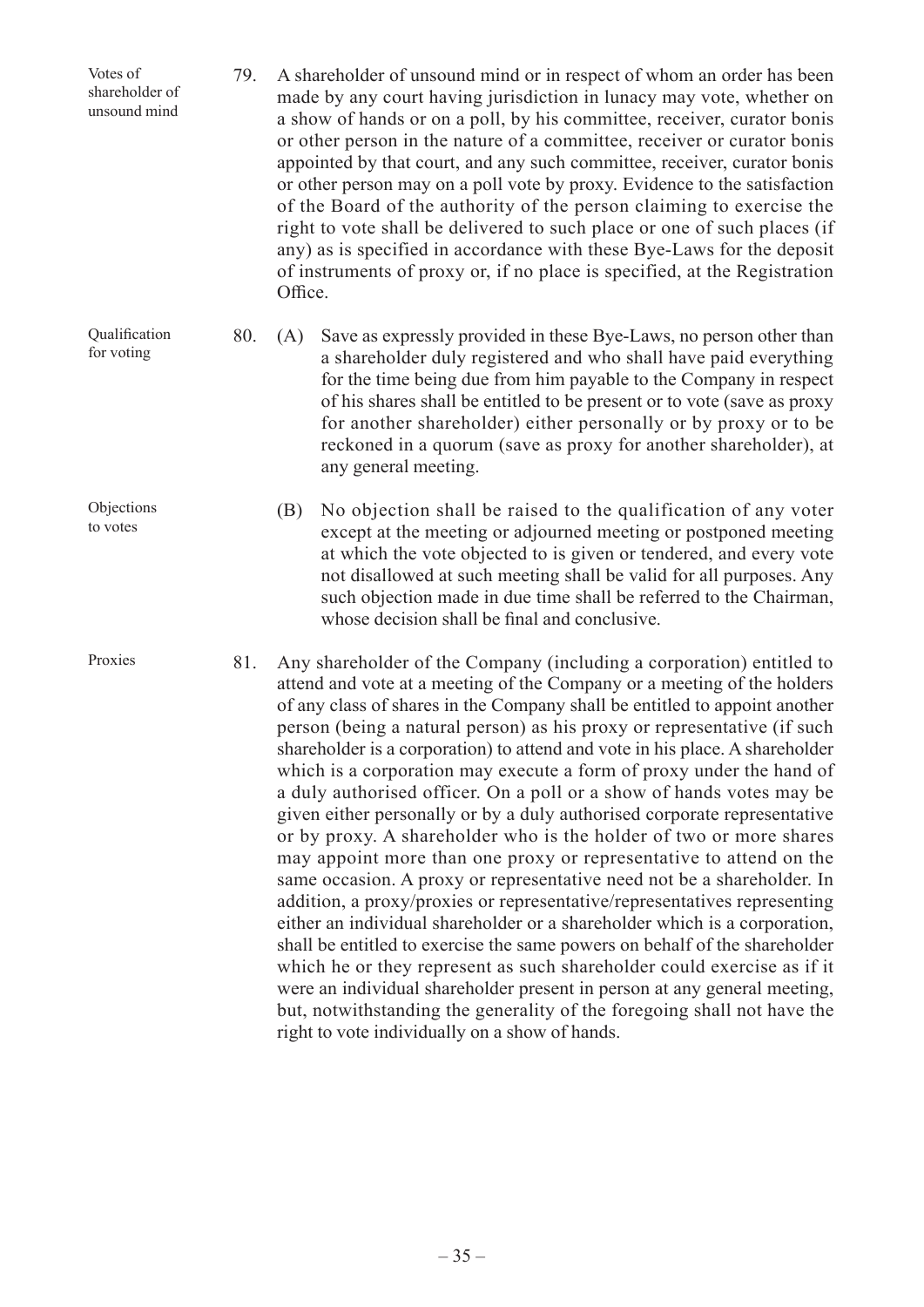**Votes of shareholder of unsound mind**

79. A shareholder of unsound mind or in respect of whom an order has been made by any court having jurisdiction in lunacy may vote, whether on a show of hands or on a poll, by his committee, receiver, curator bonis or other person in the nature of a committee, receiver or curator bonis appointed by that court, and any such committee, receiver, curator bonis or other person may on a poll vote by proxy. Evidence to the satisfaction of the Board of the authority of the person claiming to exercise the right to vote shall be delivered to such place or one of such places (if any) as is specified in accordance with these Bye-Laws for the deposit of instruments of proxy or, if no place is specified, at the Registration Office.

**Qualification for voting**

80. (A) Save as expressly provided in these Bye-Laws, no person other than a shareholder duly registered and who shall have paid everything for the time being due from him payable to the Company in respect of his shares shall be entitled to be present or to vote (save as proxy for another shareholder) either personally or by proxy or to be reckoned in a quorum (save as proxy for another shareholder), at any general meeting.

**Objections to votes**

(B) No objection shall be raised to the qualification of any voter except at the meeting or adjourned meeting or postponed meeting at which the vote objected to is given or tendered, and every vote not disallowed at such meeting shall be valid for all purposes. Any such objection made in due time shall be referred to the Chairman, whose decision shall be final and conclusive.

**Proxies**

81. Any shareholder of the Company (including a corporation) entitled to attend and vote at a meeting of the Company or a meeting of the holders of any class of shares in the Company shall be entitled to appoint another person (being a natural person) as his proxy or representative (if such shareholder is a corporation) to attend and vote in his place. A shareholder which is a corporation may execute a form of proxy under the hand of a duly authorised officer. On a poll or a show of hands votes may be given either personally or by a duly authorised corporate representative or by proxy. A shareholder who is the holder of two or more shares may appoint more than one proxy or representative to attend on the same occasion. A proxy or representative need not be a shareholder. In addition, a proxy/proxies or representative/representatives representing either an individual shareholder or a shareholder which is a corporation, shall be entitled to exercise the same powers on behalf of the shareholder which he or they represent as such shareholder could exercise as if it were an individual shareholder present in person at any general meeting, but, notwithstanding the generality of the foregoing shall not have the right to vote individually on a show of hands.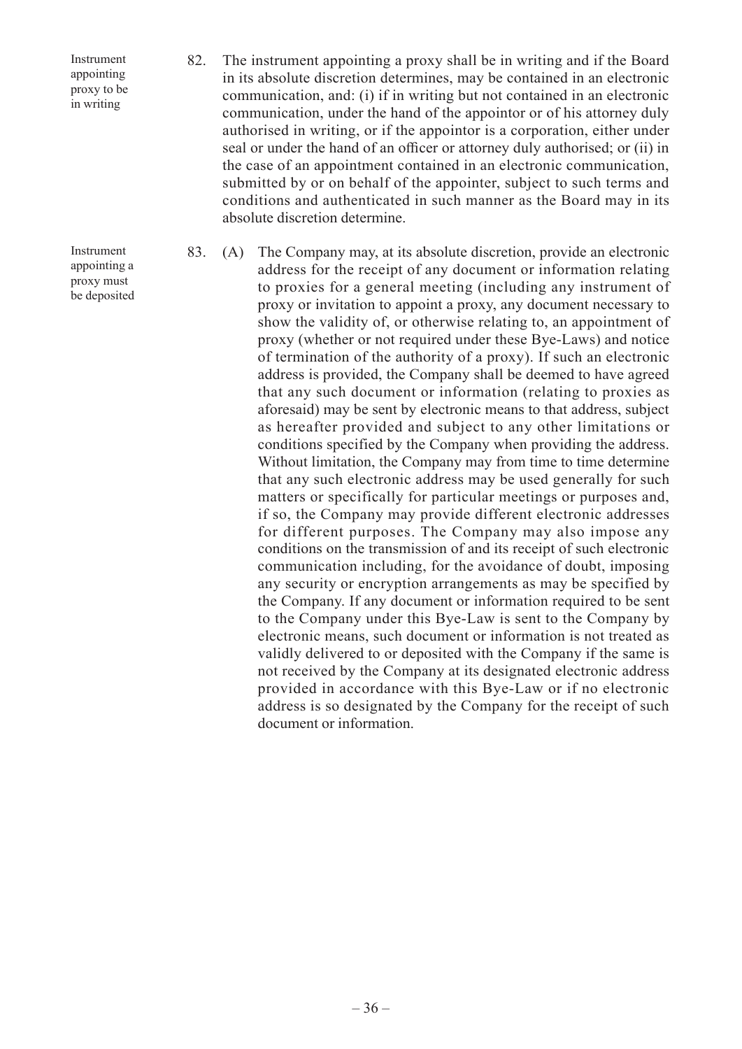Instrument appointing proxy to be in writing

82. The instrument appointing a proxy shall be in writing and if the Board in its absolute discretion determines, may be contained in an electronic communication, and: (i) if in writing but not contained in an electronic communication, under the hand of the appointor or of his attorney duly authorised in writing, or if the appointor is a corporation, either under seal or under the hand of an officer or attorney duly authorised; or (ii) in the case of an appointment contained in an electronic communication, submitted by or on behalf of the appointer, subject to such terms and conditions and authenticated in such manner as the Board may in its absolute discretion determine.

Instrument appointing a proxy must be deposited

83. (A) The Company may, at its absolute discretion, provide an electronic address for the receipt of any document or information relating to proxies for a general meeting (including any instrument of proxy or invitation to appoint a proxy, any document necessary to show the validity of, or otherwise relating to, an appointment of proxy (whether or not required under these Bye-Laws) and notice of termination of the authority of a proxy). If such an electronic address is provided, the Company shall be deemed to have agreed that any such document or information (relating to proxies as aforesaid) may be sent by electronic means to that address, subject as hereafter provided and subject to any other limitations or conditions specified by the Company when providing the address. Without limitation, the Company may from time to time determine that any such electronic address may be used generally for such matters or specifically for particular meetings or purposes and, if so, the Company may provide different electronic addresses for different purposes. The Company may also impose any conditions on the transmission of and its receipt of such electronic communication including, for the avoidance of doubt, imposing any security or encryption arrangements as may be specified by the Company. If any document or information required to be sent to the Company under this Bye-Law is sent to the Company by electronic means, such document or information is not treated as validly delivered to or deposited with the Company if the same is not received by the Company at its designated electronic address provided in accordance with this Bye-Law or if no electronic address is so designated by the Company for the receipt of such document or information.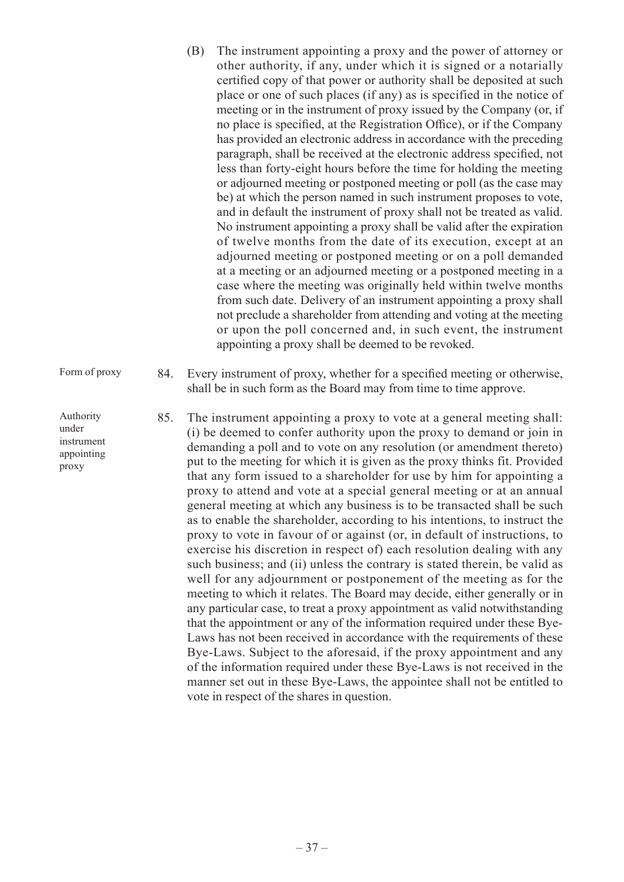(B) The instrument appointing a proxy and the power of attorney or other authority, if any, under which it is signed or a notarially certified copy of that power or authority shall be deposited at such place or one of such places (if any) as is specified in the notice of meeting or in the instrument of proxy issued by the Company (or, if no place is specified, at the Registration Office), or if the Company has provided an electronic address in accordance with the preceding paragraph, shall be received at the electronic address specified, not less than forty-eight hours before the time for holding the meeting or adjourned meeting or postponed meeting or poll (as the case may be) at which the person named in such instrument proposes to vote, and in default the instrument of proxy shall not be treated as valid. No instrument appointing a proxy shall be valid after the expiration of twelve months from the date of its execution, except at an adjourned meeting or postponed meeting or on a poll demanded at a meeting or an adjourned meeting or a postponed meeting in a case where the meeting was originally held within twelve months from such date. Delivery of an instrument appointing a proxy shall not preclude a shareholder from attending and voting at the meeting or upon the poll concerned and, in such event, the instrument appointing a proxy shall be deemed to be revoked.

Form of proxy

84. Every instrument of proxy, whether for a specified meeting or otherwise, shall be in such form as the Board may from time to time approve.

Authority under instrument appointing proxy

85. The instrument appointing a proxy to vote at a general meeting shall: (i) be deemed to confer authority upon the proxy to demand or join in demanding a poll and to vote on any resolution (or amendment thereto) put to the meeting for which it is given as the proxy thinks fit. Provided that any form issued to a shareholder for use by him for appointing a proxy to attend and vote at a special general meeting or at an annual general meeting at which any business is to be transacted shall be such as to enable the shareholder, according to his intentions, to instruct the proxy to vote in favour of or against (or, in default of instructions, to exercise his discretion in respect of) each resolution dealing with any such business; and (ii) unless the contrary is stated therein, be valid as well for any adjournment or postponement of the meeting as for the meeting to which it relates. The Board may decide, either generally or in any particular case, to treat a proxy appointment as valid notwithstanding that the appointment or any of the information required under these Bye-Laws has not been received in accordance with the requirements of these Bye-Laws. Subject to the aforesaid, if the proxy appointment and any of the information required under these Bye-Laws is not received in the manner set out in these Bye-Laws, the appointee shall not be entitled to vote in respect of the shares in question.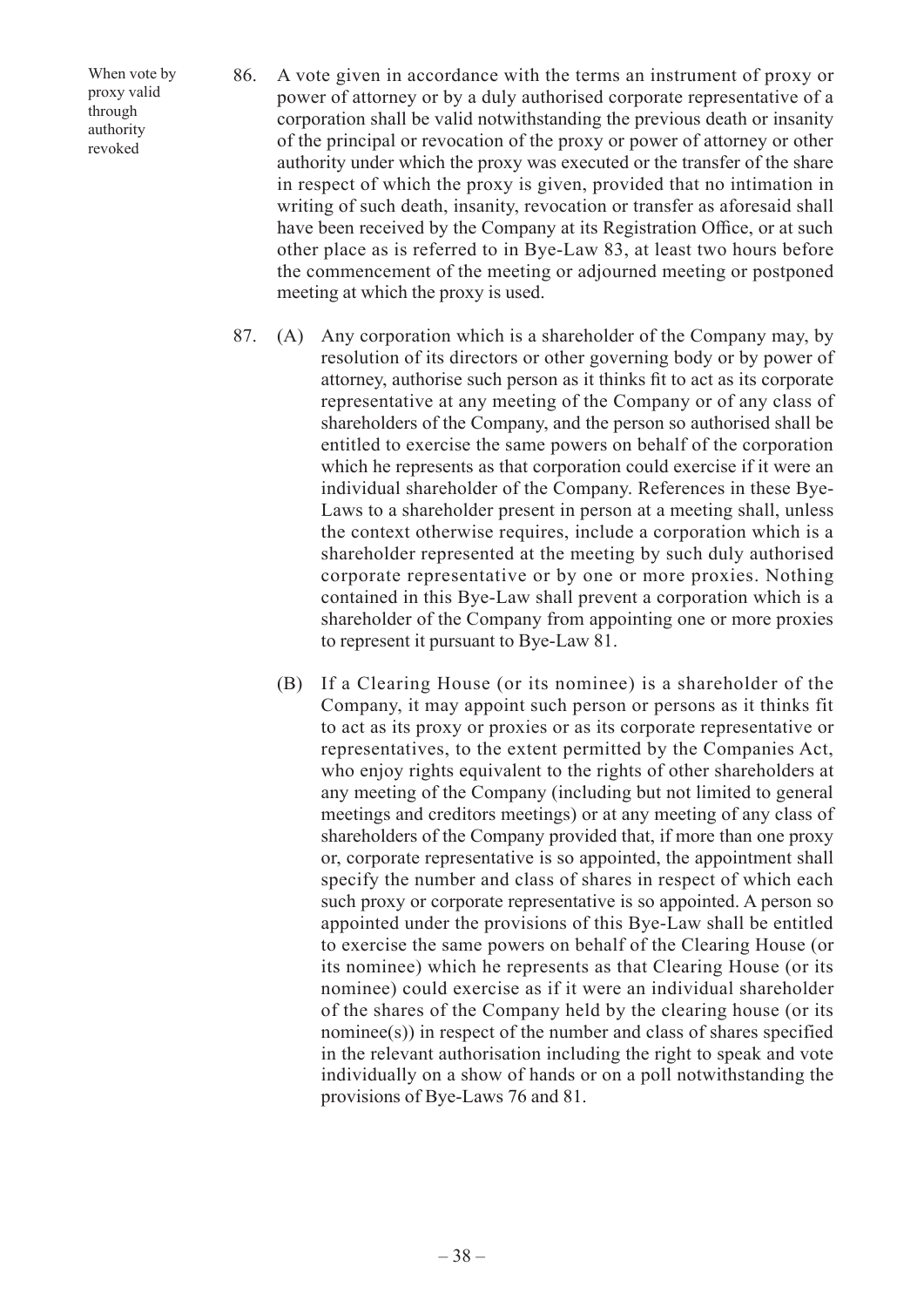When vote by proxy valid through authority revoked

86. A vote given in accordance with the terms an instrument of proxy or power of attorney or by a duly authorised corporate representative of a corporation shall be valid notwithstanding the previous death or insanity of the principal or revocation of the proxy or power of attorney or other authority under which the proxy was executed or the transfer of the share in respect of which the proxy is given, provided that no intimation in writing of such death, insanity, revocation or transfer as aforesaid shall have been received by the Company at its Registration Office, or at such other place as is referred to in Bye-Law 83, at least two hours before the commencement of the meeting or adjourned meeting or postponed meeting at which the proxy is used.

87. (A) Any corporation which is a shareholder of the Company may, by resolution of its directors or other governing body or by power of attorney, authorise such person as it thinks fit to act as its corporate representative at any meeting of the Company or of any class of shareholders of the Company, and the person so authorised shall be entitled to exercise the same powers on behalf of the corporation which he represents as that corporation could exercise if it were an individual shareholder of the Company. References in these Bye-Laws to a shareholder present in person at a meeting shall, unless the context otherwise requires, include a corporation which is a shareholder represented at the meeting by such duly authorised corporate representative or by one or more proxies. Nothing contained in this Bye-Law shall prevent a corporation which is a shareholder of the Company from appointing one or more proxies to represent it pursuant to Bye-Law 81.

(B) If a Clearing House (or its nominee) is a shareholder of the Company, it may appoint such person or persons as it thinks fit to act as its proxy or proxies or as its corporate representative or representatives, to the extent permitted by the Companies Act, who enjoy rights equivalent to the rights of other shareholders at any meeting of the Company (including but not limited to general meetings and creditors meetings) or at any meeting of any class of shareholders of the Company provided that, if more than one proxy or, corporate representative is so appointed, the appointment shall specify the number and class of shares in respect of which each such proxy or corporate representative is so appointed. A person so appointed under the provisions of this Bye-Law shall be entitled to exercise the same powers on behalf of the Clearing House (or its nominee) which he represents as that Clearing House (or its nominee) could exercise as if it were an individual shareholder of the shares of the Company held by the clearing house (or its nominee(s)) in respect of the number and class of shares specified in the relevant authorisation including the right to speak and vote individually on a show of hands or on a poll notwithstanding the provisions of Bye-Laws 76 and 81.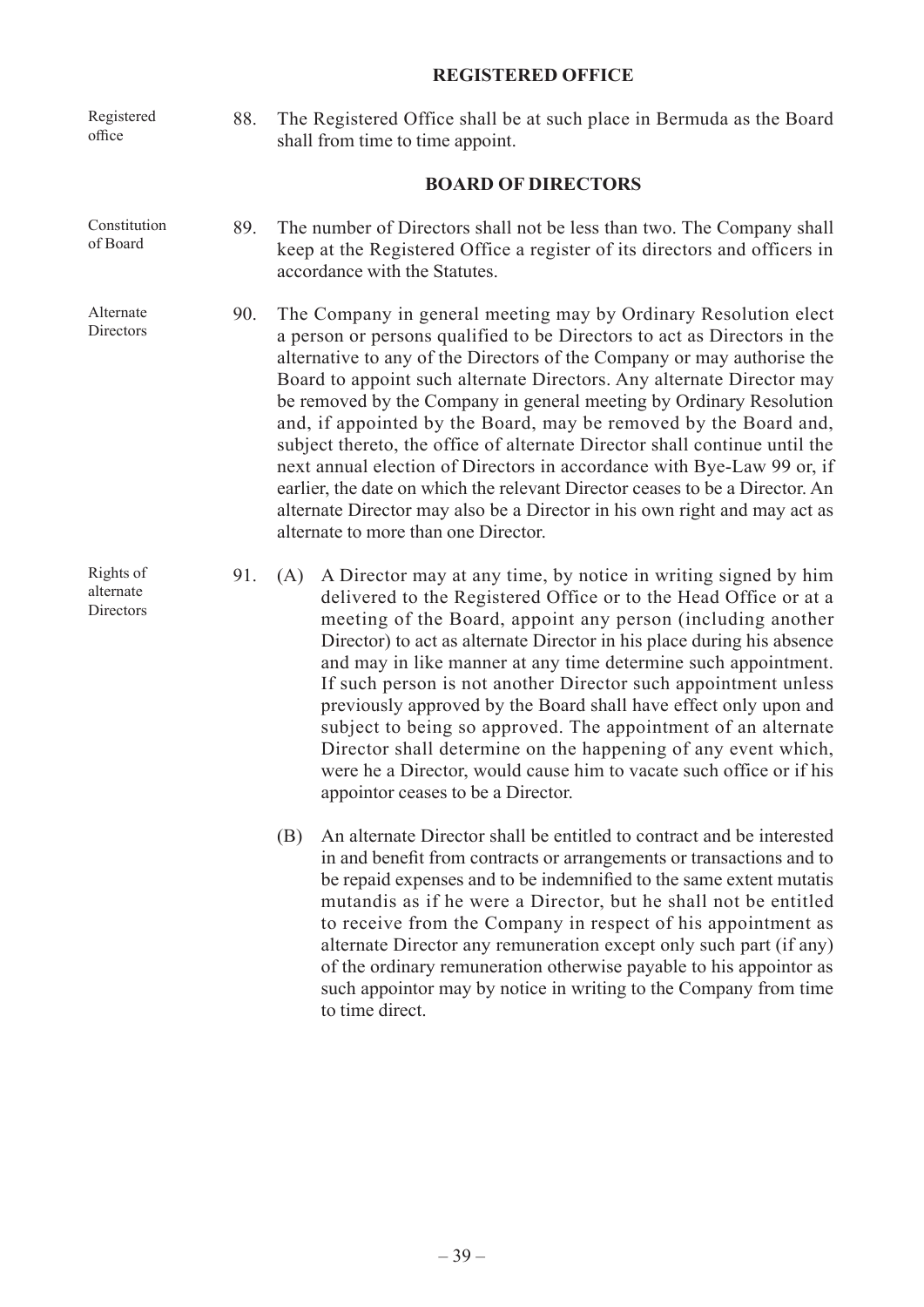## REGISTERED OFFICE

Registered office

88. The Registered Office shall be at such place in Bermuda as the Board shall from time to time appoint.

## BOARD OF DIRECTORS

Constitution of Board

89. The number of Directors shall not be less than two. The Company shall keep at the Registered Office a register of its directors and officers in accordance with the Statutes.

Alternate Directors

90. The Company in general meeting may by Ordinary Resolution elect a person or persons qualified to be Directors to act as Directors in the alternative to any of the Directors of the Company or may authorise the Board to appoint such alternate Directors. Any alternate Director may be removed by the Company in general meeting by Ordinary Resolution and, if appointed by the Board, may be removed by the Board and, subject thereto, the office of alternate Director shall continue until the next annual election of Directors in accordance with Bye-Law 99 or, if earlier, the date on which the relevant Director ceases to be a Director. An alternate Director may also be a Director in his own right and may act as alternate to more than one Director.

Rights of alternate Directors

91. (A) A Director may at any time, by notice in writing signed by him delivered to the Registered Office or to the Head Office or at a meeting of the Board, appoint any person (including another Director) to act as alternate Director in his place during his absence and may in like manner at any time determine such appointment. If such person is not another Director such appointment unless previously approved by the Board shall have effect only upon and subject to being so approved. The appointment of an alternate Director shall determine on the happening of any event which, were he a Director, would cause him to vacate such office or if his appointor ceases to be a Director.

(B) An alternate Director shall be entitled to contract and be interested in and benefit from contracts or arrangements or transactions and to be repaid expenses and to be indemnified to the same extent mutatis mutandis as if he were a Director, but he shall not be entitled to receive from the Company in respect of his appointment as alternate Director any remuneration except only such part (if any) of the ordinary remuneration otherwise payable to his appointor as such appointor may by notice in writing to the Company from time to time direct.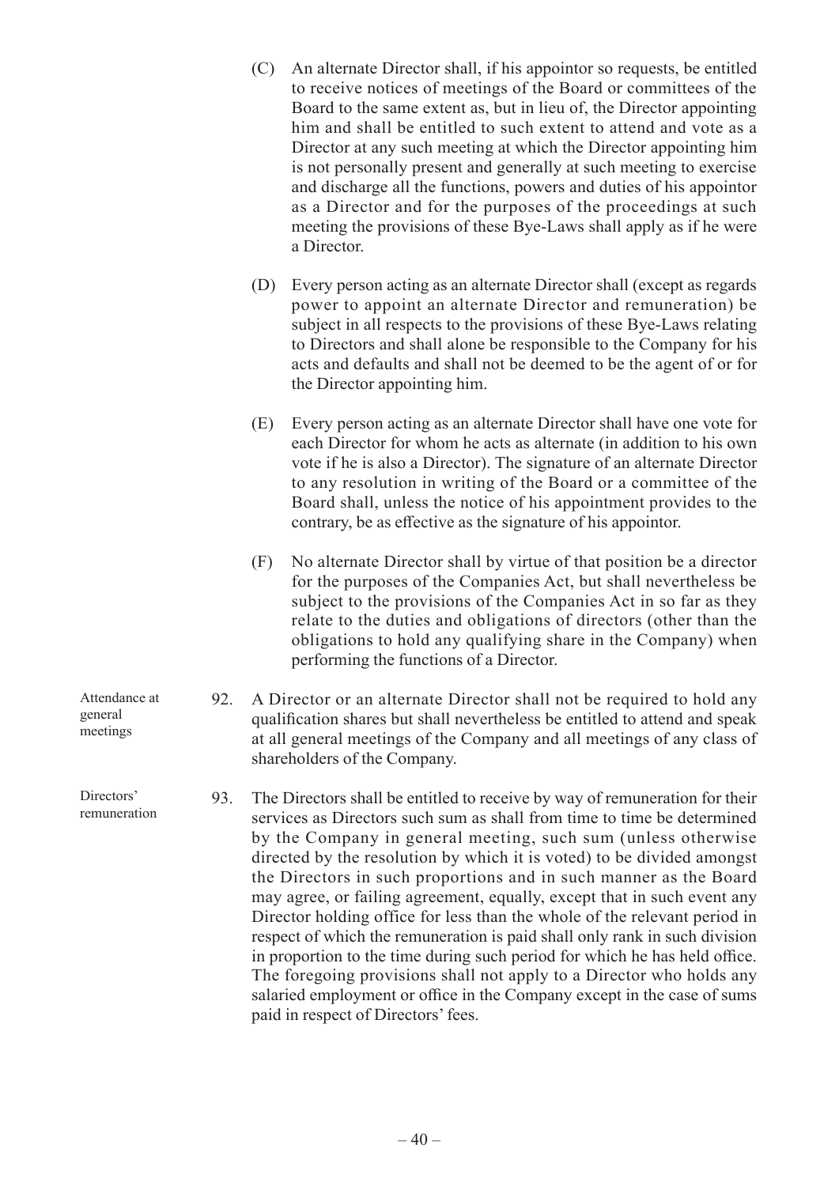(C) An alternate Director shall, if his appointor so requests, be entitled to receive notices of meetings of the Board or committees of the Board to the same extent as, but in lieu of, the Director appointing him and shall be entitled to such extent to attend and vote as a Director at any such meeting at which the Director appointing him is not personally present and generally at such meeting to exercise and discharge all the functions, powers and duties of his appointor as a Director and for the purposes of the proceedings at such meeting the provisions of these Bye-Laws shall apply as if he were a Director.

(D) Every person acting as an alternate Director shall (except as regards power to appoint an alternate Director and remuneration) be subject in all respects to the provisions of these Bye-Laws relating to Directors and shall alone be responsible to the Company for his acts and defaults and shall not be deemed to be the agent of or for the Director appointing him.

(E) Every person acting as an alternate Director shall have one vote for each Director for whom he acts as alternate (in addition to his own vote if he is also a Director). The signature of an alternate Director to any resolution in writing of the Board or a committee of the Board shall, unless the notice of his appointment provides to the contrary, be as effective as the signature of his appointor.

(F) No alternate Director shall by virtue of that position be a director for the purposes of the Companies Act, but shall nevertheless be subject to the provisions of the Companies Act in so far as they relate to the duties and obligations of directors (other than the obligations to hold any qualifying share in the Company) when performing the functions of a Director.

*Attendance at general meetings*

92. A Director or an alternate Director shall not be required to hold any qualification shares but shall nevertheless be entitled to attend and speak at all general meetings of the Company and all meetings of any class of shareholders of the Company.

*Directors' remuneration*

93. The Directors shall be entitled to receive by way of remuneration for their services as Directors such sum as shall from time to time be determined by the Company in general meeting, such sum (unless otherwise directed by the resolution by which it is voted) to be divided amongst the Directors in such proportions and in such manner as the Board may agree, or failing agreement, equally, except that in such event any Director holding office for less than the whole of the relevant period in respect of which the remuneration is paid shall only rank in such division in proportion to the time during such period for which he has held office. The foregoing provisions shall not apply to a Director who holds any salaried employment or office in the Company except in the case of sums paid in respect of Directors' fees.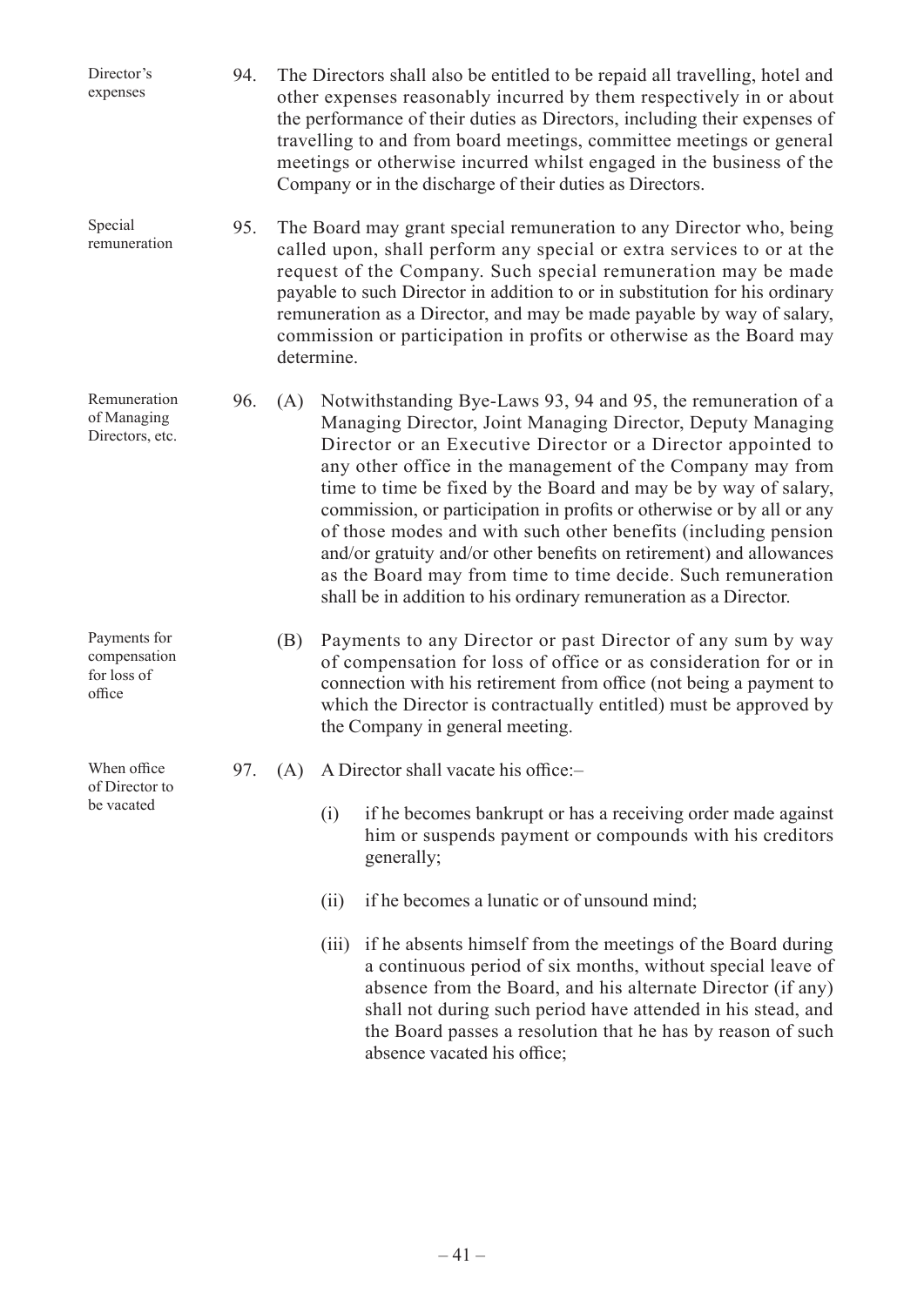Director's expenses

94. The Directors shall also be entitled to be repaid all travelling, hotel and other expenses reasonably incurred by them respectively in or about the performance of their duties as Directors, including their expenses of travelling to and from board meetings, committee meetings or general meetings or otherwise incurred whilst engaged in the business of the Company or in the discharge of their duties as Directors.

Special remuneration

95. The Board may grant special remuneration to any Director who, being called upon, shall perform any special or extra services to or at the request of the Company. Such special remuneration may be made payable to such Director in addition to or in substitution for his ordinary remuneration as a Director, and may be made payable by way of salary, commission or participation in profits or otherwise as the Board may determine.

Remuneration of Managing Directors, etc.

96. (A) Notwithstanding Bye-Laws 93, 94 and 95, the remuneration of a Managing Director, Joint Managing Director, Deputy Managing Director or an Executive Director or a Director appointed to any other office in the management of the Company may from time to time be fixed by the Board and may be by way of salary, commission, or participation in profits or otherwise or by all or any of those modes and with such other benefits (including pension and/or gratuity and/or other benefits on retirement) and allowances as the Board may from time to time decide. Such remuneration shall be in addition to his ordinary remuneration as a Director.

Payments for compensation for loss of office

(B) Payments to any Director or past Director of any sum by way of compensation for loss of office or as consideration for or in connection with his retirement from office (not being a payment to which the Director is contractually entitled) must be approved by the Company in general meeting.

When office of Director to be vacated

97. (A) A Director shall vacate his office:–

(i) if he becomes bankrupt or has a receiving order made against him or suspends payment or compounds with his creditors generally;

(ii) if he becomes a lunatic or of unsound mind;

(iii) if he absents himself from the meetings of the Board during a continuous period of six months, without special leave of absence from the Board, and his alternate Director (if any) shall not during such period have attended in his stead, and the Board passes a resolution that he has by reason of such absence vacated his office;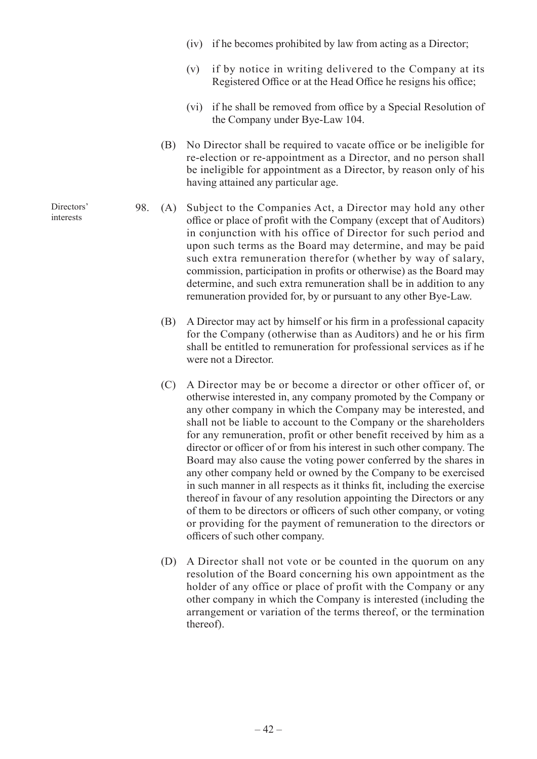(iv) if he becomes prohibited by law from acting as a Director;

(v) if by notice in writing delivered to the Company at its Registered Office or at the Head Office he resigns his office;

(vi) if he shall be removed from office by a Special Resolution of the Company under Bye-Law 104.

(B) No Director shall be required to vacate office or be ineligible for re-election or re-appointment as a Director, and no person shall be ineligible for appointment as a Director, by reason only of his having attained any particular age.

Directors' interests

98. (A) Subject to the Companies Act, a Director may hold any other office or place of profit with the Company (except that of Auditors) in conjunction with his office of Director for such period and upon such terms as the Board may determine, and may be paid such extra remuneration therefor (whether by way of salary, commission, participation in profits or otherwise) as the Board may determine, and such extra remuneration shall be in addition to any remuneration provided for, by or pursuant to any other Bye-Law.

(B) A Director may act by himself or his firm in a professional capacity for the Company (otherwise than as Auditors) and he or his firm shall be entitled to remuneration for professional services as if he were not a Director.

(C) A Director may be or become a director or other officer of, or otherwise interested in, any company promoted by the Company or any other company in which the Company may be interested, and shall not be liable to account to the Company or the shareholders for any remuneration, profit or other benefit received by him as a director or officer of or from his interest in such other company. The Board may also cause the voting power conferred by the shares in any other company held or owned by the Company to be exercised in such manner in all respects as it thinks fit, including the exercise thereof in favour of any resolution appointing the Directors or any of them to be directors or officers of such other company, or voting or providing for the payment of remuneration to the directors or officers of such other company.

(D) A Director shall not vote or be counted in the quorum on any resolution of the Board concerning his own appointment as the holder of any office or place of profit with the Company or any other company in which the Company is interested (including the arrangement or variation of the terms thereof, or the termination thereof).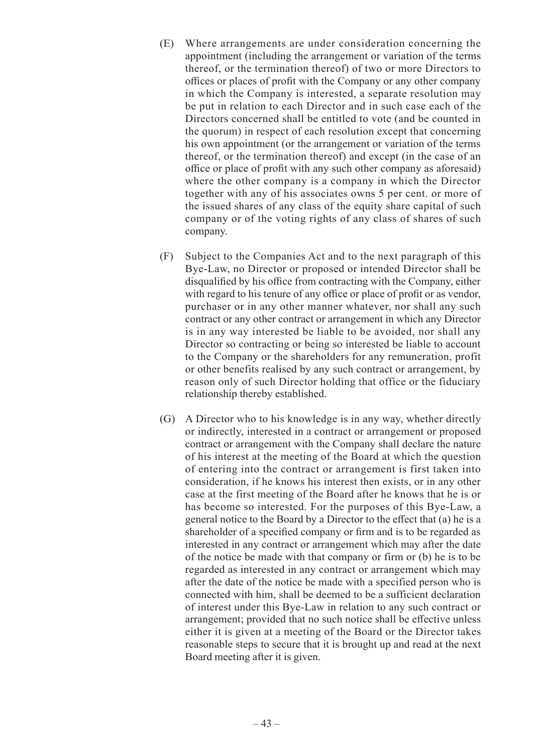(E) Where arrangements are under consideration concerning the appointment (including the arrangement or variation of the terms thereof, or the termination thereof) of two or more Directors to offices or places of profit with the Company or any other company in which the Company is interested, a separate resolution may be put in relation to each Director and in such case each of the Directors concerned shall be entitled to vote (and be counted in the quorum) in respect of each resolution except that concerning his own appointment (or the arrangement or variation of the terms thereof, or the termination thereof) and except (in the case of an office or place of profit with any such other company as aforesaid) where the other company is a company in which the Director together with any of his associates owns 5 per cent. or more of the issued shares of any class of the equity share capital of such company or of the voting rights of any class of shares of such company.

(F) Subject to the Companies Act and to the next paragraph of this Bye-Law, no Director or proposed or intended Director shall be disqualified by his office from contracting with the Company, either with regard to his tenure of any office or place of profit or as vendor, purchaser or in any other manner whatever, nor shall any such contract or any other contract or arrangement in which any Director is in any way interested be liable to be avoided, nor shall any Director so contracting or being so interested be liable to account to the Company or the shareholders for any remuneration, profit or other benefits realised by any such contract or arrangement, by reason only of such Director holding that office or the fiduciary relationship thereby established.

(G) A Director who to his knowledge is in any way, whether directly or indirectly, interested in a contract or arrangement or proposed contract or arrangement with the Company shall declare the nature of his interest at the meeting of the Board at which the question of entering into the contract or arrangement is first taken into consideration, if he knows his interest then exists, or in any other case at the first meeting of the Board after he knows that he is or has become so interested. For the purposes of this Bye-Law, a general notice to the Board by a Director to the effect that (a) he is a shareholder of a specified company or firm and is to be regarded as interested in any contract or arrangement which may after the date of the notice be made with that company or firm or (b) he is to be regarded as interested in any contract or arrangement which may after the date of the notice be made with a specified person who is connected with him, shall be deemed to be a sufficient declaration of interest under this Bye-Law in relation to any such contract or arrangement; provided that no such notice shall be effective unless either it is given at a meeting of the Board or the Director takes reasonable steps to secure that it is brought up and read at the next Board meeting after it is given.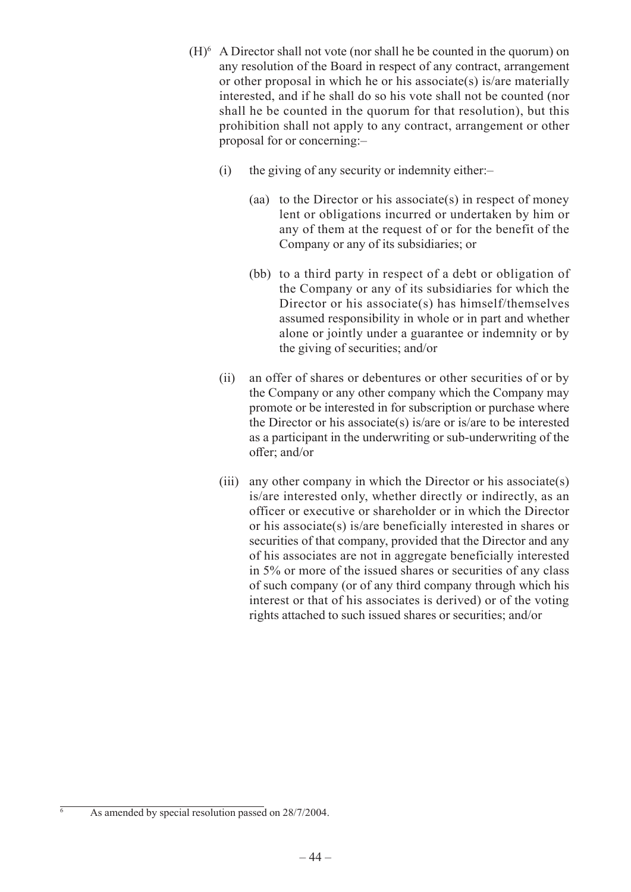(H)[6] A Director shall not vote (nor shall he be counted in the quorum) on any resolution of the Board in respect of any contract, arrangement or other proposal in which he or his associate(s) is/are materially interested, and if he shall do so his vote shall not be counted (nor shall he be counted in the quorum for that resolution), but this prohibition shall not apply to any contract, arrangement or other proposal for or concerning:–

(i) the giving of any security or indemnity either:–

(aa) to the Director or his associate(s) in respect of money lent or obligations incurred or undertaken by him or any of them at the request of or for the benefit of the Company or any of its subsidiaries; or

(bb) to a third party in respect of a debt or obligation of the Company or any of its subsidiaries for which the Director or his associate(s) has himself/themselves assumed responsibility in whole or in part and whether alone or jointly under a guarantee or indemnity or by the giving of securities; and/or

(ii) an offer of shares or debentures or other securities of or by the Company or any other company which the Company may promote or be interested in for subscription or purchase where the Director or his associate(s) is/are or is/are to be interested as a participant in the underwriting or sub-underwriting of the offer; and/or

(iii) any other company in which the Director or his associate(s) is/are interested only, whether directly or indirectly, as an officer or executive or shareholder or in which the Director or his associate(s) is/are beneficially interested in shares or securities of that company, provided that the Director and any of his associates are not in aggregate beneficially interested in 5% or more of the issued shares or securities of any class of such company (or of any third company through which his interest or that of his associates is derived) or of the voting rights attached to such issued shares or securities; and/or

---

[6] As amended by special resolution passed on 28/7/2004.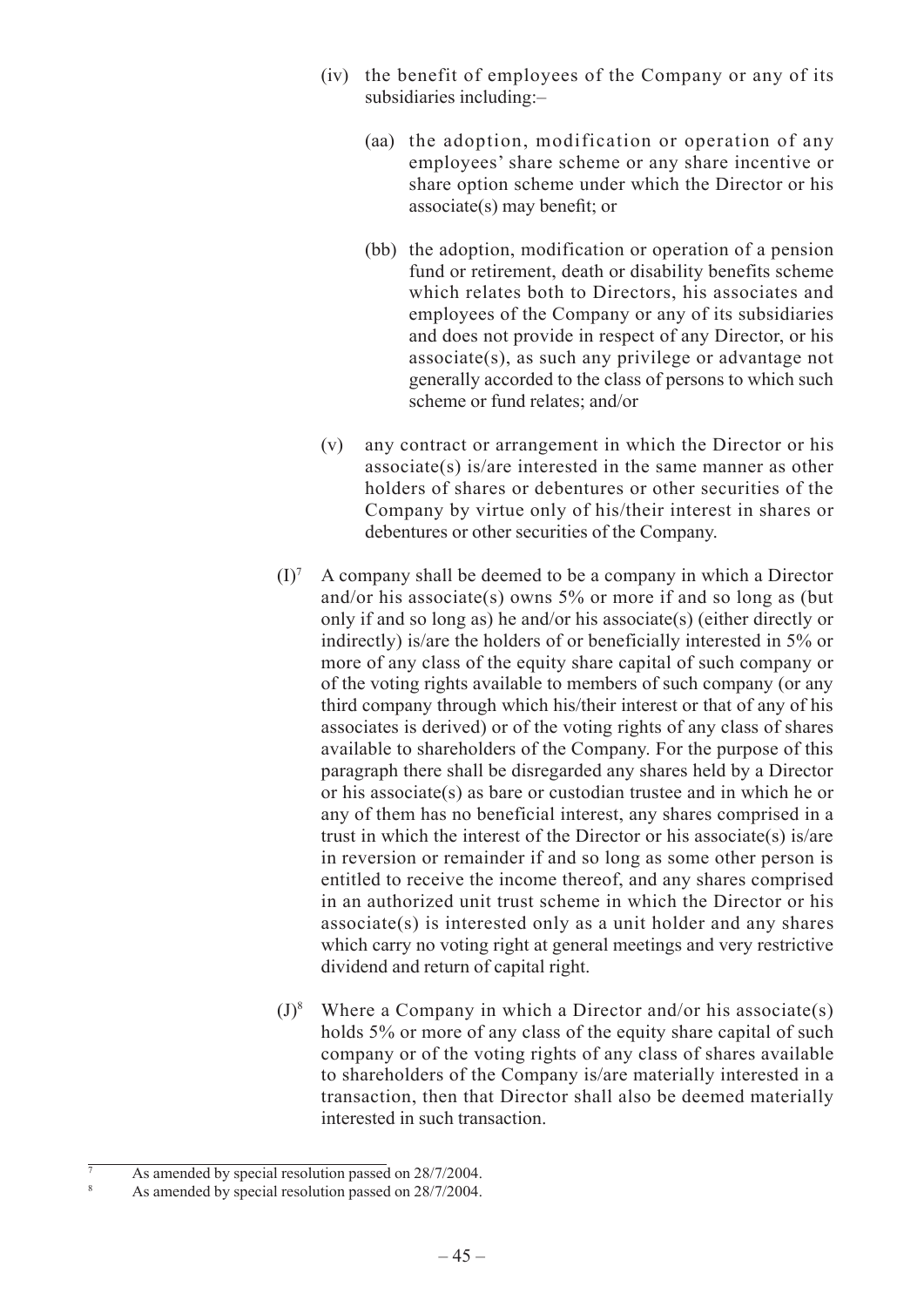(iv) the benefit of employees of the Company or any of its subsidiaries including:–

(aa) the adoption, modification or operation of any employees' share scheme or any share incentive or share option scheme under which the Director or his associate(s) may benefit; or

(bb) the adoption, modification or operation of a pension fund or retirement, death or disability benefits scheme which relates both to Directors, his associates and employees of the Company or any of its subsidiaries and does not provide in respect of any Director, or his associate(s), as such any privilege or advantage not generally accorded to the class of persons to which such scheme or fund relates; and/or

(v) any contract or arrangement in which the Director or his associate(s) is/are interested in the same manner as other holders of shares or debentures or other securities of the Company by virtue only of his/their interest in shares or debentures or other securities of the Company.

(I)[7] A company shall be deemed to be a company in which a Director and/or his associate(s) owns 5% or more if and so long as (but only if and so long as) he and/or his associate(s) (either directly or indirectly) is/are the holders of or beneficially interested in 5% or more of any class of the equity share capital of such company or of the voting rights available to members of such company (or any third company through which his/their interest or that of any of his associates is derived) or of the voting rights of any class of shares available to shareholders of the Company. For the purpose of this paragraph there shall be disregarded any shares held by a Director or his associate(s) as bare or custodian trustee and in which he or any of them has no beneficial interest, any shares comprised in a trust in which the interest of the Director or his associate(s) is/are in reversion or remainder if and so long as some other person is entitled to receive the income thereof, and any shares comprised in an authorized unit trust scheme in which the Director or his associate(s) is interested only as a unit holder and any shares which carry no voting right at general meetings and very restrictive dividend and return of capital right.

(J)[8] Where a Company in which a Director and/or his associate(s) holds 5% or more of any class of the equity share capital of such company or of the voting rights of any class of shares available to shareholders of the Company is/are materially interested in a transaction, then that Director shall also be deemed materially interested in such transaction.

---

[7] As amended by special resolution passed on 28/7/2004.

[8] As amended by special resolution passed on 28/7/2004.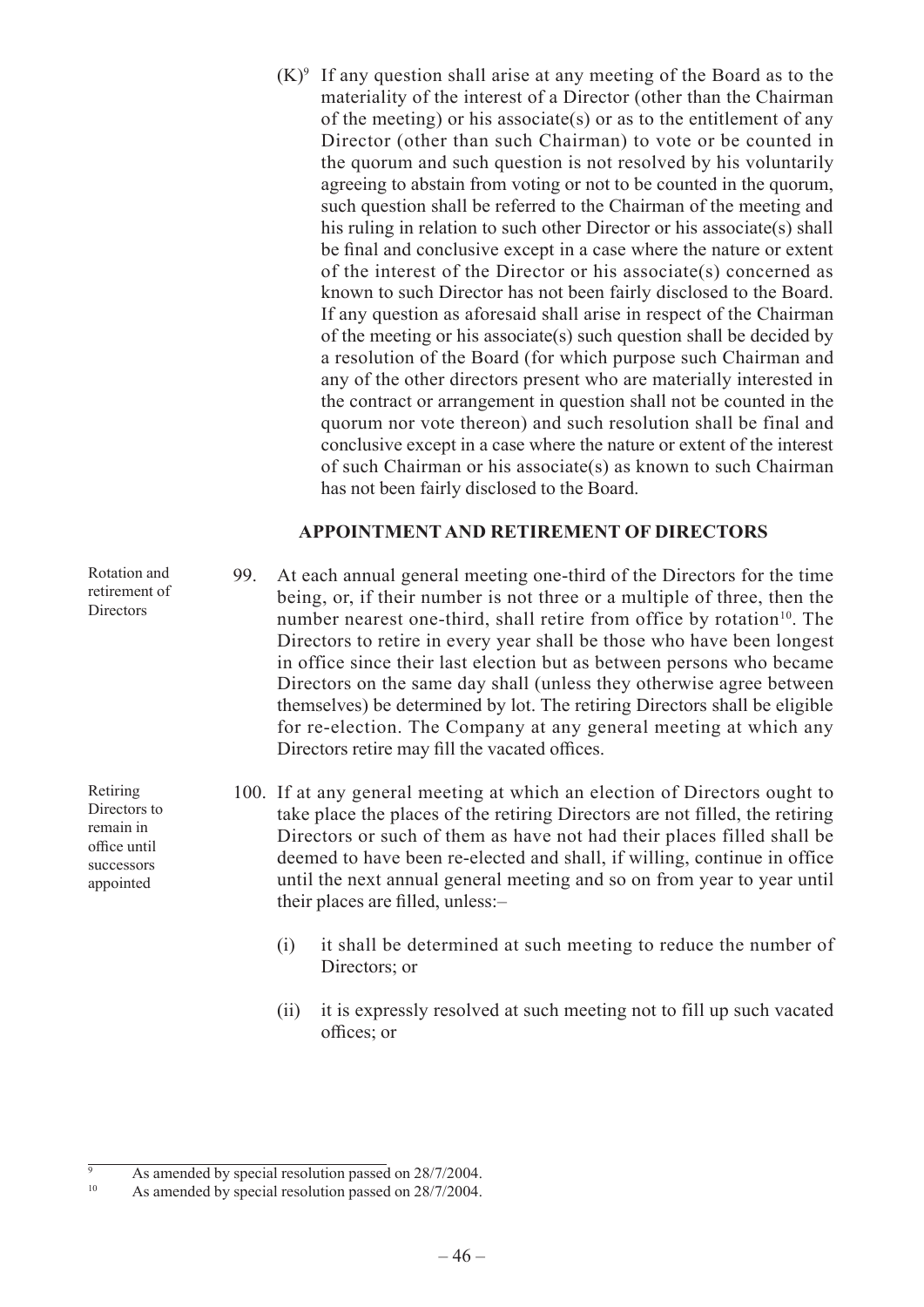(K)[9] If any question shall arise at any meeting of the Board as to the materiality of the interest of a Director (other than the Chairman of the meeting) or his associate(s) or as to the entitlement of any Director (other than such Chairman) to vote or be counted in the quorum and such question is not resolved by his voluntarily agreeing to abstain from voting or not to be counted in the quorum, such question shall be referred to the Chairman of the meeting and his ruling in relation to such other Director or his associate(s) shall be final and conclusive except in a case where the nature or extent of the interest of the Director or his associate(s) concerned as known to such Director has not been fairly disclosed to the Board. If any question as aforesaid shall arise in respect of the Chairman of the meeting or his associate(s) such question shall be decided by a resolution of the Board (for which purpose such Chairman and any of the other directors present who are materially interested in the contract or arrangement in question shall not be counted in the quorum nor vote thereon) and such resolution shall be final and conclusive except in a case where the nature or extent of the interest of such Chairman or his associate(s) as known to such Chairman has not been fairly disclosed to the Board.

## APPOINTMENT AND RETIREMENT OF DIRECTORS

*Rotation and retirement of Directors*

99. At each annual general meeting one-third of the Directors for the time being, or, if their number is not three or a multiple of three, then the number nearest one-third, shall retire from office by rotation[10]. The Directors to retire in every year shall be those who have been longest in office since their last election but as between persons who became Directors on the same day shall (unless they otherwise agree between themselves) be determined by lot. The retiring Directors shall be eligible for re-election. The Company at any general meeting at which any Directors retire may fill the vacated offices.

*Retiring Directors to remain in office until successors appointed*

100. If at any general meeting at which an election of Directors ought to take place the places of the retiring Directors are not filled, the retiring Directors or such of them as have not had their places filled shall be deemed to have been re-elected and shall, if willing, continue in office until the next annual general meeting and so on from year to year until their places are filled, unless:–

   (i) it shall be determined at such meeting to reduce the number of Directors; or

   (ii) it is expressly resolved at such meeting not to fill up such vacated offices; or

---

[9] As amended by special resolution passed on 28/7/2004.

[10] As amended by special resolution passed on 28/7/2004.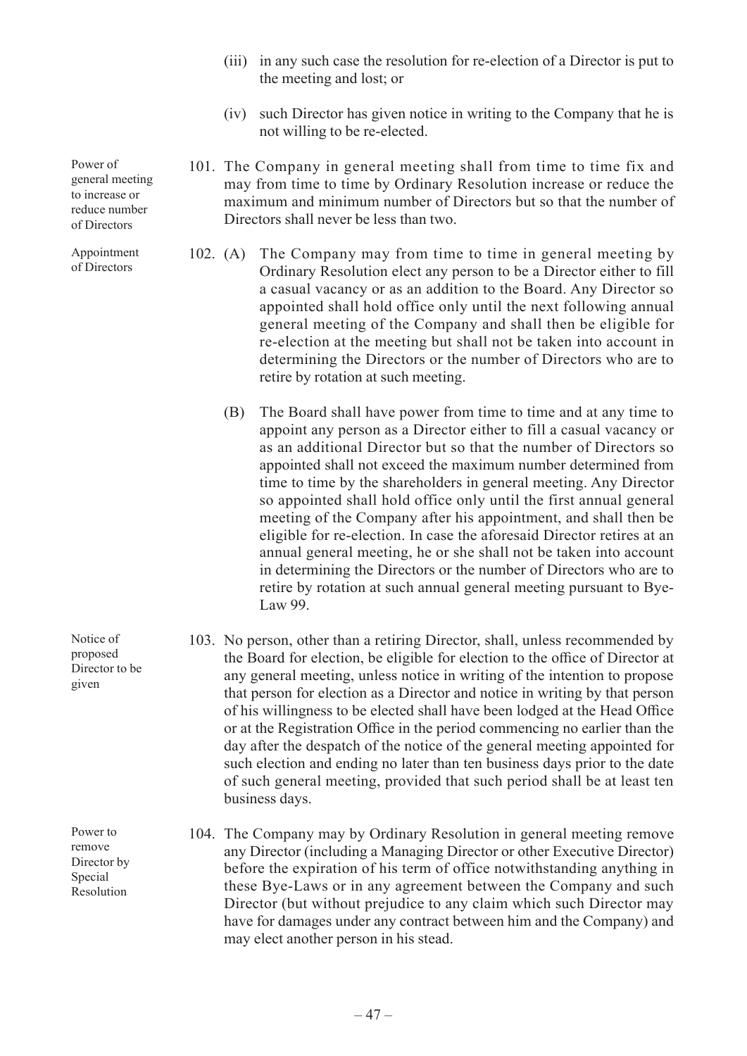(iii) in any such case the resolution for re-election of a Director is put to the meeting and lost; or

(iv) such Director has given notice in writing to the Company that he is not willing to be re-elected.

*Power of general meeting to increase or reduce number of Directors*

101. The Company in general meeting shall from time to time fix and may from time to time by Ordinary Resolution increase or reduce the maximum and minimum number of Directors but so that the number of Directors shall never be less than two.

*Appointment of Directors*

102. (A) The Company may from time to time in general meeting by Ordinary Resolution elect any person to be a Director either to fill a casual vacancy or as an addition to the Board. Any Director so appointed shall hold office only until the next following annual general meeting of the Company and shall then be eligible for re-election at the meeting but shall not be taken into account in determining the Directors or the number of Directors who are to retire by rotation at such meeting.

(B) The Board shall have power from time to time and at any time to appoint any person as a Director either to fill a casual vacancy or as an additional Director but so that the number of Directors so appointed shall not exceed the maximum number determined from time to time by the shareholders in general meeting. Any Director so appointed shall hold office only until the first annual general meeting of the Company after his appointment, and shall then be eligible for re-election. In case the aforesaid Director retires at an annual general meeting, he or she shall not be taken into account in determining the Directors or the number of Directors who are to retire by rotation at such annual general meeting pursuant to Bye-Law 99.

*Notice of proposed Director to be given*

103. No person, other than a retiring Director, shall, unless recommended by the Board for election, be eligible for election to the office of Director at any general meeting, unless notice in writing of the intention to propose that person for election as a Director and notice in writing by that person of his willingness to be elected shall have been lodged at the Head Office or at the Registration Office in the period commencing no earlier than the day after the despatch of the notice of the general meeting appointed for such election and ending no later than ten business days prior to the date of such general meeting, provided that such period shall be at least ten business days.

*Power to remove Director by Special Resolution*

104. The Company may by Ordinary Resolution in general meeting remove any Director (including a Managing Director or other Executive Director) before the expiration of his term of office notwithstanding anything in these Bye-Laws or in any agreement between the Company and such Director (but without prejudice to any claim which such Director may have for damages under any contract between him and the Company) and may elect another person in his stead.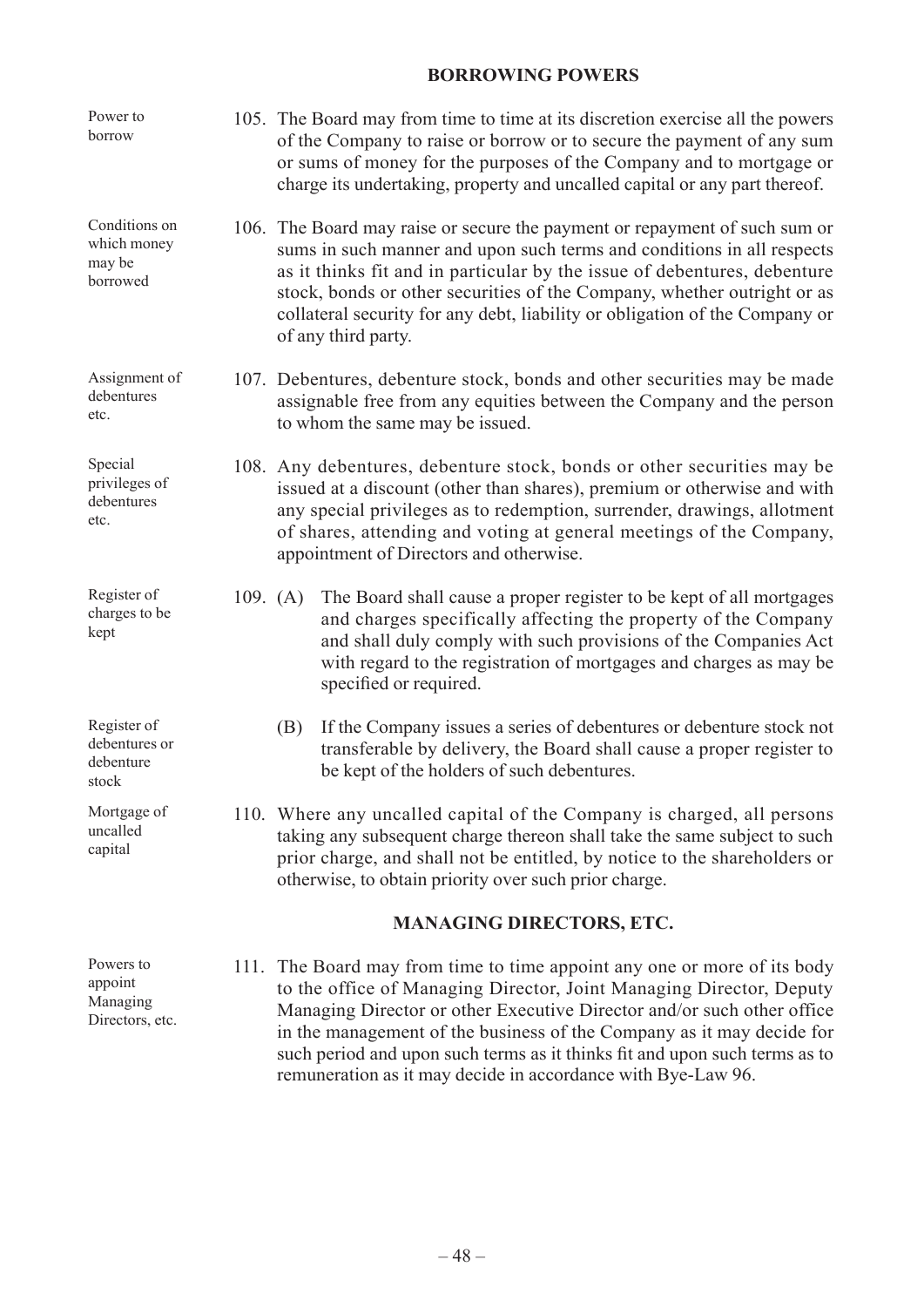## BORROWING POWERS

Power to borrow

105. The Board may from time to time at its discretion exercise all the powers of the Company to raise or borrow or to secure the payment of any sum or sums of money for the purposes of the Company and to mortgage or charge its undertaking, property and uncalled capital or any part thereof.

Conditions on which money may be borrowed

106. The Board may raise or secure the payment or repayment of such sum or sums in such manner and upon such terms and conditions in all respects as it thinks fit and in particular by the issue of debentures, debenture stock, bonds or other securities of the Company, whether outright or as collateral security for any debt, liability or obligation of the Company or of any third party.

Assignment of debentures etc.

107. Debentures, debenture stock, bonds and other securities may be made assignable free from any equities between the Company and the person to whom the same may be issued.

Special privileges of debentures etc.

108. Any debentures, debenture stock, bonds or other securities may be issued at a discount (other than shares), premium or otherwise and with any special privileges as to redemption, surrender, drawings, allotment of shares, attending and voting at general meetings of the Company, appointment of Directors and otherwise.

Register of charges to be kept

109. (A) The Board shall cause a proper register to be kept of all mortgages and charges specifically affecting the property of the Company and shall duly comply with such provisions of the Companies Act with regard to the registration of mortgages and charges as may be specified or required.

Register of debentures or debenture stock

(B) If the Company issues a series of debentures or debenture stock not transferable by delivery, the Board shall cause a proper register to be kept of the holders of such debentures.

Mortgage of uncalled capital

110. Where any uncalled capital of the Company is charged, all persons taking any subsequent charge thereon shall take the same subject to such prior charge, and shall not be entitled, by notice to the shareholders or otherwise, to obtain priority over such prior charge.

## MANAGING DIRECTORS, ETC.

Powers to appoint Managing Directors, etc.

111. The Board may from time to time appoint any one or more of its body to the office of Managing Director, Joint Managing Director, Deputy Managing Director or other Executive Director and/or such other office in the management of the business of the Company as it may decide for such period and upon such terms as it thinks fit and upon such terms as to remuneration as it may decide in accordance with Bye-Law 96.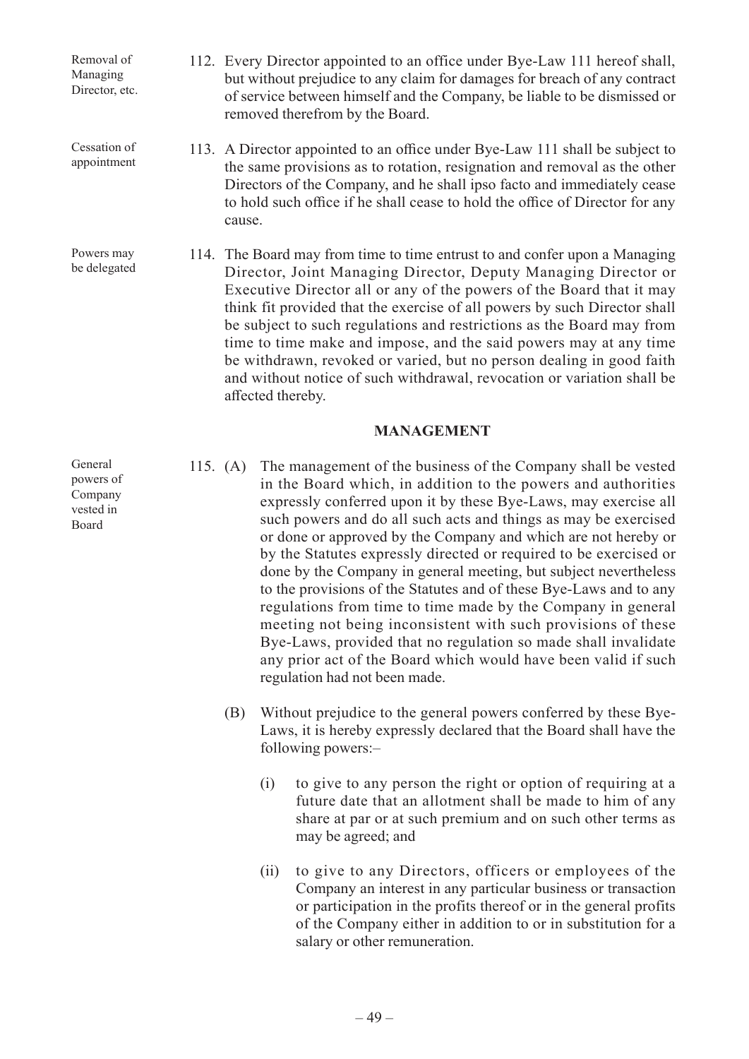Removal of Managing Director, etc.

112. Every Director appointed to an office under Bye-Law 111 hereof shall, but without prejudice to any claim for damages for breach of any contract of service between himself and the Company, be liable to be dismissed or removed therefrom by the Board.

Cessation of appointment

113. A Director appointed to an office under Bye-Law 111 shall be subject to the same provisions as to rotation, resignation and removal as the other Directors of the Company, and he shall ipso facto and immediately cease to hold such office if he shall cease to hold the office of Director for any cause.

Powers may be delegated

114. The Board may from time to time entrust to and confer upon a Managing Director, Joint Managing Director, Deputy Managing Director or Executive Director all or any of the powers of the Board that it may think fit provided that the exercise of all powers by such Director shall be subject to such regulations and restrictions as the Board may from time to time make and impose, and the said powers may at any time be withdrawn, revoked or varied, but no person dealing in good faith and without notice of such withdrawal, revocation or variation shall be affected thereby.

## MANAGEMENT

General powers of Company vested in Board

115. (A) The management of the business of the Company shall be vested in the Board which, in addition to the powers and authorities expressly conferred upon it by these Bye-Laws, may exercise all such powers and do all such acts and things as may be exercised or done or approved by the Company and which are not hereby or by the Statutes expressly directed or required to be exercised or done by the Company in general meeting, but subject nevertheless to the provisions of the Statutes and of these Bye-Laws and to any regulations from time to time made by the Company in general meeting not being inconsistent with such provisions of these Bye-Laws, provided that no regulation so made shall invalidate any prior act of the Board which would have been valid if such regulation had not been made.

(B) Without prejudice to the general powers conferred by these Bye-Laws, it is hereby expressly declared that the Board shall have the following powers:–

(i) to give to any person the right or option of requiring at a future date that an allotment shall be made to him of any share at par or at such premium and on such other terms as may be agreed; and

(ii) to give to any Directors, officers or employees of the Company an interest in any particular business or transaction or participation in the profits thereof or in the general profits of the Company either in addition to or in substitution for a salary or other remuneration.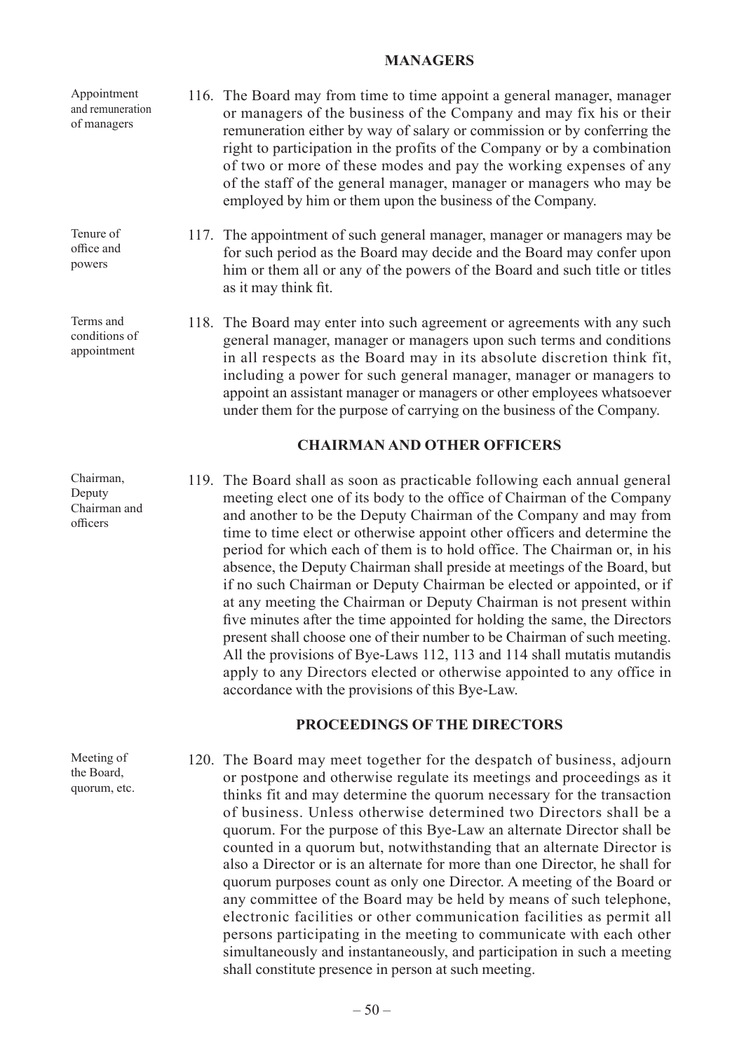## MANAGERS

Appointment and remuneration of managers

116. The Board may from time to time appoint a general manager, manager or managers of the business of the Company and may fix his or their remuneration either by way of salary or commission or by conferring the right to participation in the profits of the Company or by a combination of two or more of these modes and pay the working expenses of any of the staff of the general manager, manager or managers who may be employed by him or them upon the business of the Company.

Tenure of office and powers

117. The appointment of such general manager, manager or managers may be for such period as the Board may decide and the Board may confer upon him or them all or any of the powers of the Board and such title or titles as it may think fit.

Terms and conditions of appointment

118. The Board may enter into such agreement or agreements with any such general manager, manager or managers upon such terms and conditions in all respects as the Board may in its absolute discretion think fit, including a power for such general manager, manager or managers to appoint an assistant manager or managers or other employees whatsoever under them for the purpose of carrying on the business of the Company.

## CHAIRMAN AND OTHER OFFICERS

Chairman, Deputy Chairman and officers

119. The Board shall as soon as practicable following each annual general meeting elect one of its body to the office of Chairman of the Company and another to be the Deputy Chairman of the Company and may from time to time elect or otherwise appoint other officers and determine the period for which each of them is to hold office. The Chairman or, in his absence, the Deputy Chairman shall preside at meetings of the Board, but if no such Chairman or Deputy Chairman be elected or appointed, or if at any meeting the Chairman or Deputy Chairman is not present within five minutes after the time appointed for holding the same, the Directors present shall choose one of their number to be Chairman of such meeting. All the provisions of Bye-Laws 112, 113 and 114 shall mutatis mutandis apply to any Directors elected or otherwise appointed to any office in accordance with the provisions of this Bye-Law.

## PROCEEDINGS OF THE DIRECTORS

Meeting of the Board, quorum, etc.

120. The Board may meet together for the despatch of business, adjourn or postpone and otherwise regulate its meetings and proceedings as it thinks fit and may determine the quorum necessary for the transaction of business. Unless otherwise determined two Directors shall be a quorum. For the purpose of this Bye-Law an alternate Director shall be counted in a quorum but, notwithstanding that an alternate Director is also a Director or is an alternate for more than one Director, he shall for quorum purposes count as only one Director. A meeting of the Board or any committee of the Board may be held by means of such telephone, electronic facilities or other communication facilities as permit all persons participating in the meeting to communicate with each other simultaneously and instantaneously, and participation in such a meeting shall constitute presence in person at such meeting.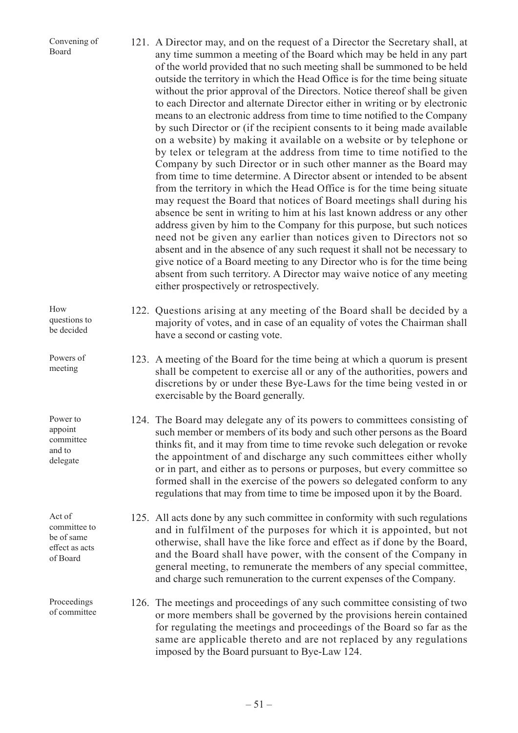**Convening of Board**

121. A Director may, and on the request of a Director the Secretary shall, at any time summon a meeting of the Board which may be held in any part of the world provided that no such meeting shall be summoned to be held outside the territory in which the Head Office is for the time being situate without the prior approval of the Directors. Notice thereof shall be given to each Director and alternate Director either in writing or by electronic means to an electronic address from time to time notified to the Company by such Director or (if the recipient consents to it being made available on a website) by making it available on a website or by telephone or by telex or telegram at the address from time to time notified to the Company by such Director or in such other manner as the Board may from time to time determine. A Director absent or intended to be absent from the territory in which the Head Office is for the time being situate may request the Board that notices of Board meetings shall during his absence be sent in writing to him at his last known address or any other address given by him to the Company for this purpose, but such notices need not be given any earlier than notices given to Directors not so absent and in the absence of any such request it shall not be necessary to give notice of a Board meeting to any Director who is for the time being absent from such territory. A Director may waive notice of any meeting either prospectively or retrospectively.

**How questions to be decided**

122. Questions arising at any meeting of the Board shall be decided by a majority of votes, and in case of an equality of votes the Chairman shall have a second or casting vote.

**Powers of meeting**

123. A meeting of the Board for the time being at which a quorum is present shall be competent to exercise all or any of the authorities, powers and discretions by or under these Bye-Laws for the time being vested in or exercisable by the Board generally.

**Power to appoint committee and to delegate**

124. The Board may delegate any of its powers to committees consisting of such member or members of its body and such other persons as the Board thinks fit, and it may from time to time revoke such delegation or revoke the appointment of and discharge any such committees either wholly or in part, and either as to persons or purposes, but every committee so formed shall in the exercise of the powers so delegated conform to any regulations that may from time to time be imposed upon it by the Board.

**Act of committee to be of same effect as acts of Board**

125. All acts done by any such committee in conformity with such regulations and in fulfilment of the purposes for which it is appointed, but not otherwise, shall have the like force and effect as if done by the Board, and the Board shall have power, with the consent of the Company in general meeting, to remunerate the members of any special committee, and charge such remuneration to the current expenses of the Company.

**Proceedings of committee**

126. The meetings and proceedings of any such committee consisting of two or more members shall be governed by the provisions herein contained for regulating the meetings and proceedings of the Board so far as the same are applicable thereto and are not replaced by any regulations imposed by the Board pursuant to Bye-Law 124.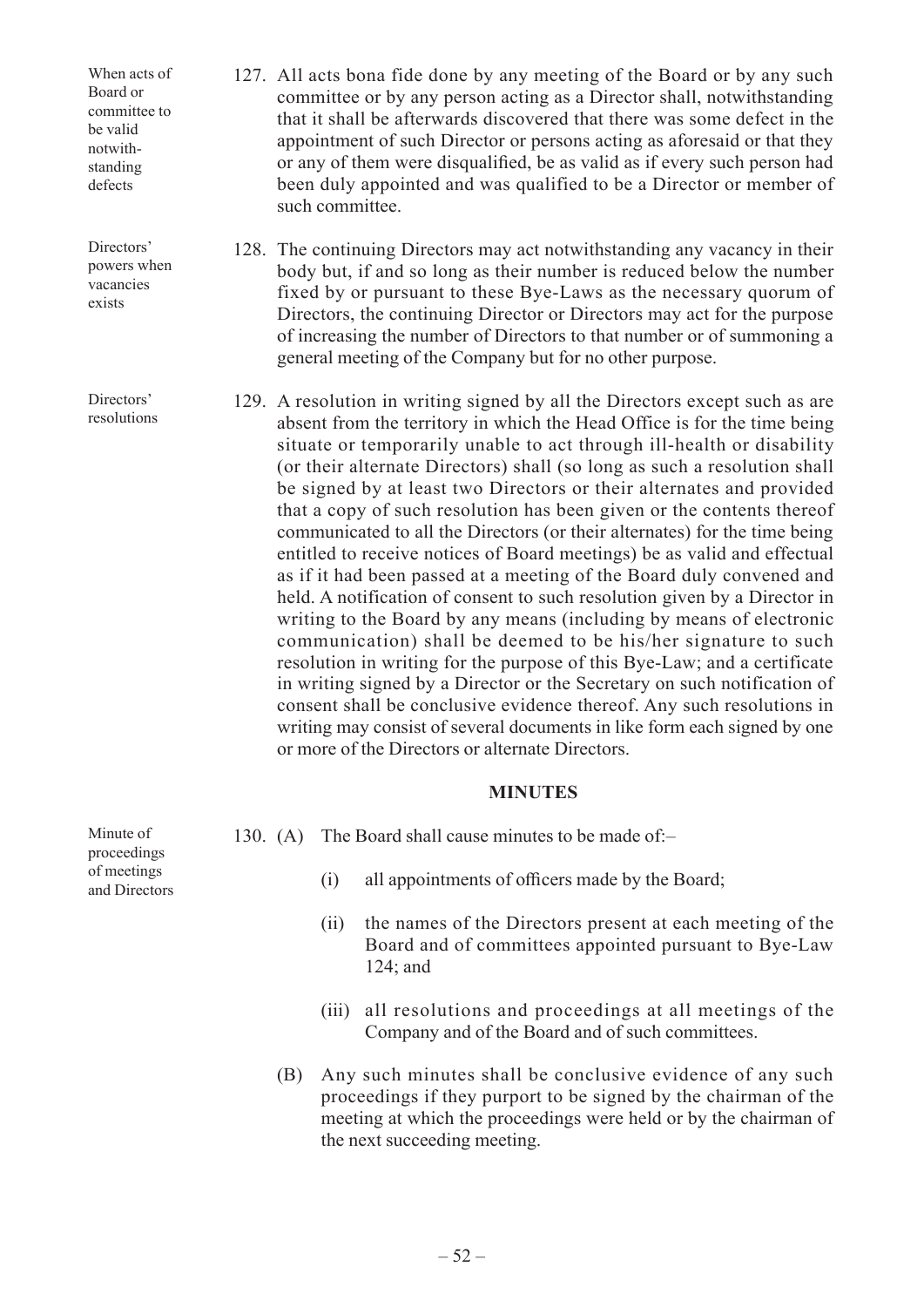When acts of Board or committee to be valid notwithstanding defects

127. All acts bona fide done by any meeting of the Board or by any such committee or by any person acting as a Director shall, notwithstanding that it shall be afterwards discovered that there was some defect in the appointment of such Director or persons acting as aforesaid or that they or any of them were disqualified, be as valid as if every such person had been duly appointed and was qualified to be a Director or member of such committee.

Directors' powers when vacancies exists

128. The continuing Directors may act notwithstanding any vacancy in their body but, if and so long as their number is reduced below the number fixed by or pursuant to these Bye-Laws as the necessary quorum of Directors, the continuing Director or Directors may act for the purpose of increasing the number of Directors to that number or of summoning a general meeting of the Company but for no other purpose.

Directors' resolutions

129. A resolution in writing signed by all the Directors except such as are absent from the territory in which the Head Office is for the time being situate or temporarily unable to act through ill-health or disability (or their alternate Directors) shall (so long as such a resolution shall be signed by at least two Directors or their alternates and provided that a copy of such resolution has been given or the contents thereof communicated to all the Directors (or their alternates) for the time being entitled to receive notices of Board meetings) be as valid and effectual as if it had been passed at a meeting of the Board duly convened and held. A notification of consent to such resolution given by a Director in writing to the Board by any means (including by means of electronic communication) shall be deemed to be his/her signature to such resolution in writing for the purpose of this Bye-Law; and a certificate in writing signed by a Director or the Secretary on such notification of consent shall be conclusive evidence thereof. Any such resolutions in writing may consist of several documents in like form each signed by one or more of the Directors or alternate Directors.

**MINUTES**

Minute of proceedings of meetings and Directors

130. (A) The Board shall cause minutes to be made of:–

(i) all appointments of officers made by the Board;

(ii) the names of the Directors present at each meeting of the Board and of committees appointed pursuant to Bye-Law 124; and

(iii) all resolutions and proceedings at all meetings of the Company and of the Board and of such committees.

(B) Any such minutes shall be conclusive evidence of any such proceedings if they purport to be signed by the chairman of the meeting at which the proceedings were held or by the chairman of the next succeeding meeting.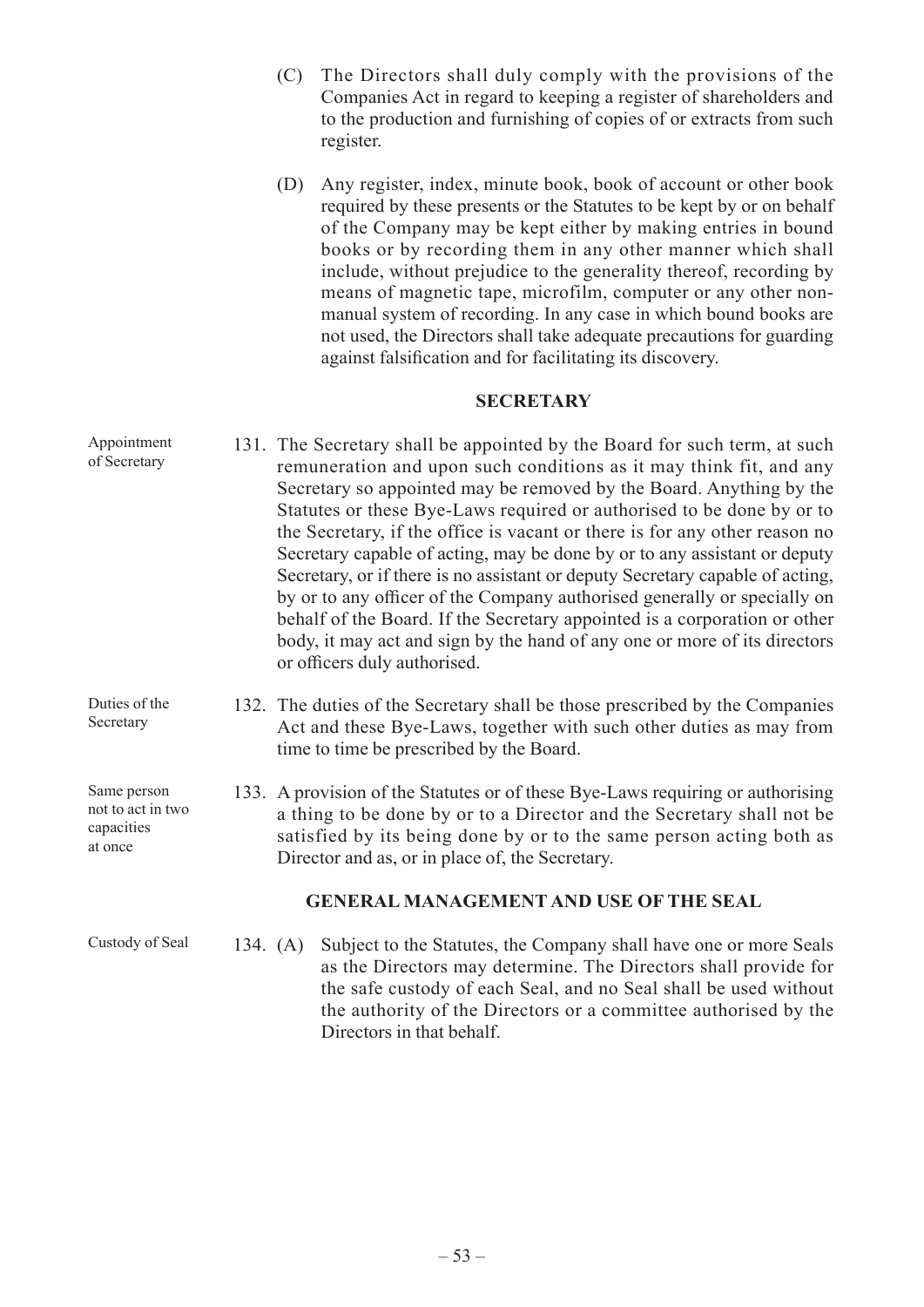(C) The Directors shall duly comply with the provisions of the Companies Act in regard to keeping a register of shareholders and to the production and furnishing of copies of or extracts from such register.

(D) Any register, index, minute book, book of account or other book required by these presents or the Statutes to be kept by or on behalf of the Company may be kept either by making entries in bound books or by recording them in any other manner which shall include, without prejudice to the generality thereof, recording by means of magnetic tape, microfilm, computer or any other non-manual system of recording. In any case in which bound books are not used, the Directors shall take adequate precautions for guarding against falsification and for facilitating its discovery.

## SECRETARY

*Appointment of Secretary*

131. The Secretary shall be appointed by the Board for such term, at such remuneration and upon such conditions as it may think fit, and any Secretary so appointed may be removed by the Board. Anything by the Statutes or these Bye-Laws required or authorised to be done by or to the Secretary, if the office is vacant or there is for any other reason no Secretary capable of acting, may be done by or to any assistant or deputy Secretary, or if there is no assistant or deputy Secretary capable of acting, by or to any officer of the Company authorised generally or specially on behalf of the Board. If the Secretary appointed is a corporation or other body, it may act and sign by the hand of any one or more of its directors or officers duly authorised.

*Duties of the Secretary*

132. The duties of the Secretary shall be those prescribed by the Companies Act and these Bye-Laws, together with such other duties as may from time to time be prescribed by the Board.

*Same person not to act in two capacities at once*

133. A provision of the Statutes or of these Bye-Laws requiring or authorising a thing to be done by or to a Director and the Secretary shall not be satisfied by its being done by or to the same person acting both as Director and as, or in place of, the Secretary.

## GENERAL MANAGEMENT AND USE OF THE SEAL

*Custody of Seal*

134. (A) Subject to the Statutes, the Company shall have one or more Seals as the Directors may determine. The Directors shall provide for the safe custody of each Seal, and no Seal shall be used without the authority of the Directors or a committee authorised by the Directors in that behalf.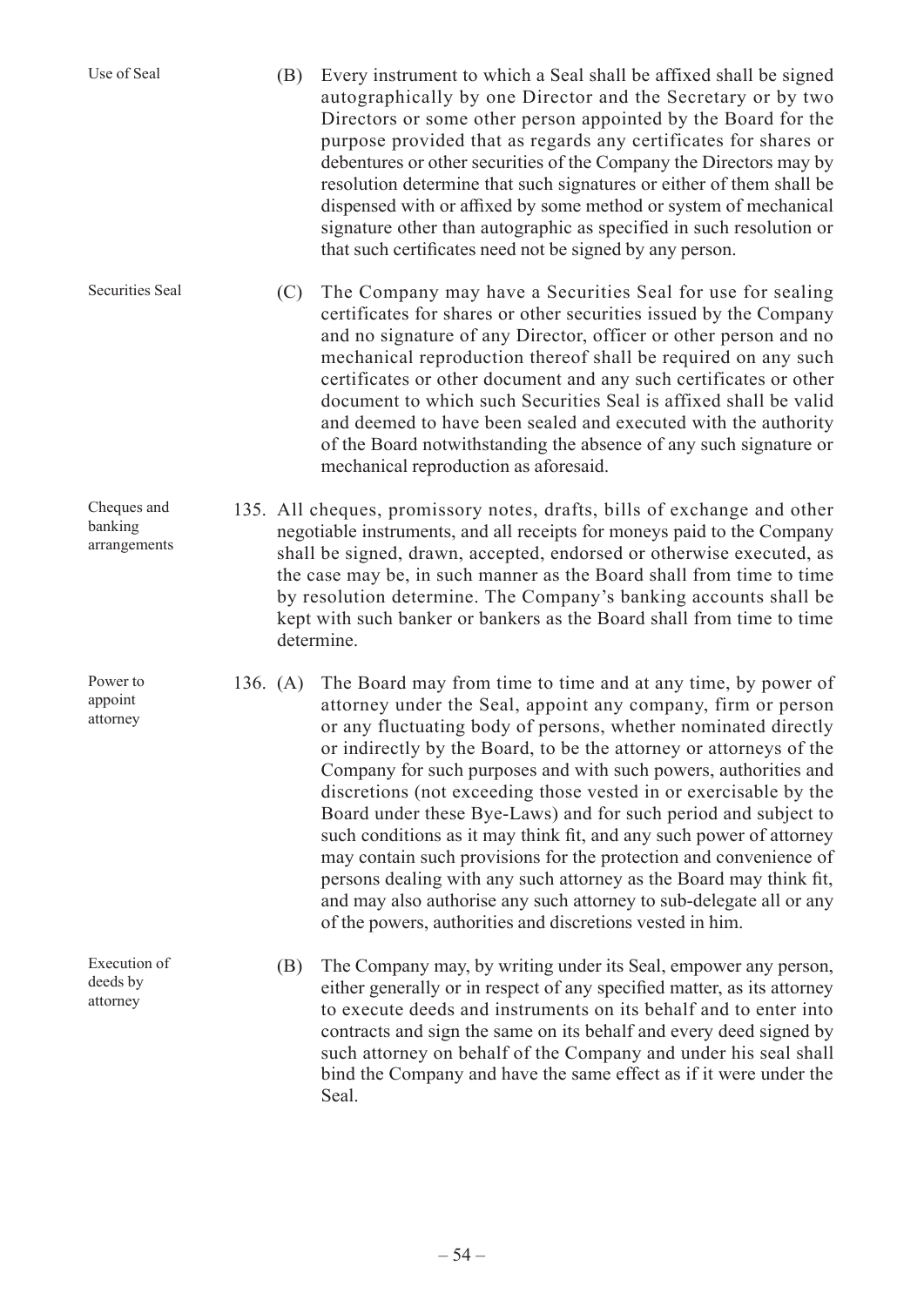Use of Seal

(B) Every instrument to which a Seal shall be affixed shall be signed autographically by one Director and the Secretary or by two Directors or some other person appointed by the Board for the purpose provided that as regards any certificates for shares or debentures or other securities of the Company the Directors may by resolution determine that such signatures or either of them shall be dispensed with or affixed by some method or system of mechanical signature other than autographic as specified in such resolution or that such certificates need not be signed by any person.

Securities Seal

(C) The Company may have a Securities Seal for use for sealing certificates for shares or other securities issued by the Company and no signature of any Director, officer or other person and no mechanical reproduction thereof shall be required on any such certificates or other document and any such certificates or other document to which such Securities Seal is affixed shall be valid and deemed to have been sealed and executed with the authority of the Board notwithstanding the absence of any such signature or mechanical reproduction as aforesaid.

Cheques and banking arrangements

135. All cheques, promissory notes, drafts, bills of exchange and other negotiable instruments, and all receipts for moneys paid to the Company shall be signed, drawn, accepted, endorsed or otherwise executed, as the case may be, in such manner as the Board shall from time to time by resolution determine. The Company's banking accounts shall be kept with such banker or bankers as the Board shall from time to time determine.

Power to appoint attorney

136. (A) The Board may from time to time and at any time, by power of attorney under the Seal, appoint any company, firm or person or any fluctuating body of persons, whether nominated directly or indirectly by the Board, to be the attorney or attorneys of the Company for such purposes and with such powers, authorities and discretions (not exceeding those vested in or exercisable by the Board under these Bye-Laws) and for such period and subject to such conditions as it may think fit, and any such power of attorney may contain such provisions for the protection and convenience of persons dealing with any such attorney as the Board may think fit, and may also authorise any such attorney to sub-delegate all or any of the powers, authorities and discretions vested in him.

Execution of deeds by attorney

(B) The Company may, by writing under its Seal, empower any person, either generally or in respect of any specified matter, as its attorney to execute deeds and instruments on its behalf and to enter into contracts and sign the same on its behalf and every deed signed by such attorney on behalf of the Company and under his seal shall bind the Company and have the same effect as if it were under the Seal.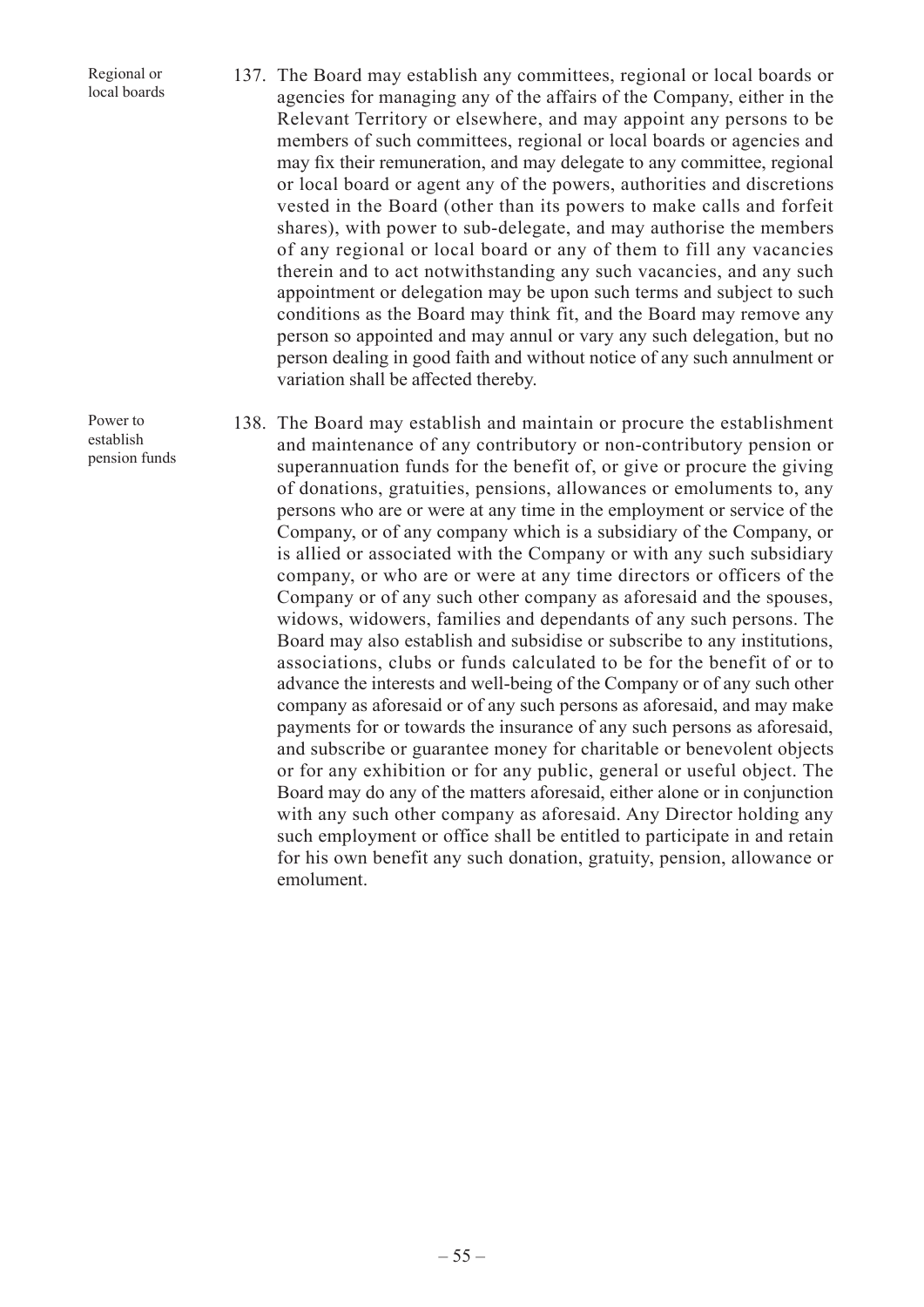Regional or local boards

137. The Board may establish any committees, regional or local boards or agencies for managing any of the affairs of the Company, either in the Relevant Territory or elsewhere, and may appoint any persons to be members of such committees, regional or local boards or agencies and may fix their remuneration, and may delegate to any committee, regional or local board or agent any of the powers, authorities and discretions vested in the Board (other than its powers to make calls and forfeit shares), with power to sub-delegate, and may authorise the members of any regional or local board or any of them to fill any vacancies therein and to act notwithstanding any such vacancies, and any such appointment or delegation may be upon such terms and subject to such conditions as the Board may think fit, and the Board may remove any person so appointed and may annul or vary any such delegation, but no person dealing in good faith and without notice of any such annulment or variation shall be affected thereby.

Power to establish pension funds

138. The Board may establish and maintain or procure the establishment and maintenance of any contributory or non-contributory pension or superannuation funds for the benefit of, or give or procure the giving of donations, gratuities, pensions, allowances or emoluments to, any persons who are or were at any time in the employment or service of the Company, or of any company which is a subsidiary of the Company, or is allied or associated with the Company or with any such subsidiary company, or who are or were at any time directors or officers of the Company or of any such other company as aforesaid and the spouses, widows, widowers, families and dependants of any such persons. The Board may also establish and subsidise or subscribe to any institutions, associations, clubs or funds calculated to be for the benefit of or to advance the interests and well-being of the Company or of any such other company as aforesaid or of any such persons as aforesaid, and may make payments for or towards the insurance of any such persons as aforesaid, and subscribe or guarantee money for charitable or benevolent objects or for any exhibition or for any public, general or useful object. The Board may do any of the matters aforesaid, either alone or in conjunction with any such other company as aforesaid. Any Director holding any such employment or office shall be entitled to participate in and retain for his own benefit any such donation, gratuity, pension, allowance or emolument.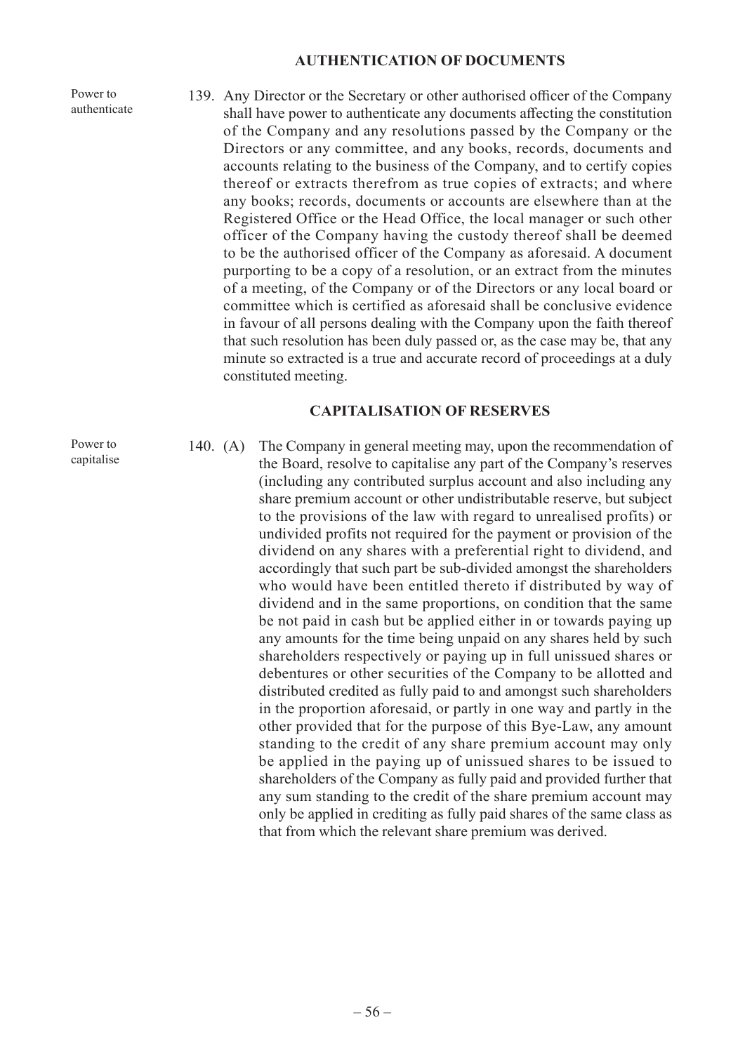## AUTHENTICATION OF DOCUMENTS

Power to authenticate

139. Any Director or the Secretary or other authorised officer of the Company shall have power to authenticate any documents affecting the constitution of the Company and any resolutions passed by the Company or the Directors or any committee, and any books, records, documents and accounts relating to the business of the Company, and to certify copies thereof or extracts therefrom as true copies of extracts; and where any books; records, documents or accounts are elsewhere than at the Registered Office or the Head Office, the local manager or such other officer of the Company having the custody thereof shall be deemed to be the authorised officer of the Company as aforesaid. A document purporting to be a copy of a resolution, or an extract from the minutes of a meeting, of the Company or of the Directors or any local board or committee which is certified as aforesaid shall be conclusive evidence in favour of all persons dealing with the Company upon the faith thereof that such resolution has been duly passed or, as the case may be, that any minute so extracted is a true and accurate record of proceedings at a duly constituted meeting.

## CAPITALISATION OF RESERVES

Power to capitalise

140. (A) The Company in general meeting may, upon the recommendation of the Board, resolve to capitalise any part of the Company's reserves (including any contributed surplus account and also including any share premium account or other undistributable reserve, but subject to the provisions of the law with regard to unrealised profits) or undivided profits not required for the payment or provision of the dividend on any shares with a preferential right to dividend, and accordingly that such part be sub-divided amongst the shareholders who would have been entitled thereto if distributed by way of dividend and in the same proportions, on condition that the same be not paid in cash but be applied either in or towards paying up any amounts for the time being unpaid on any shares held by such shareholders respectively or paying up in full unissued shares or debentures or other securities of the Company to be allotted and distributed credited as fully paid to and amongst such shareholders in the proportion aforesaid, or partly in one way and partly in the other provided that for the purpose of this Bye-Law, any amount standing to the credit of any share premium account may only be applied in the paying up of unissued shares to be issued to shareholders of the Company as fully paid and provided further that any sum standing to the credit of the share premium account may only be applied in crediting as fully paid shares of the same class as that from which the relevant share premium was derived.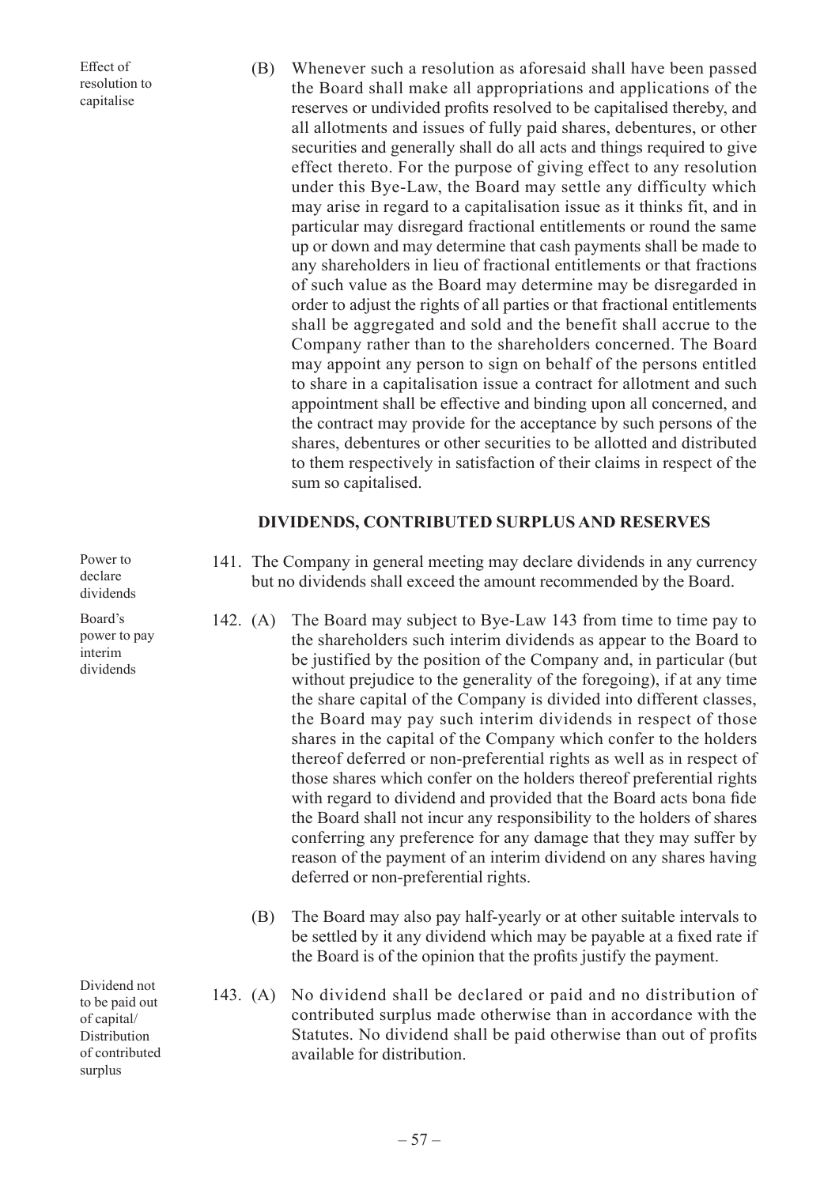*Effect of resolution to capitalise*

(B) Whenever such a resolution as aforesaid shall have been passed the Board shall make all appropriations and applications of the reserves or undivided profits resolved to be capitalised thereby, and all allotments and issues of fully paid shares, debentures, or other securities and generally shall do all acts and things required to give effect thereto. For the purpose of giving effect to any resolution under this Bye-Law, the Board may settle any difficulty which may arise in regard to a capitalisation issue as it thinks fit, and in particular may disregard fractional entitlements or round the same up or down and may determine that cash payments shall be made to any shareholders in lieu of fractional entitlements or that fractions of such value as the Board may determine may be disregarded in order to adjust the rights of all parties or that fractional entitlements shall be aggregated and sold and the benefit shall accrue to the Company rather than to the shareholders concerned. The Board may appoint any person to sign on behalf of the persons entitled to share in a capitalisation issue a contract for allotment and such appointment shall be effective and binding upon all concerned, and the contract may provide for the acceptance by such persons of the shares, debentures or other securities to be allotted and distributed to them respectively in satisfaction of their claims in respect of the sum so capitalised.

## DIVIDENDS, CONTRIBUTED SURPLUS AND RESERVES

*Power to declare dividends*

141. The Company in general meeting may declare dividends in any currency but no dividends shall exceed the amount recommended by the Board.

*Board's power to pay interim dividends*

142. (A) The Board may subject to Bye-Law 143 from time to time pay to the shareholders such interim dividends as appear to the Board to be justified by the position of the Company and, in particular (but without prejudice to the generality of the foregoing), if at any time the share capital of the Company is divided into different classes, the Board may pay such interim dividends in respect of those shares in the capital of the Company which confer to the holders thereof deferred or non-preferential rights as well as in respect of those shares which confer on the holders thereof preferential rights with regard to dividend and provided that the Board acts bona fide the Board shall not incur any responsibility to the holders of shares conferring any preference for any damage that they may suffer by reason of the payment of an interim dividend on any shares having deferred or non-preferential rights.

(B) The Board may also pay half-yearly or at other suitable intervals to be settled by it any dividend which may be payable at a fixed rate if the Board is of the opinion that the profits justify the payment.

*Dividend not to be paid out of capital/ Distribution of contributed surplus*

143. (A) No dividend shall be declared or paid and no distribution of contributed surplus made otherwise than in accordance with the Statutes. No dividend shall be paid otherwise than out of profits available for distribution.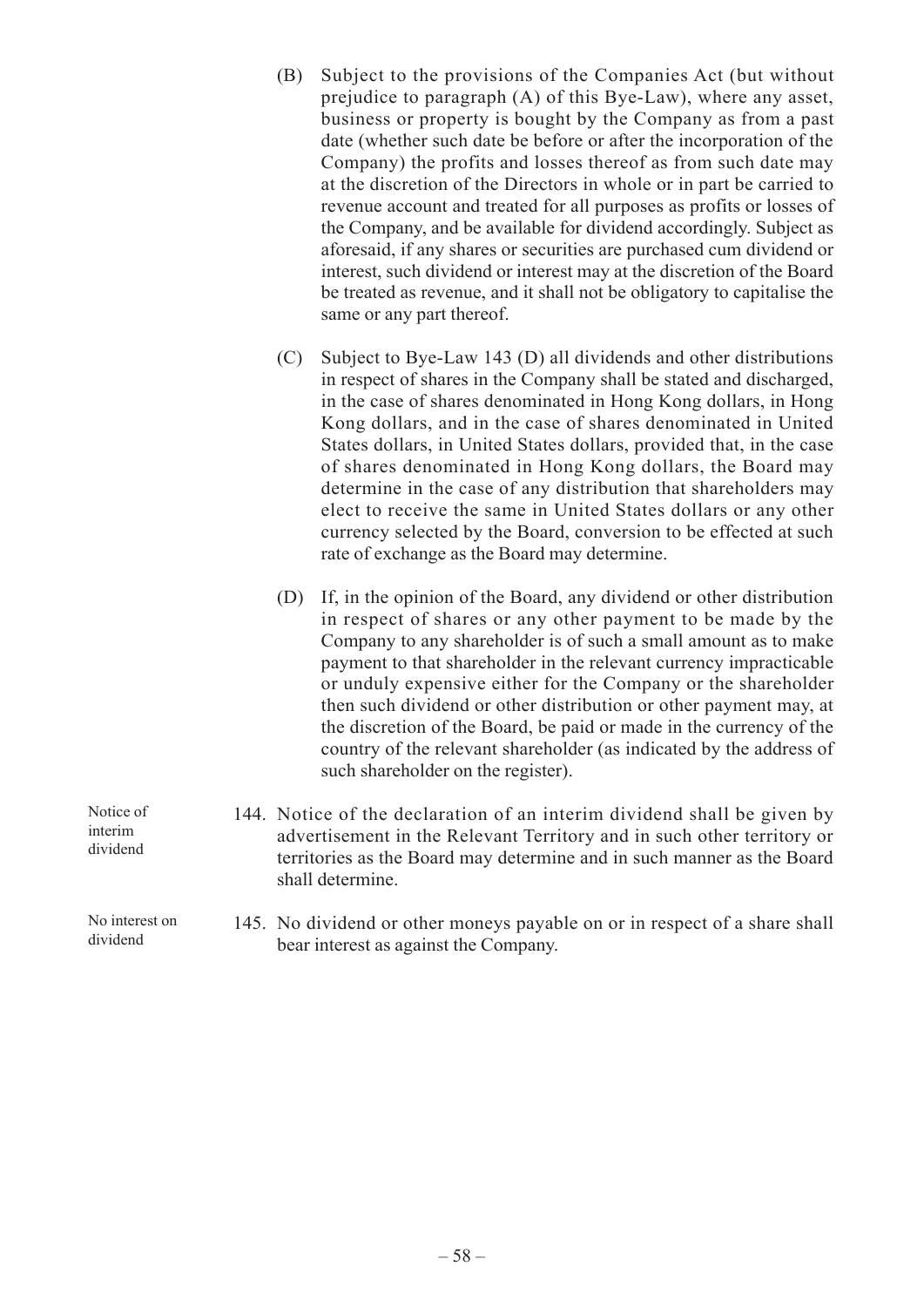(B) Subject to the provisions of the Companies Act (but without prejudice to paragraph (A) of this Bye-Law), where any asset, business or property is bought by the Company as from a past date (whether such date be before or after the incorporation of the Company) the profits and losses thereof as from such date may at the discretion of the Directors in whole or in part be carried to revenue account and treated for all purposes as profits or losses of the Company, and be available for dividend accordingly. Subject as aforesaid, if any shares or securities are purchased cum dividend or interest, such dividend or interest may at the discretion of the Board be treated as revenue, and it shall not be obligatory to capitalise the same or any part thereof.

(C) Subject to Bye-Law 143 (D) all dividends and other distributions in respect of shares in the Company shall be stated and discharged, in the case of shares denominated in Hong Kong dollars, in Hong Kong dollars, and in the case of shares denominated in United States dollars, in United States dollars, provided that, in the case of shares denominated in Hong Kong dollars, the Board may determine in the case of any distribution that shareholders may elect to receive the same in United States dollars or any other currency selected by the Board, conversion to be effected at such rate of exchange as the Board may determine.

(D) If, in the opinion of the Board, any dividend or other distribution in respect of shares or any other payment to be made by the Company to any shareholder is of such a small amount as to make payment to that shareholder in the relevant currency impracticable or unduly expensive either for the Company or the shareholder then such dividend or other distribution or other payment may, at the discretion of the Board, be paid or made in the currency of the country of the relevant shareholder (as indicated by the address of such shareholder on the register).

*Notice of interim dividend*

144. Notice of the declaration of an interim dividend shall be given by advertisement in the Relevant Territory and in such other territory or territories as the Board may determine and in such manner as the Board shall determine.

*No interest on dividend*

145. No dividend or other moneys payable on or in respect of a share shall bear interest as against the Company.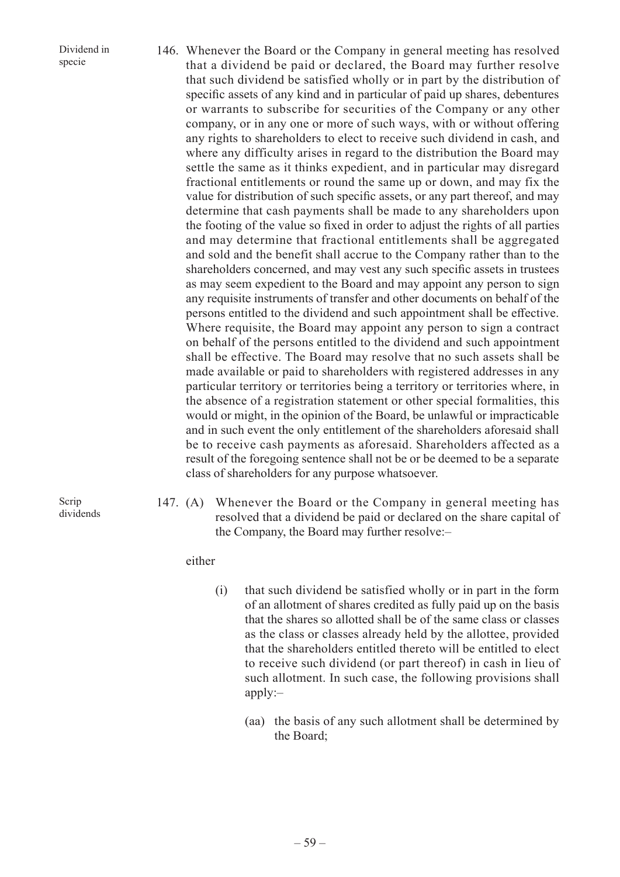Dividend in specie

146. Whenever the Board or the Company in general meeting has resolved that a dividend be paid or declared, the Board may further resolve that such dividend be satisfied wholly or in part by the distribution of specific assets of any kind and in particular of paid up shares, debentures or warrants to subscribe for securities of the Company or any other company, or in any one or more of such ways, with or without offering any rights to shareholders to elect to receive such dividend in cash, and where any difficulty arises in regard to the distribution the Board may settle the same as it thinks expedient, and in particular may disregard fractional entitlements or round the same up or down, and may fix the value for distribution of such specific assets, or any part thereof, and may determine that cash payments shall be made to any shareholders upon the footing of the value so fixed in order to adjust the rights of all parties and may determine that fractional entitlements shall be aggregated and sold and the benefit shall accrue to the Company rather than to the shareholders concerned, and may vest any such specific assets in trustees as may seem expedient to the Board and may appoint any person to sign any requisite instruments of transfer and other documents on behalf of the persons entitled to the dividend and such appointment shall be effective. Where requisite, the Board may appoint any person to sign a contract on behalf of the persons entitled to the dividend and such appointment shall be effective. The Board may resolve that no such assets shall be made available or paid to shareholders with registered addresses in any particular territory or territories being a territory or territories where, in the absence of a registration statement or other special formalities, this would or might, in the opinion of the Board, be unlawful or impracticable and in such event the only entitlement of the shareholders aforesaid shall be to receive cash payments as aforesaid. Shareholders affected as a result of the foregoing sentence shall not be or be deemed to be a separate class of shareholders for any purpose whatsoever.

Scrip dividends

147. (A) Whenever the Board or the Company in general meeting has resolved that a dividend be paid or declared on the share capital of the Company, the Board may further resolve:–

either

(i) that such dividend be satisfied wholly or in part in the form of an allotment of shares credited as fully paid up on the basis that the shares so allotted shall be of the same class or classes as the class or classes already held by the allottee, provided that the shareholders entitled thereto will be entitled to elect to receive such dividend (or part thereof) in cash in lieu of such allotment. In such case, the following provisions shall apply:–

(aa) the basis of any such allotment shall be determined by the Board;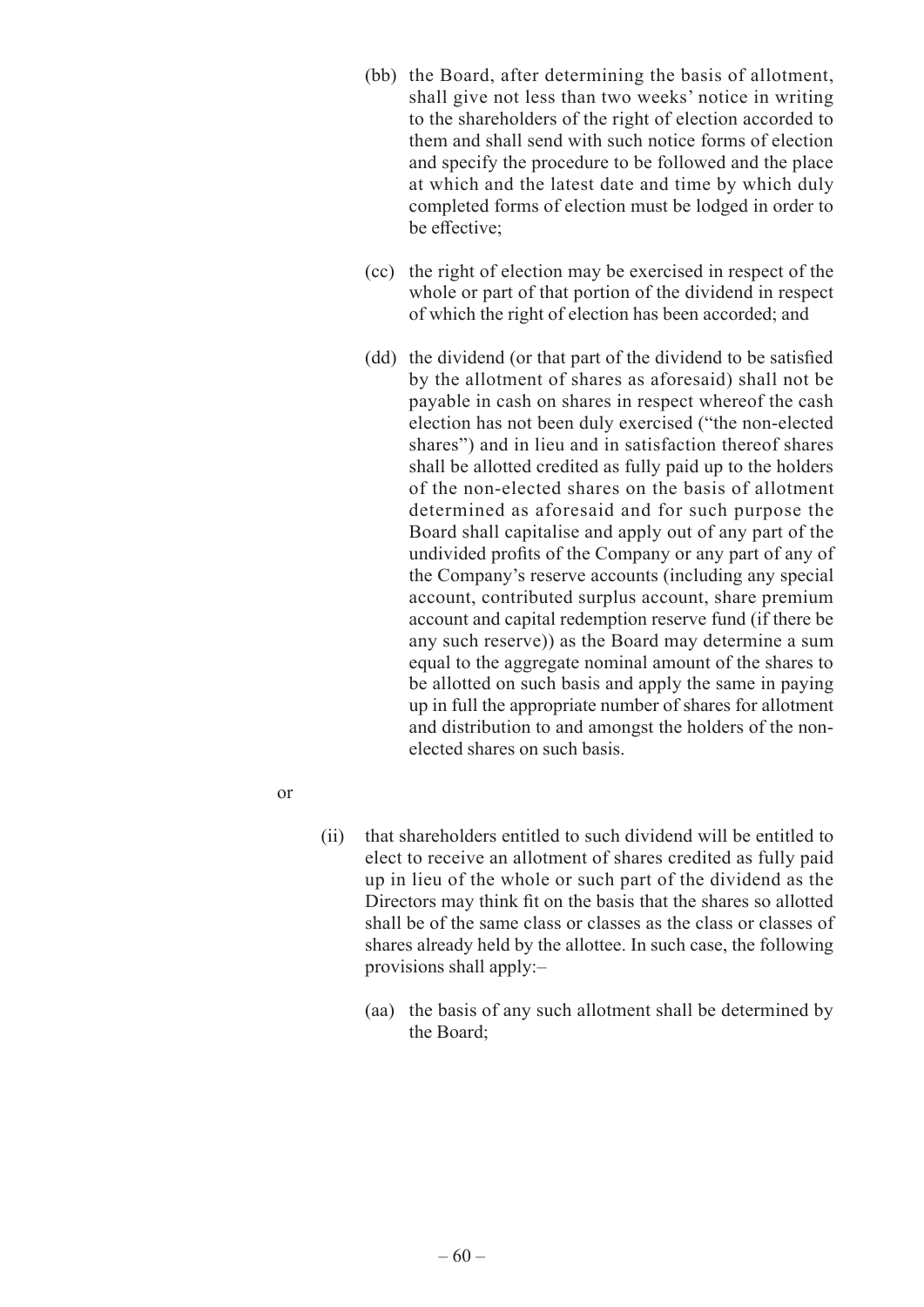(bb) the Board, after determining the basis of allotment, shall give not less than two weeks' notice in writing to the shareholders of the right of election accorded to them and shall send with such notice forms of election and specify the procedure to be followed and the place at which and the latest date and time by which duly completed forms of election must be lodged in order to be effective;

(cc) the right of election may be exercised in respect of the whole or part of that portion of the dividend in respect of which the right of election has been accorded; and

(dd) the dividend (or that part of the dividend to be satisfied by the allotment of shares as aforesaid) shall not be payable in cash on shares in respect whereof the cash election has not been duly exercised ("the non-elected shares") and in lieu and in satisfaction thereof shares shall be allotted credited as fully paid up to the holders of the non-elected shares on the basis of allotment determined as aforesaid and for such purpose the Board shall capitalise and apply out of any part of the undivided profits of the Company or any part of any of the Company's reserve accounts (including any special account, contributed surplus account, share premium account and capital redemption reserve fund (if there be any such reserve)) as the Board may determine a sum equal to the aggregate nominal amount of the shares to be allotted on such basis and apply the same in paying up in full the appropriate number of shares for allotment and distribution to and amongst the holders of the non-elected shares on such basis.

or

(ii) that shareholders entitled to such dividend will be entitled to elect to receive an allotment of shares credited as fully paid up in lieu of the whole or such part of the dividend as the Directors may think fit on the basis that the shares so allotted shall be of the same class or classes as the class or classes of shares already held by the allottee. In such case, the following provisions shall apply:–

(aa) the basis of any such allotment shall be determined by the Board;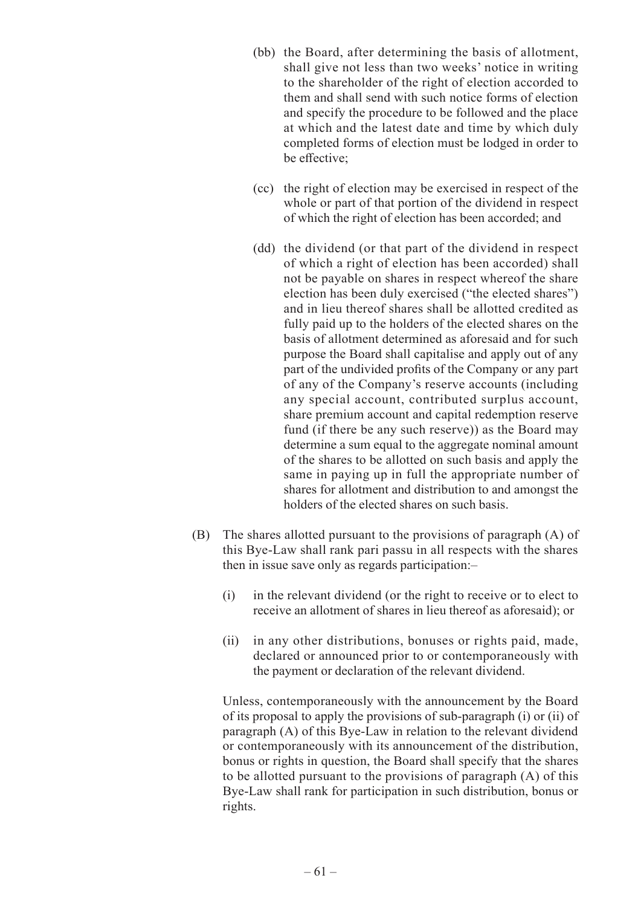(bb) the Board, after determining the basis of allotment, shall give not less than two weeks' notice in writing to the shareholder of the right of election accorded to them and shall send with such notice forms of election and specify the procedure to be followed and the place at which and the latest date and time by which duly completed forms of election must be lodged in order to be effective;

(cc) the right of election may be exercised in respect of the whole or part of that portion of the dividend in respect of which the right of election has been accorded; and

(dd) the dividend (or that part of the dividend in respect of which a right of election has been accorded) shall not be payable on shares in respect whereof the share election has been duly exercised ("the elected shares") and in lieu thereof shares shall be allotted credited as fully paid up to the holders of the elected shares on the basis of allotment determined as aforesaid and for such purpose the Board shall capitalise and apply out of any part of the undivided profits of the Company or any part of any of the Company's reserve accounts (including any special account, contributed surplus account, share premium account and capital redemption reserve fund (if there be any such reserve)) as the Board may determine a sum equal to the aggregate nominal amount of the shares to be allotted on such basis and apply the same in paying up in full the appropriate number of shares for allotment and distribution to and amongst the holders of the elected shares on such basis.

(B) The shares allotted pursuant to the provisions of paragraph (A) of this Bye-Law shall rank pari passu in all respects with the shares then in issue save only as regards participation:–

(i) in the relevant dividend (or the right to receive or to elect to receive an allotment of shares in lieu thereof as aforesaid); or

(ii) in any other distributions, bonuses or rights paid, made, declared or announced prior to or contemporaneously with the payment or declaration of the relevant dividend.

Unless, contemporaneously with the announcement by the Board of its proposal to apply the provisions of sub-paragraph (i) or (ii) of paragraph (A) of this Bye-Law in relation to the relevant dividend or contemporaneously with its announcement of the distribution, bonus or rights in question, the Board shall specify that the shares to be allotted pursuant to the provisions of paragraph (A) of this Bye-Law shall rank for participation in such distribution, bonus or rights.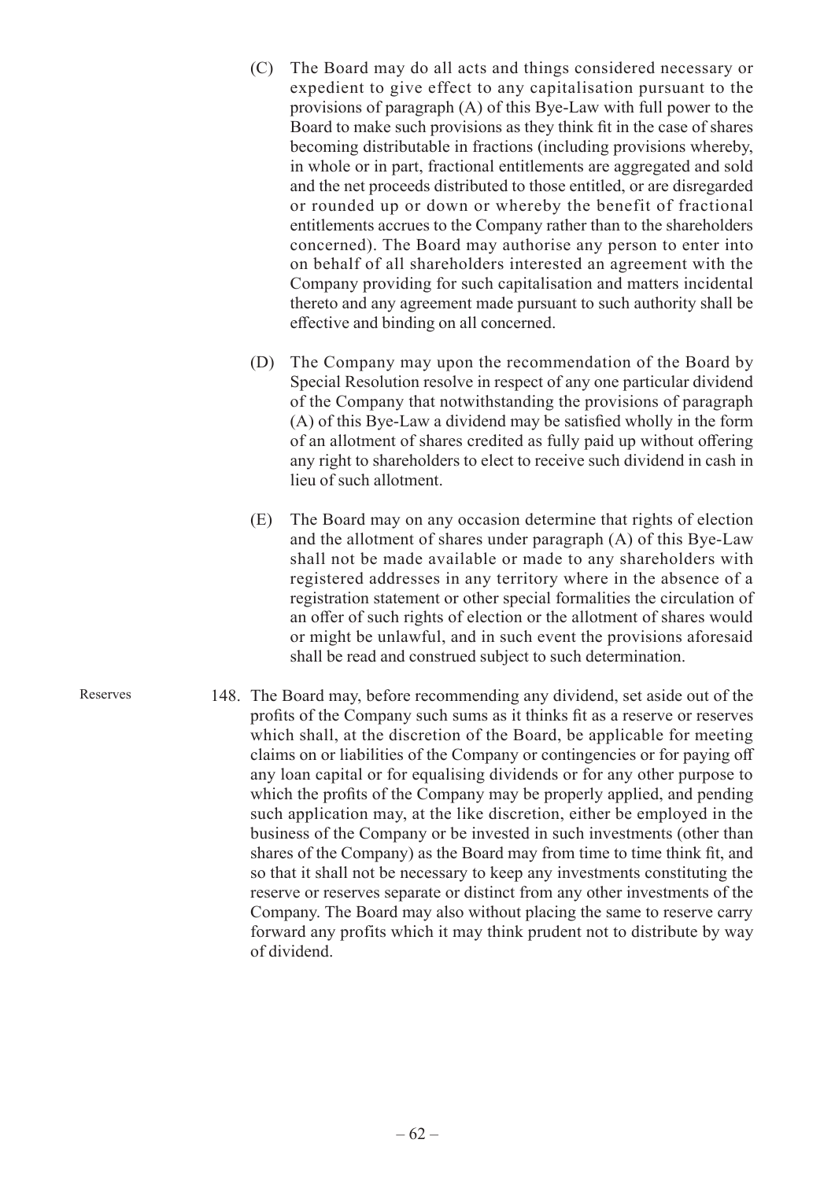(C) The Board may do all acts and things considered necessary or expedient to give effect to any capitalisation pursuant to the provisions of paragraph (A) of this Bye-Law with full power to the Board to make such provisions as they think fit in the case of shares becoming distributable in fractions (including provisions whereby, in whole or in part, fractional entitlements are aggregated and sold and the net proceeds distributed to those entitled, or are disregarded or rounded up or down or whereby the benefit of fractional entitlements accrues to the Company rather than to the shareholders concerned). The Board may authorise any person to enter into on behalf of all shareholders interested an agreement with the Company providing for such capitalisation and matters incidental thereto and any agreement made pursuant to such authority shall be effective and binding on all concerned.

(D) The Company may upon the recommendation of the Board by Special Resolution resolve in respect of any one particular dividend of the Company that notwithstanding the provisions of paragraph (A) of this Bye-Law a dividend may be satisfied wholly in the form of an allotment of shares credited as fully paid up without offering any right to shareholders to elect to receive such dividend in cash in lieu of such allotment.

(E) The Board may on any occasion determine that rights of election and the allotment of shares under paragraph (A) of this Bye-Law shall not be made available or made to any shareholders with registered addresses in any territory where in the absence of a registration statement or other special formalities the circulation of an offer of such rights of election or the allotment of shares would or might be unlawful, and in such event the provisions aforesaid shall be read and construed subject to such determination.

Reserves

148. The Board may, before recommending any dividend, set aside out of the profits of the Company such sums as it thinks fit as a reserve or reserves which shall, at the discretion of the Board, be applicable for meeting claims on or liabilities of the Company or contingencies or for paying off any loan capital or for equalising dividends or for any other purpose to which the profits of the Company may be properly applied, and pending such application may, at the like discretion, either be employed in the business of the Company or be invested in such investments (other than shares of the Company) as the Board may from time to time think fit, and so that it shall not be necessary to keep any investments constituting the reserve or reserves separate or distinct from any other investments of the Company. The Board may also without placing the same to reserve carry forward any profits which it may think prudent not to distribute by way of dividend.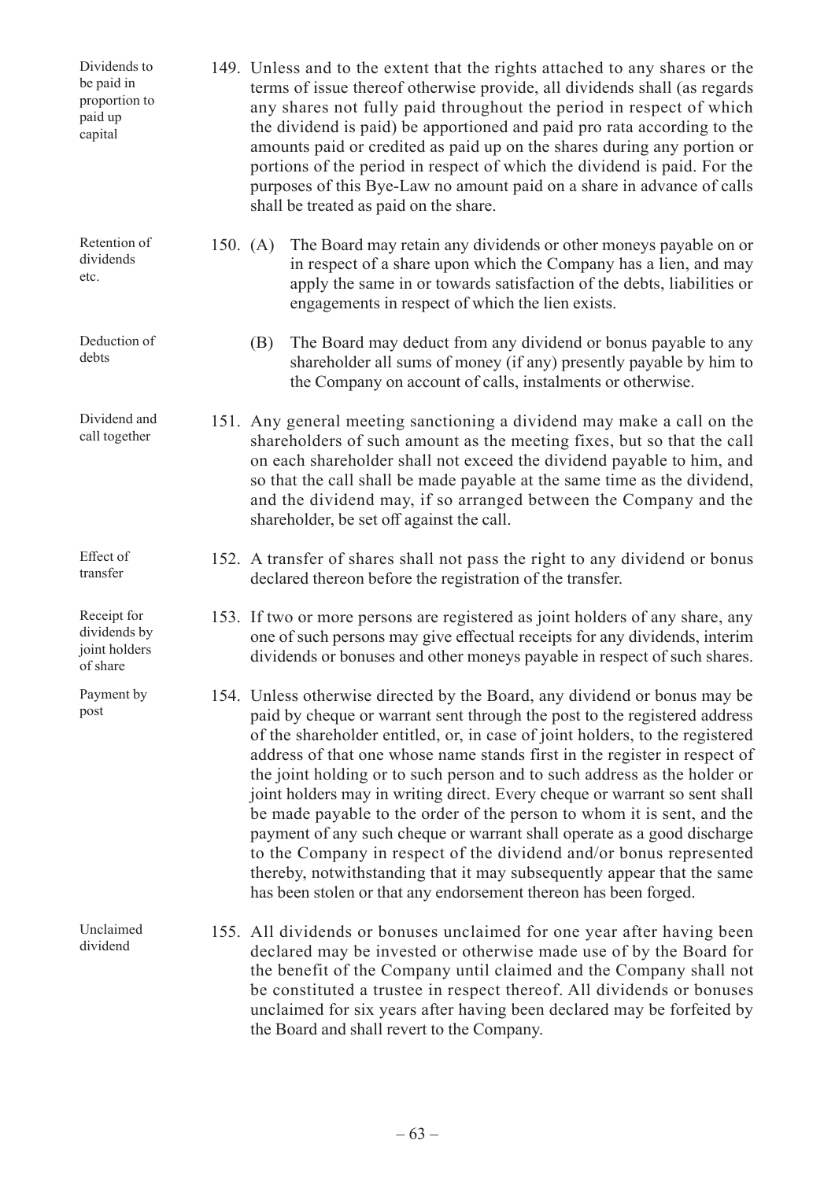**Dividends to be paid in proportion to paid up capital**

149. Unless and to the extent that the rights attached to any shares or the terms of issue thereof otherwise provide, all dividends shall (as regards any shares not fully paid throughout the period in respect of which the dividend is paid) be apportioned and paid pro rata according to the amounts paid or credited as paid up on the shares during any portion or portions of the period in respect of which the dividend is paid. For the purposes of this Bye-Law no amount paid on a share in advance of calls shall be treated as paid on the share.

**Retention of dividends etc.**

150. (A) The Board may retain any dividends or other moneys payable on or in respect of a share upon which the Company has a lien, and may apply the same in or towards satisfaction of the debts, liabilities or engagements in respect of which the lien exists.

**Deduction of debts**

(B) The Board may deduct from any dividend or bonus payable to any shareholder all sums of money (if any) presently payable by him to the Company on account of calls, instalments or otherwise.

**Dividend and call together**

151. Any general meeting sanctioning a dividend may make a call on the shareholders of such amount as the meeting fixes, but so that the call on each shareholder shall not exceed the dividend payable to him, and so that the call shall be made payable at the same time as the dividend, and the dividend may, if so arranged between the Company and the shareholder, be set off against the call.

**Effect of transfer**

152. A transfer of shares shall not pass the right to any dividend or bonus declared thereon before the registration of the transfer.

**Receipt for dividends by joint holders of share**

153. If two or more persons are registered as joint holders of any share, any one of such persons may give effectual receipts for any dividends, interim dividends or bonuses and other moneys payable in respect of such shares.

**Payment by post**

154. Unless otherwise directed by the Board, any dividend or bonus may be paid by cheque or warrant sent through the post to the registered address of the shareholder entitled, or, in case of joint holders, to the registered address of that one whose name stands first in the register in respect of the joint holding or to such person and to such address as the holder or joint holders may in writing direct. Every cheque or warrant so sent shall be made payable to the order of the person to whom it is sent, and the payment of any such cheque or warrant shall operate as a good discharge to the Company in respect of the dividend and/or bonus represented thereby, notwithstanding that it may subsequently appear that the same has been stolen or that any endorsement thereon has been forged.

**Unclaimed dividend**

155. All dividends or bonuses unclaimed for one year after having been declared may be invested or otherwise made use of by the Board for the benefit of the Company until claimed and the Company shall not be constituted a trustee in respect thereof. All dividends or bonuses unclaimed for six years after having been declared may be forfeited by the Board and shall revert to the Company.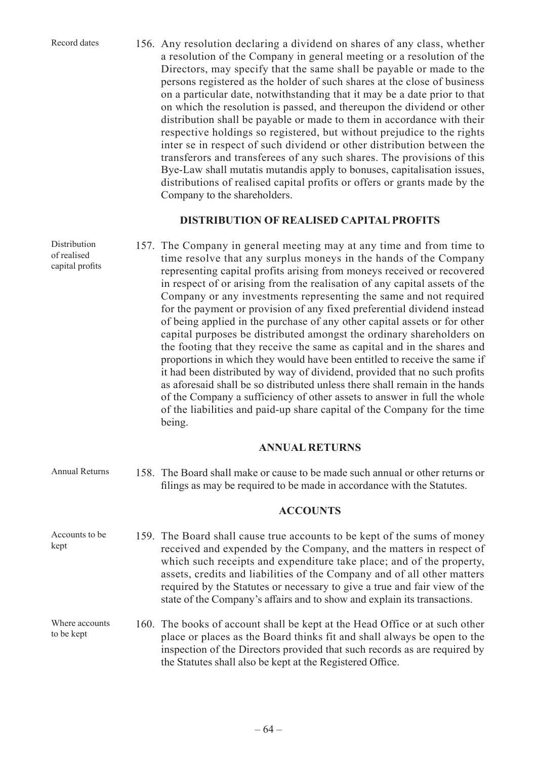Record dates

156. Any resolution declaring a dividend on shares of any class, whether a resolution of the Company in general meeting or a resolution of the Directors, may specify that the same shall be payable or made to the persons registered as the holder of such shares at the close of business on a particular date, notwithstanding that it may be a date prior to that on which the resolution is passed, and thereupon the dividend or other distribution shall be payable or made to them in accordance with their respective holdings so registered, but without prejudice to the rights inter se in respect of such dividend or other distribution between the transferors and transferees of any such shares. The provisions of this Bye-Law shall mutatis mutandis apply to bonuses, capitalisation issues, distributions of realised capital profits or offers or grants made by the Company to the shareholders.

## DISTRIBUTION OF REALISED CAPITAL PROFITS

Distribution of realised capital profits

157. The Company in general meeting may at any time and from time to time resolve that any surplus moneys in the hands of the Company representing capital profits arising from moneys received or recovered in respect of or arising from the realisation of any capital assets of the Company or any investments representing the same and not required for the payment or provision of any fixed preferential dividend instead of being applied in the purchase of any other capital assets or for other capital purposes be distributed amongst the ordinary shareholders on the footing that they receive the same as capital and in the shares and proportions in which they would have been entitled to receive the same if it had been distributed by way of dividend, provided that no such profits as aforesaid shall be so distributed unless there shall remain in the hands of the Company a sufficiency of other assets to answer in full the whole of the liabilities and paid-up share capital of the Company for the time being.

## ANNUAL RETURNS

Annual Returns

158. The Board shall make or cause to be made such annual or other returns or filings as may be required to be made in accordance with the Statutes.

## ACCOUNTS

Accounts to be kept

159. The Board shall cause true accounts to be kept of the sums of money received and expended by the Company, and the matters in respect of which such receipts and expenditure take place; and of the property, assets, credits and liabilities of the Company and of all other matters required by the Statutes or necessary to give a true and fair view of the state of the Company's affairs and to show and explain its transactions.

Where accounts to be kept

160. The books of account shall be kept at the Head Office or at such other place or places as the Board thinks fit and shall always be open to the inspection of the Directors provided that such records as are required by the Statutes shall also be kept at the Registered Office.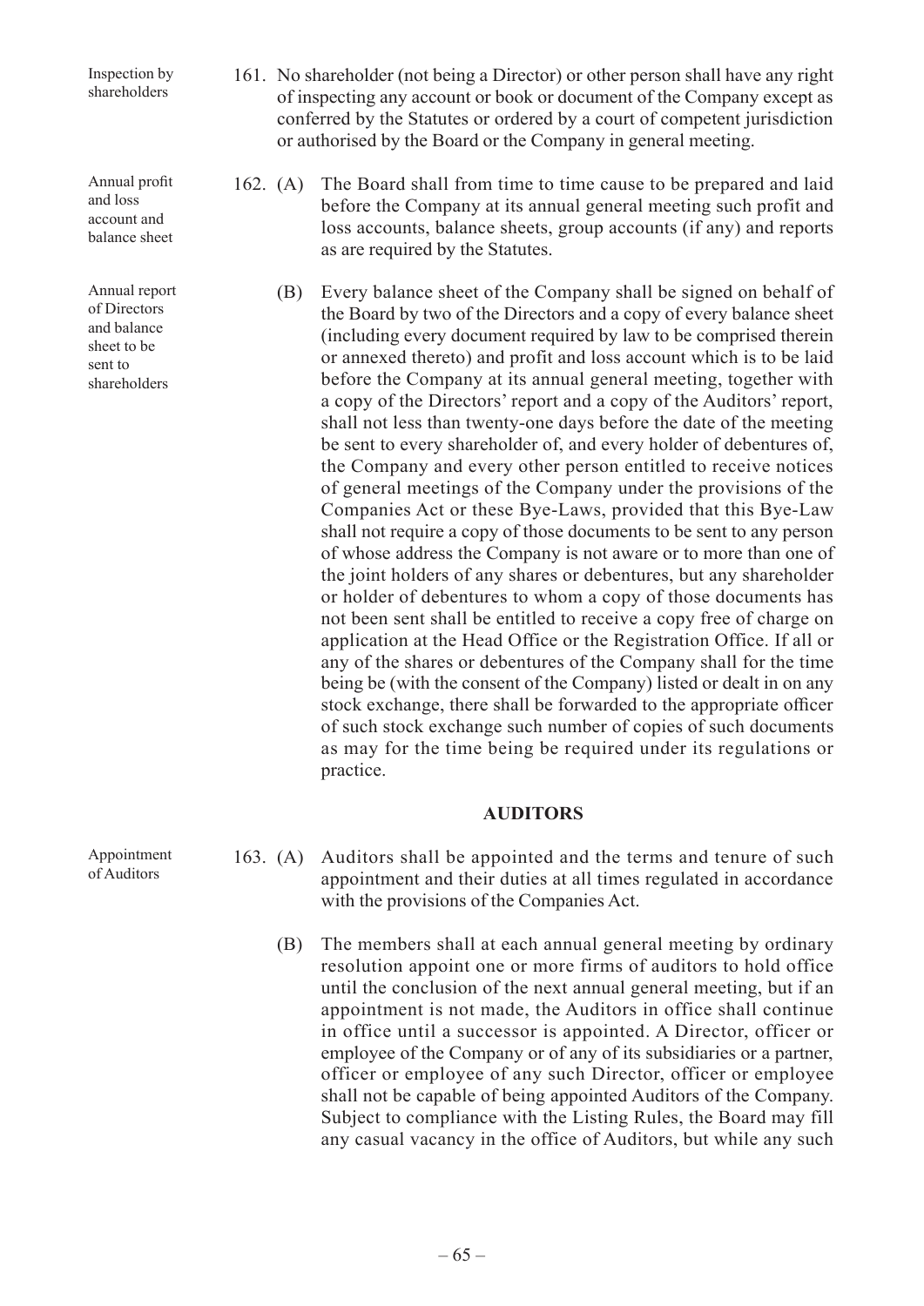Inspection by shareholders

161. No shareholder (not being a Director) or other person shall have any right of inspecting any account or book or document of the Company except as conferred by the Statutes or ordered by a court of competent jurisdiction or authorised by the Board or the Company in general meeting.

Annual profit and loss account and balance sheet

162. (A) The Board shall from time to time cause to be prepared and laid before the Company at its annual general meeting such profit and loss accounts, balance sheets, group accounts (if any) and reports as are required by the Statutes.

Annual report of Directors and balance sheet to be sent to shareholders

(B) Every balance sheet of the Company shall be signed on behalf of the Board by two of the Directors and a copy of every balance sheet (including every document required by law to be comprised therein or annexed thereto) and profit and loss account which is to be laid before the Company at its annual general meeting, together with a copy of the Directors' report and a copy of the Auditors' report, shall not less than twenty-one days before the date of the meeting be sent to every shareholder of, and every holder of debentures of, the Company and every other person entitled to receive notices of general meetings of the Company under the provisions of the Companies Act or these Bye-Laws, provided that this Bye-Law shall not require a copy of those documents to be sent to any person of whose address the Company is not aware or to more than one of the joint holders of any shares or debentures, but any shareholder or holder of debentures to whom a copy of those documents has not been sent shall be entitled to receive a copy free of charge on application at the Head Office or the Registration Office. If all or any of the shares or debentures of the Company shall for the time being be (with the consent of the Company) listed or dealt in on any stock exchange, there shall be forwarded to the appropriate officer of such stock exchange such number of copies of such documents as may for the time being be required under its regulations or practice.

## AUDITORS

Appointment of Auditors

163. (A) Auditors shall be appointed and the terms and tenure of such appointment and their duties at all times regulated in accordance with the provisions of the Companies Act.

(B) The members shall at each annual general meeting by ordinary resolution appoint one or more firms of auditors to hold office until the conclusion of the next annual general meeting, but if an appointment is not made, the Auditors in office shall continue in office until a successor is appointed. A Director, officer or employee of the Company or of any of its subsidiaries or a partner, officer or employee of any such Director, officer or employee shall not be capable of being appointed Auditors of the Company. Subject to compliance with the Listing Rules, the Board may fill any casual vacancy in the office of Auditors, but while any such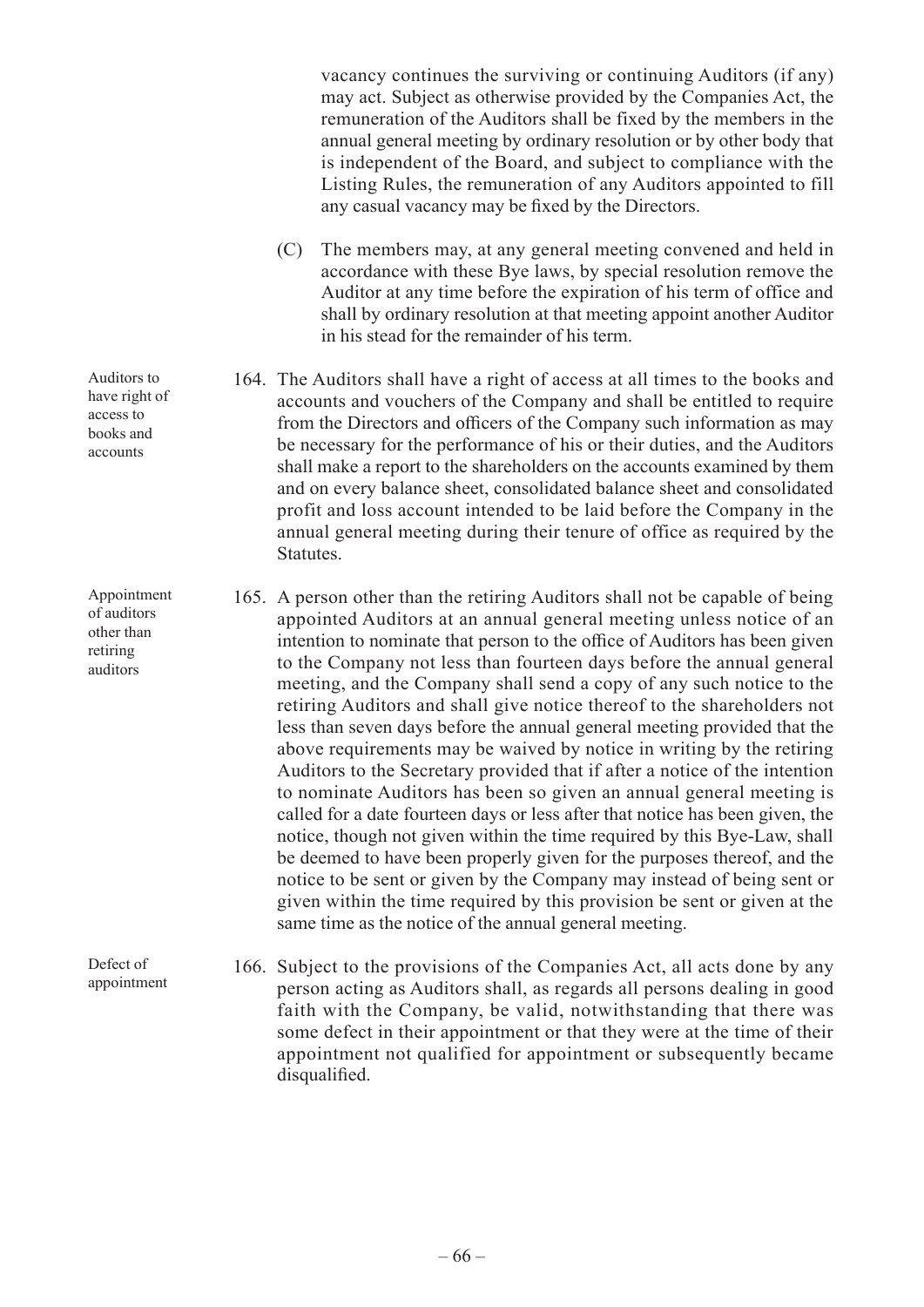vacancy continues the surviving or continuing Auditors (if any) may act. Subject as otherwise provided by the Companies Act, the remuneration of the Auditors shall be fixed by the members in the annual general meeting by ordinary resolution or by other body that is independent of the Board, and subject to compliance with the Listing Rules, the remuneration of any Auditors appointed to fill any casual vacancy may be fixed by the Directors.

(C) The members may, at any general meeting convened and held in accordance with these Bye laws, by special resolution remove the Auditor at any time before the expiration of his term of office and shall by ordinary resolution at that meeting appoint another Auditor in his stead for the remainder of his term.

*Auditors to have right of access to books and accounts*

164. The Auditors shall have a right of access at all times to the books and accounts and vouchers of the Company and shall be entitled to require from the Directors and officers of the Company such information as may be necessary for the performance of his or their duties, and the Auditors shall make a report to the shareholders on the accounts examined by them and on every balance sheet, consolidated balance sheet and consolidated profit and loss account intended to be laid before the Company in the annual general meeting during their tenure of office as required by the Statutes.

*Appointment of auditors other than retiring auditors*

165. A person other than the retiring Auditors shall not be capable of being appointed Auditors at an annual general meeting unless notice of an intention to nominate that person to the office of Auditors has been given to the Company not less than fourteen days before the annual general meeting, and the Company shall send a copy of any such notice to the retiring Auditors and shall give notice thereof to the shareholders not less than seven days before the annual general meeting provided that the above requirements may be waived by notice in writing by the retiring Auditors to the Secretary provided that if after a notice of the intention to nominate Auditors has been so given an annual general meeting is called for a date fourteen days or less after that notice has been given, the notice, though not given within the time required by this Bye-Law, shall be deemed to have been properly given for the purposes thereof, and the notice to be sent or given by the Company may instead of being sent or given within the time required by this provision be sent or given at the same time as the notice of the annual general meeting.

*Defect of appointment*

166. Subject to the provisions of the Companies Act, all acts done by any person acting as Auditors shall, as regards all persons dealing in good faith with the Company, be valid, notwithstanding that there was some defect in their appointment or that they were at the time of their appointment not qualified for appointment or subsequently became disqualified.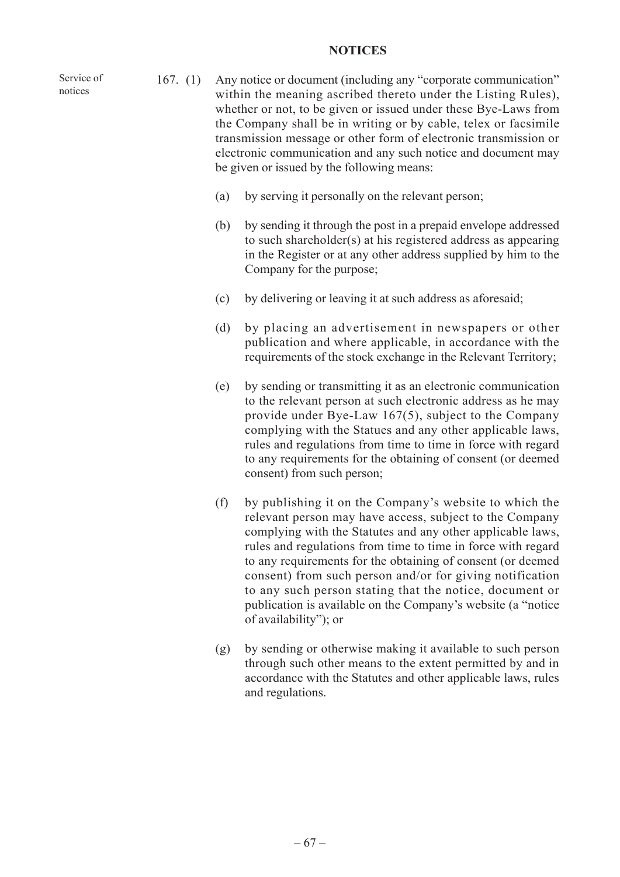## NOTICES

Service of notices

167. (1) Any notice or document (including any "corporate communication" within the meaning ascribed thereto under the Listing Rules), whether or not, to be given or issued under these Bye-Laws from the Company shall be in writing or by cable, telex or facsimile transmission message or other form of electronic transmission or electronic communication and any such notice and document may be given or issued by the following means:

(a) by serving it personally on the relevant person;

(b) by sending it through the post in a prepaid envelope addressed to such shareholder(s) at his registered address as appearing in the Register or at any other address supplied by him to the Company for the purpose;

(c) by delivering or leaving it at such address as aforesaid;

(d) by placing an advertisement in newspapers or other publication and where applicable, in accordance with the requirements of the stock exchange in the Relevant Territory;

(e) by sending or transmitting it as an electronic communication to the relevant person at such electronic address as he may provide under Bye-Law 167(5), subject to the Company complying with the Statues and any other applicable laws, rules and regulations from time to time in force with regard to any requirements for the obtaining of consent (or deemed consent) from such person;

(f) by publishing it on the Company's website to which the relevant person may have access, subject to the Company complying with the Statutes and any other applicable laws, rules and regulations from time to time in force with regard to any requirements for the obtaining of consent (or deemed consent) from such person and/or for giving notification to any such person stating that the notice, document or publication is available on the Company's website (a "notice of availability"); or

(g) by sending or otherwise making it available to such person through such other means to the extent permitted by and in accordance with the Statutes and other applicable laws, rules and regulations.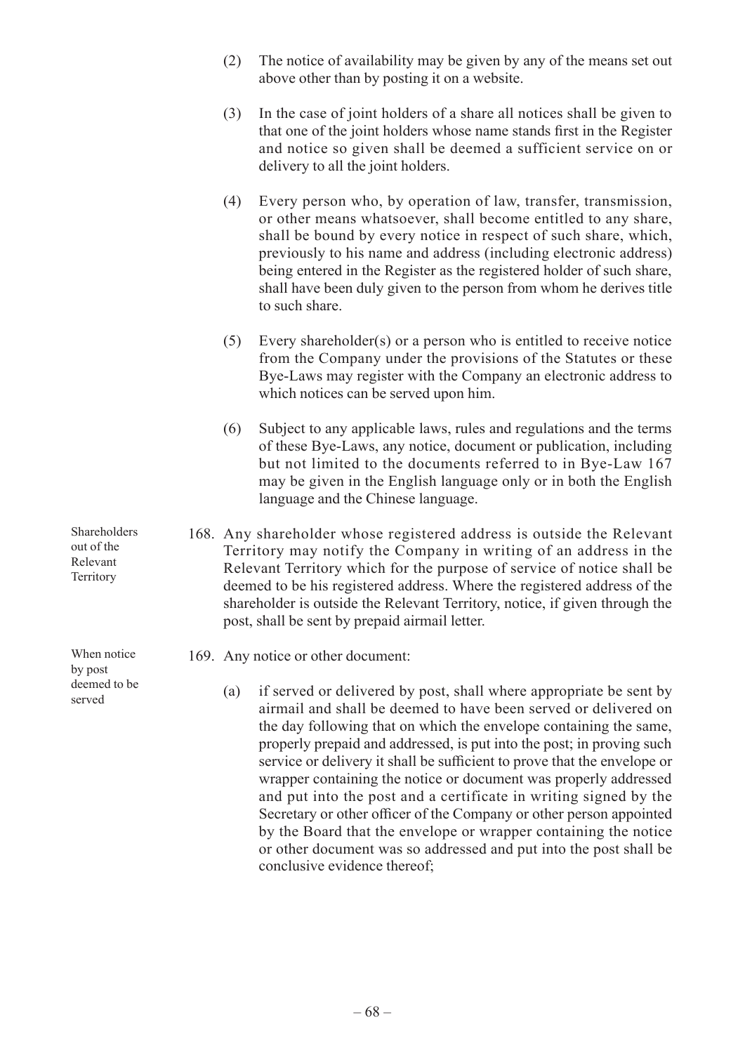(2) The notice of availability may be given by any of the means set out above other than by posting it on a website.

(3) In the case of joint holders of a share all notices shall be given to that one of the joint holders whose name stands first in the Register and notice so given shall be deemed a sufficient service on or delivery to all the joint holders.

(4) Every person who, by operation of law, transfer, transmission, or other means whatsoever, shall become entitled to any share, shall be bound by every notice in respect of such share, which, previously to his name and address (including electronic address) being entered in the Register as the registered holder of such share, shall have been duly given to the person from whom he derives title to such share.

(5) Every shareholder(s) or a person who is entitled to receive notice from the Company under the provisions of the Statutes or these Bye-Laws may register with the Company an electronic address to which notices can be served upon him.

(6) Subject to any applicable laws, rules and regulations and the terms of these Bye-Laws, any notice, document or publication, including but not limited to the documents referred to in Bye-Law 167 may be given in the English language only or in both the English language and the Chinese language.

*Shareholders out of the Relevant Territory*

168. Any shareholder whose registered address is outside the Relevant Territory may notify the Company in writing of an address in the Relevant Territory which for the purpose of service of notice shall be deemed to be his registered address. Where the registered address of the shareholder is outside the Relevant Territory, notice, if given through the post, shall be sent by prepaid airmail letter.

*When notice by post deemed to be served*

169. Any notice or other document:

(a) if served or delivered by post, shall where appropriate be sent by airmail and shall be deemed to have been served or delivered on the day following that on which the envelope containing the same, properly prepaid and addressed, is put into the post; in proving such service or delivery it shall be sufficient to prove that the envelope or wrapper containing the notice or document was properly addressed and put into the post and a certificate in writing signed by the Secretary or other officer of the Company or other person appointed by the Board that the envelope or wrapper containing the notice or other document was so addressed and put into the post shall be conclusive evidence thereof;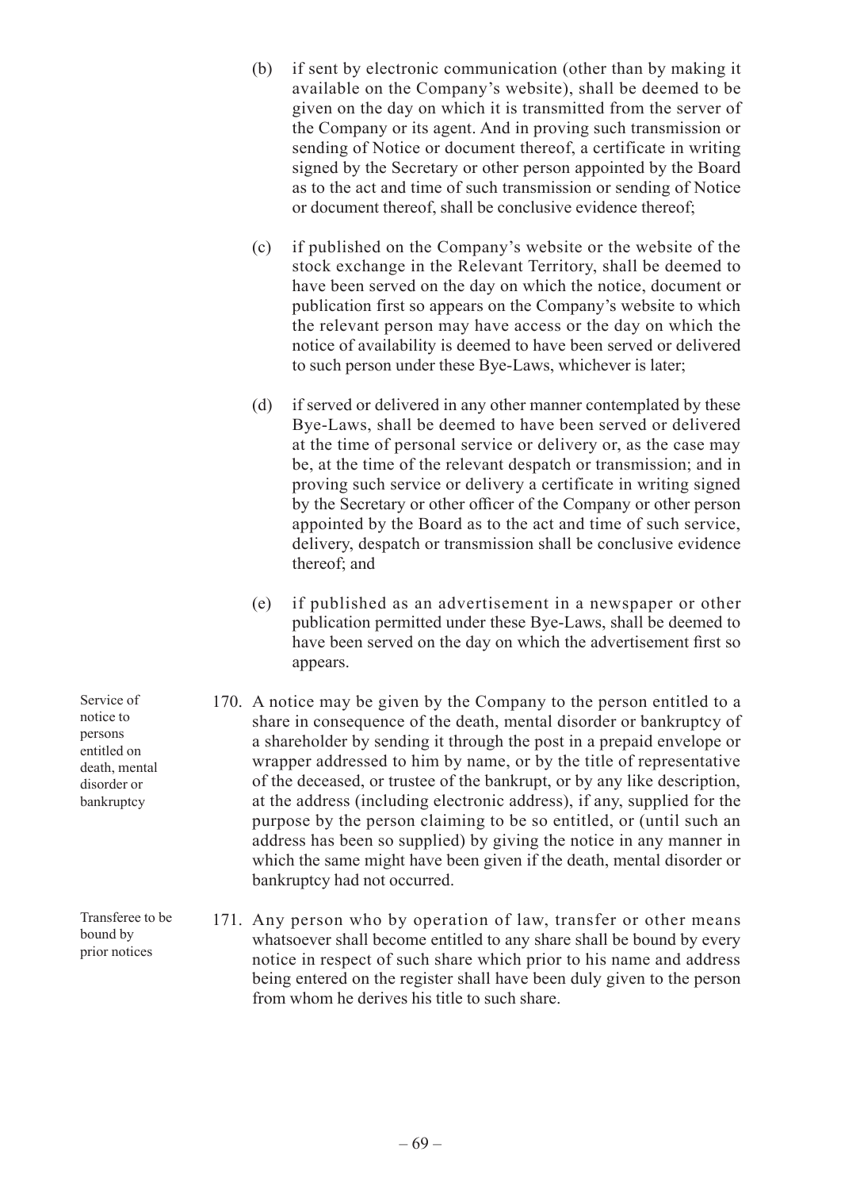(b) if sent by electronic communication (other than by making it available on the Company's website), shall be deemed to be given on the day on which it is transmitted from the server of the Company or its agent. And in proving such transmission or sending of Notice or document thereof, a certificate in writing signed by the Secretary or other person appointed by the Board as to the act and time of such transmission or sending of Notice or document thereof, shall be conclusive evidence thereof;

(c) if published on the Company's website or the website of the stock exchange in the Relevant Territory, shall be deemed to have been served on the day on which the notice, document or publication first so appears on the Company's website to which the relevant person may have access or the day on which the notice of availability is deemed to have been served or delivered to such person under these Bye-Laws, whichever is later;

(d) if served or delivered in any other manner contemplated by these Bye-Laws, shall be deemed to have been served or delivered at the time of personal service or delivery or, as the case may be, at the time of the relevant despatch or transmission; and in proving such service or delivery a certificate in writing signed by the Secretary or other officer of the Company or other person appointed by the Board as to the act and time of such service, delivery, despatch or transmission shall be conclusive evidence thereof; and

(e) if published as an advertisement in a newspaper or other publication permitted under these Bye-Laws, shall be deemed to have been served on the day on which the advertisement first so appears.

*Service of notice to persons entitled on death, mental disorder or bankruptcy*

170. A notice may be given by the Company to the person entitled to a share in consequence of the death, mental disorder or bankruptcy of a shareholder by sending it through the post in a prepaid envelope or wrapper addressed to him by name, or by the title of representative of the deceased, or trustee of the bankrupt, or by any like description, at the address (including electronic address), if any, supplied for the purpose by the person claiming to be so entitled, or (until such an address has been so supplied) by giving the notice in any manner in which the same might have been given if the death, mental disorder or bankruptcy had not occurred.

*Transferee to be bound by prior notices*

171. Any person who by operation of law, transfer or other means whatsoever shall become entitled to any share shall be bound by every notice in respect of such share which prior to his name and address being entered on the register shall have been duly given to the person from whom he derives his title to such share.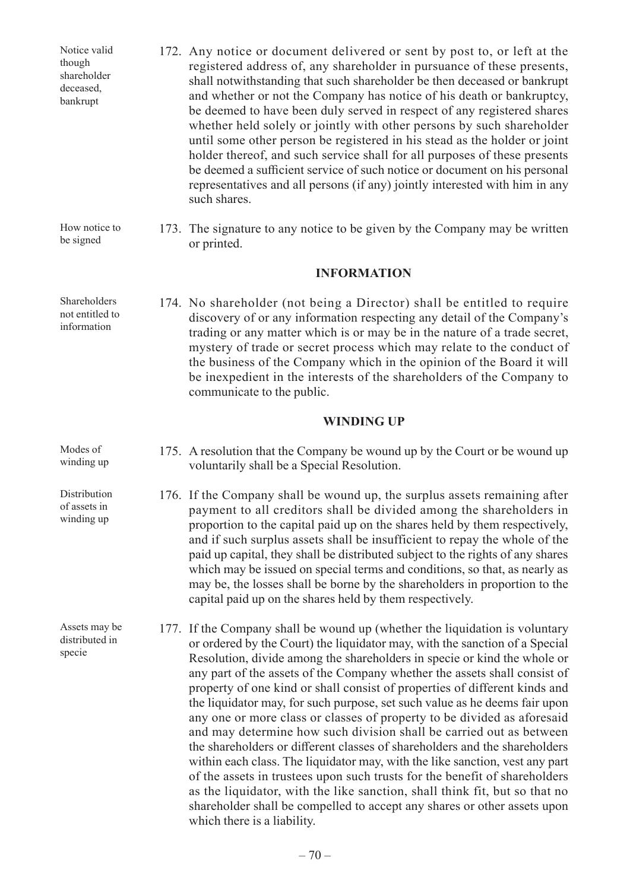Notice valid though shareholder deceased, bankrupt

172. Any notice or document delivered or sent by post to, or left at the registered address of, any shareholder in pursuance of these presents, shall notwithstanding that such shareholder be then deceased or bankrupt and whether or not the Company has notice of his death or bankruptcy, be deemed to have been duly served in respect of any registered shares whether held solely or jointly with other persons by such shareholder until some other person be registered in his stead as the holder or joint holder thereof, and such service shall for all purposes of these presents be deemed a sufficient service of such notice or document on his personal representatives and all persons (if any) jointly interested with him in any such shares.

How notice to be signed

173. The signature to any notice to be given by the Company may be written or printed.

## INFORMATION

Shareholders not entitled to information

174. No shareholder (not being a Director) shall be entitled to require discovery of or any information respecting any detail of the Company's trading or any matter which is or may be in the nature of a trade secret, mystery of trade or secret process which may relate to the conduct of the business of the Company which in the opinion of the Board it will be inexpedient in the interests of the shareholders of the Company to communicate to the public.

## WINDING UP

Modes of winding up

175. A resolution that the Company be wound up by the Court or be wound up voluntarily shall be a Special Resolution.

Distribution of assets in winding up

176. If the Company shall be wound up, the surplus assets remaining after payment to all creditors shall be divided among the shareholders in proportion to the capital paid up on the shares held by them respectively, and if such surplus assets shall be insufficient to repay the whole of the paid up capital, they shall be distributed subject to the rights of any shares which may be issued on special terms and conditions, so that, as nearly as may be, the losses shall be borne by the shareholders in proportion to the capital paid up on the shares held by them respectively.

Assets may be distributed in specie

177. If the Company shall be wound up (whether the liquidation is voluntary or ordered by the Court) the liquidator may, with the sanction of a Special Resolution, divide among the shareholders in specie or kind the whole or any part of the assets of the Company whether the assets shall consist of property of one kind or shall consist of properties of different kinds and the liquidator may, for such purpose, set such value as he deems fair upon any one or more class or classes of property to be divided as aforesaid and may determine how such division shall be carried out as between the shareholders or different classes of shareholders and the shareholders within each class. The liquidator may, with the like sanction, vest any part of the assets in trustees upon such trusts for the benefit of shareholders as the liquidator, with the like sanction, shall think fit, but so that no shareholder shall be compelled to accept any shares or other assets upon which there is a liability.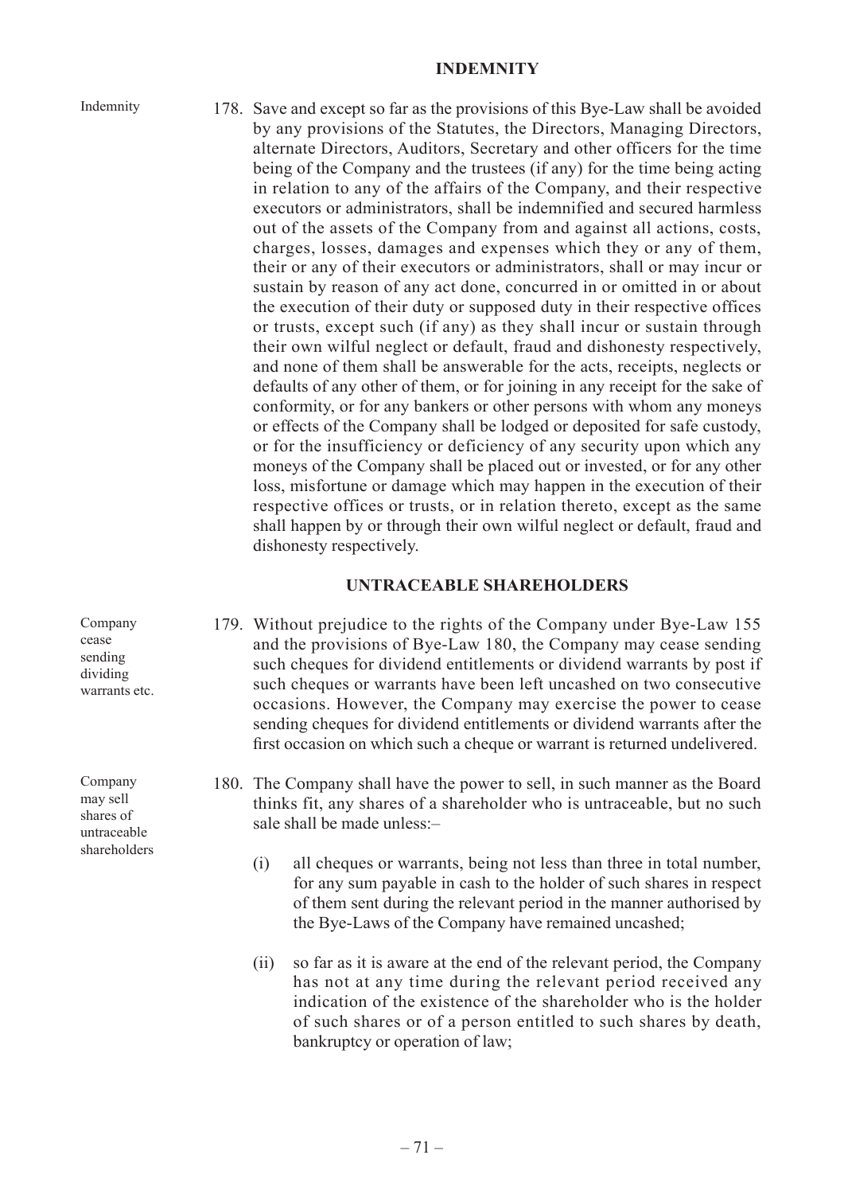## INDEMNITY

Indemnity

178. Save and except so far as the provisions of this Bye-Law shall be avoided by any provisions of the Statutes, the Directors, Managing Directors, alternate Directors, Auditors, Secretary and other officers for the time being of the Company and the trustees (if any) for the time being acting in relation to any of the affairs of the Company, and their respective executors or administrators, shall be indemnified and secured harmless out of the assets of the Company from and against all actions, costs, charges, losses, damages and expenses which they or any of them, their or any of their executors or administrators, shall or may incur or sustain by reason of any act done, concurred in or omitted in or about the execution of their duty or supposed duty in their respective offices or trusts, except such (if any) as they shall incur or sustain through their own wilful neglect or default, fraud and dishonesty respectively, and none of them shall be answerable for the acts, receipts, neglects or defaults of any other of them, or for joining in any receipt for the sake of conformity, or for any bankers or other persons with whom any moneys or effects of the Company shall be lodged or deposited for safe custody, or for the insufficiency or deficiency of any security upon which any moneys of the Company shall be placed out or invested, or for any other loss, misfortune or damage which may happen in the execution of their respective offices or trusts, or in relation thereto, except as the same shall happen by or through their own wilful neglect or default, fraud and dishonesty respectively.

## UNTRACEABLE SHAREHOLDERS

Company cease sending dividing warrants etc.

179. Without prejudice to the rights of the Company under Bye-Law 155 and the provisions of Bye-Law 180, the Company may cease sending such cheques for dividend entitlements or dividend warrants by post if such cheques or warrants have been left uncashed on two consecutive occasions. However, the Company may exercise the power to cease sending cheques for dividend entitlements or dividend warrants after the first occasion on which such a cheque or warrant is returned undelivered.

Company may sell shares of untraceable shareholders

180. The Company shall have the power to sell, in such manner as the Board thinks fit, any shares of a shareholder who is untraceable, but no such sale shall be made unless:–

   (i) all cheques or warrants, being not less than three in total number, for any sum payable in cash to the holder of such shares in respect of them sent during the relevant period in the manner authorised by the Bye-Laws of the Company have remained uncashed;

   (ii) so far as it is aware at the end of the relevant period, the Company has not at any time during the relevant period received any indication of the existence of the shareholder who is the holder of such shares or of a person entitled to such shares by death, bankruptcy or operation of law;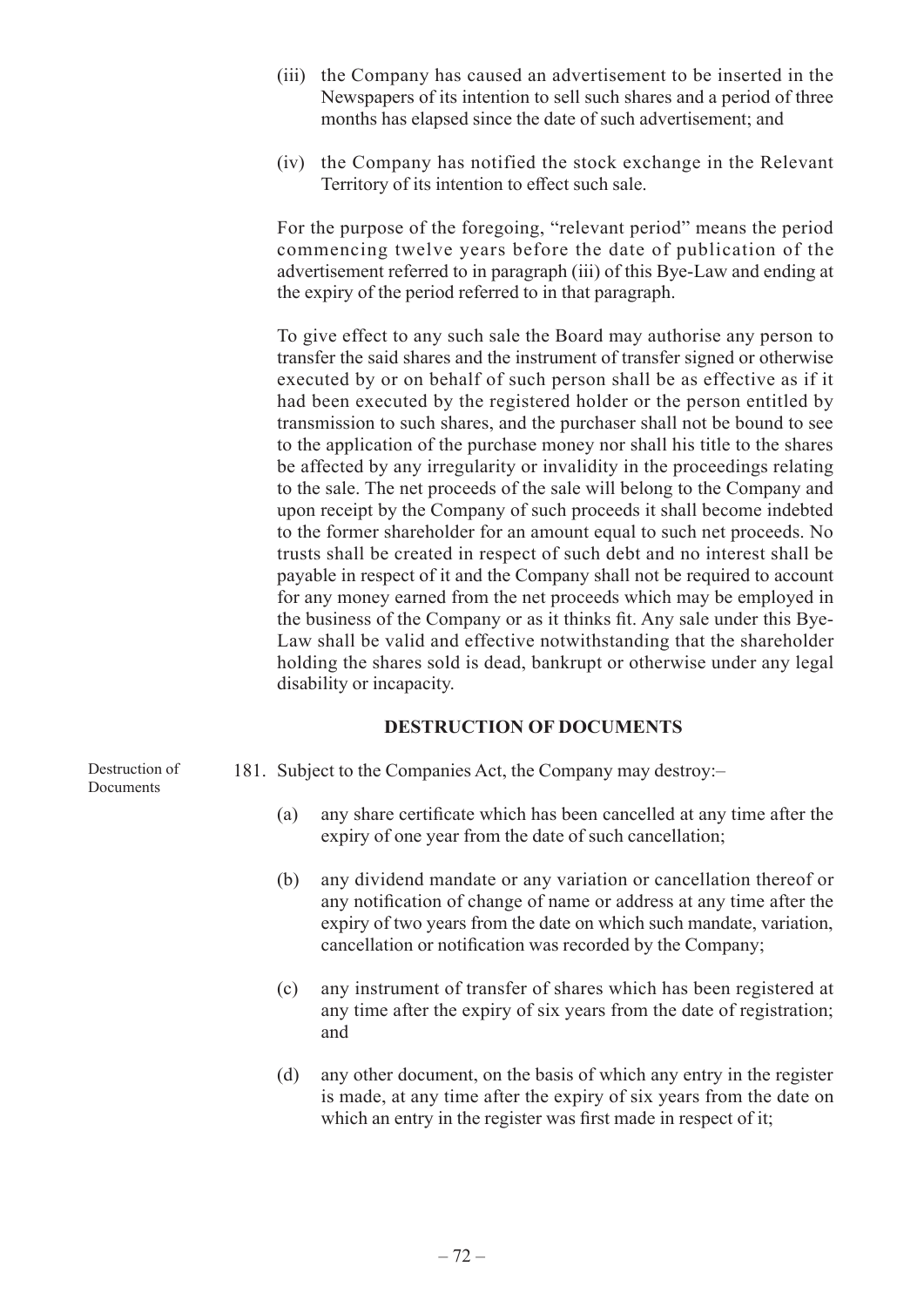(iii) the Company has caused an advertisement to be inserted in the Newspapers of its intention to sell such shares and a period of three months has elapsed since the date of such advertisement; and

(iv) the Company has notified the stock exchange in the Relevant Territory of its intention to effect such sale.

For the purpose of the foregoing, "relevant period" means the period commencing twelve years before the date of publication of the advertisement referred to in paragraph (iii) of this Bye-Law and ending at the expiry of the period referred to in that paragraph.

To give effect to any such sale the Board may authorise any person to transfer the said shares and the instrument of transfer signed or otherwise executed by or on behalf of such person shall be as effective as if it had been executed by the registered holder or the person entitled by transmission to such shares, and the purchaser shall not be bound to see to the application of the purchase money nor shall his title to the shares be affected by any irregularity or invalidity in the proceedings relating to the sale. The net proceeds of the sale will belong to the Company and upon receipt by the Company of such proceeds it shall become indebted to the former shareholder for an amount equal to such net proceeds. No trusts shall be created in respect of such debt and no interest shall be payable in respect of it and the Company shall not be required to account for any money earned from the net proceeds which may be employed in the business of the Company or as it thinks fit. Any sale under this Bye-Law shall be valid and effective notwithstanding that the shareholder holding the shares sold is dead, bankrupt or otherwise under any legal disability or incapacity.

## DESTRUCTION OF DOCUMENTS

Destruction of Documents

181. Subject to the Companies Act, the Company may destroy:–

(a) any share certificate which has been cancelled at any time after the expiry of one year from the date of such cancellation;

(b) any dividend mandate or any variation or cancellation thereof or any notification of change of name or address at any time after the expiry of two years from the date on which such mandate, variation, cancellation or notification was recorded by the Company;

(c) any instrument of transfer of shares which has been registered at any time after the expiry of six years from the date of registration; and

(d) any other document, on the basis of which any entry in the register is made, at any time after the expiry of six years from the date on which an entry in the register was first made in respect of it;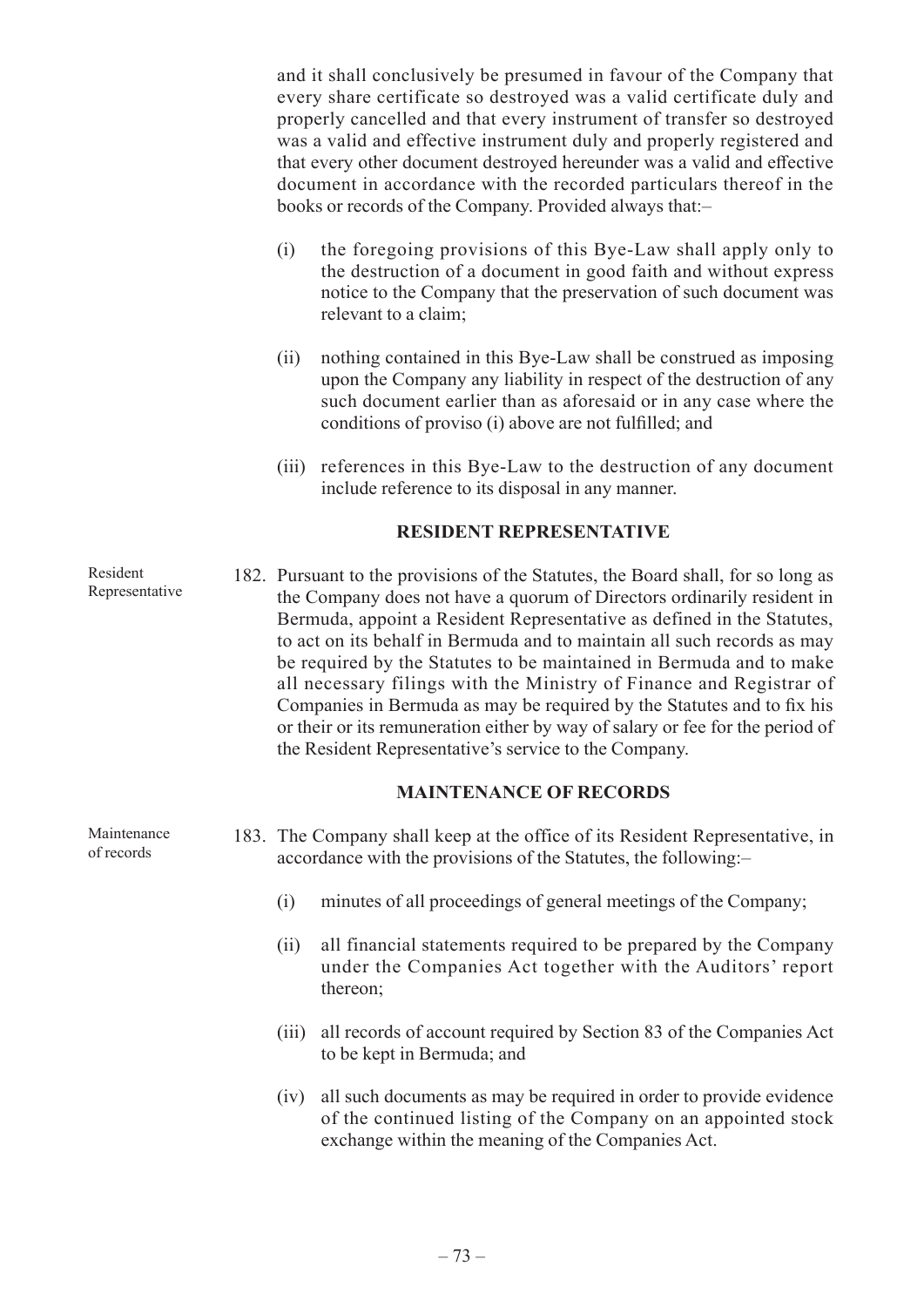and it shall conclusively be presumed in favour of the Company that every share certificate so destroyed was a valid certificate duly and properly cancelled and that every instrument of transfer so destroyed was a valid and effective instrument duly and properly registered and that every other document destroyed hereunder was a valid and effective document in accordance with the recorded particulars thereof in the books or records of the Company. Provided always that:–

(i) the foregoing provisions of this Bye-Law shall apply only to the destruction of a document in good faith and without express notice to the Company that the preservation of such document was relevant to a claim;

(ii) nothing contained in this Bye-Law shall be construed as imposing upon the Company any liability in respect of the destruction of any such document earlier than as aforesaid or in any case where the conditions of proviso (i) above are not fulfilled; and

(iii) references in this Bye-Law to the destruction of any document include reference to its disposal in any manner.

## RESIDENT REPRESENTATIVE

Resident Representative

182. Pursuant to the provisions of the Statutes, the Board shall, for so long as the Company does not have a quorum of Directors ordinarily resident in Bermuda, appoint a Resident Representative as defined in the Statutes, to act on its behalf in Bermuda and to maintain all such records as may be required by the Statutes to be maintained in Bermuda and to make all necessary filings with the Ministry of Finance and Registrar of Companies in Bermuda as may be required by the Statutes and to fix his or their or its remuneration either by way of salary or fee for the period of the Resident Representative's service to the Company.

## MAINTENANCE OF RECORDS

Maintenance of records

183. The Company shall keep at the office of its Resident Representative, in accordance with the provisions of the Statutes, the following:–

(i) minutes of all proceedings of general meetings of the Company;

(ii) all financial statements required to be prepared by the Company under the Companies Act together with the Auditors' report thereon;

(iii) all records of account required by Section 83 of the Companies Act to be kept in Bermuda; and

(iv) all such documents as may be required in order to provide evidence of the continued listing of the Company on an appointed stock exchange within the meaning of the Companies Act.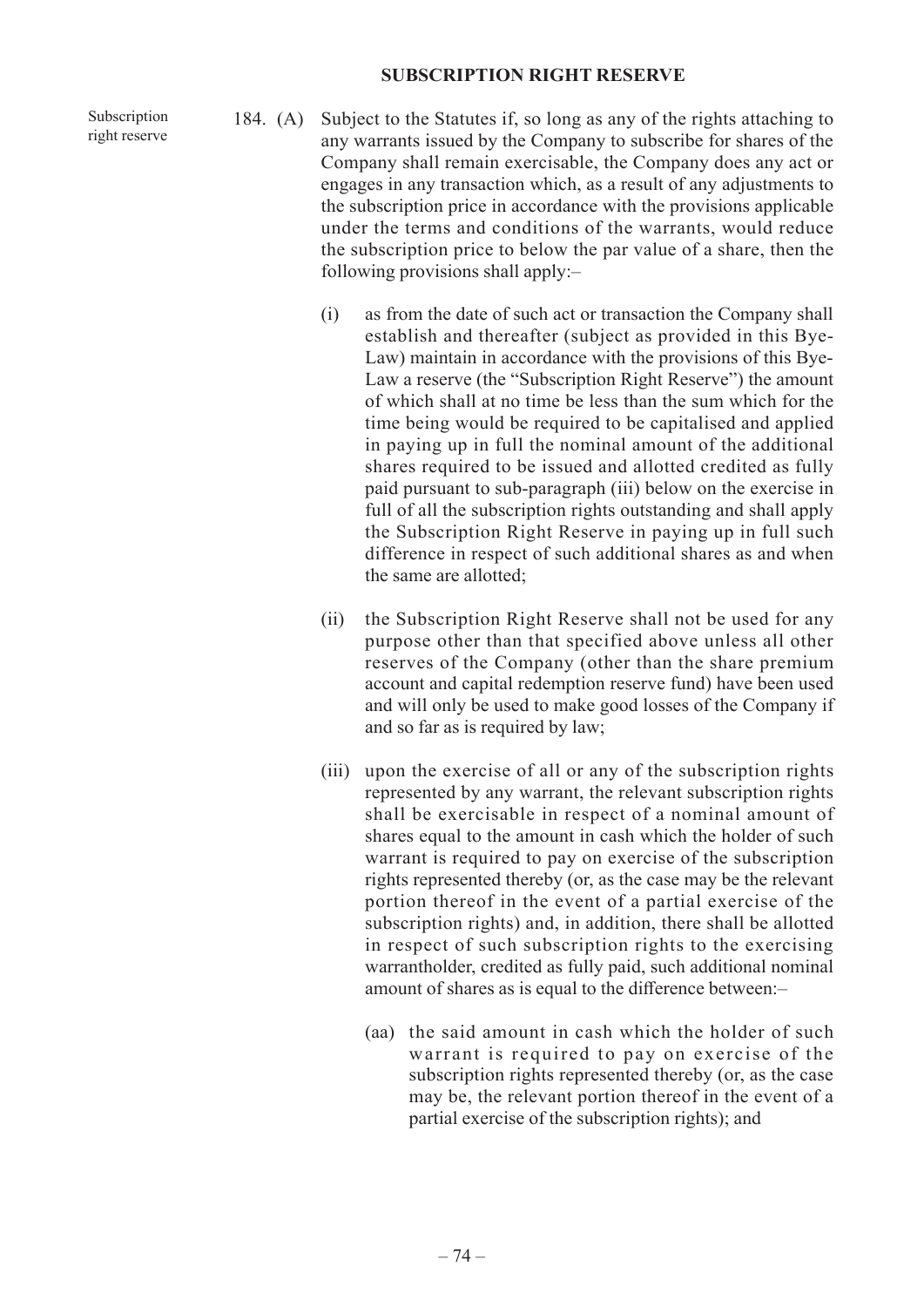## SUBSCRIPTION RIGHT RESERVE

Subscription right reserve

184. (A) Subject to the Statutes if, so long as any of the rights attaching to any warrants issued by the Company to subscribe for shares of the Company shall remain exercisable, the Company does any act or engages in any transaction which, as a result of any adjustments to the subscription price in accordance with the provisions applicable under the terms and conditions of the warrants, would reduce the subscription price to below the par value of a share, then the following provisions shall apply:–

(i) as from the date of such act or transaction the Company shall establish and thereafter (subject as provided in this Bye-Law) maintain in accordance with the provisions of this Bye-Law a reserve (the "Subscription Right Reserve") the amount of which shall at no time be less than the sum which for the time being would be required to be capitalised and applied in paying up in full the nominal amount of the additional shares required to be issued and allotted credited as fully paid pursuant to sub-paragraph (iii) below on the exercise in full of all the subscription rights outstanding and shall apply the Subscription Right Reserve in paying up in full such difference in respect of such additional shares as and when the same are allotted;

(ii) the Subscription Right Reserve shall not be used for any purpose other than that specified above unless all other reserves of the Company (other than the share premium account and capital redemption reserve fund) have been used and will only be used to make good losses of the Company if and so far as is required by law;

(iii) upon the exercise of all or any of the subscription rights represented by any warrant, the relevant subscription rights shall be exercisable in respect of a nominal amount of shares equal to the amount in cash which the holder of such warrant is required to pay on exercise of the subscription rights represented thereby (or, as the case may be the relevant portion thereof in the event of a partial exercise of the subscription rights) and, in addition, there shall be allotted in respect of such subscription rights to the exercising warrantholder, credited as fully paid, such additional nominal amount of shares as is equal to the difference between:–

(aa) the said amount in cash which the holder of such warrant is required to pay on exercise of the subscription rights represented thereby (or, as the case may be, the relevant portion thereof in the event of a partial exercise of the subscription rights); and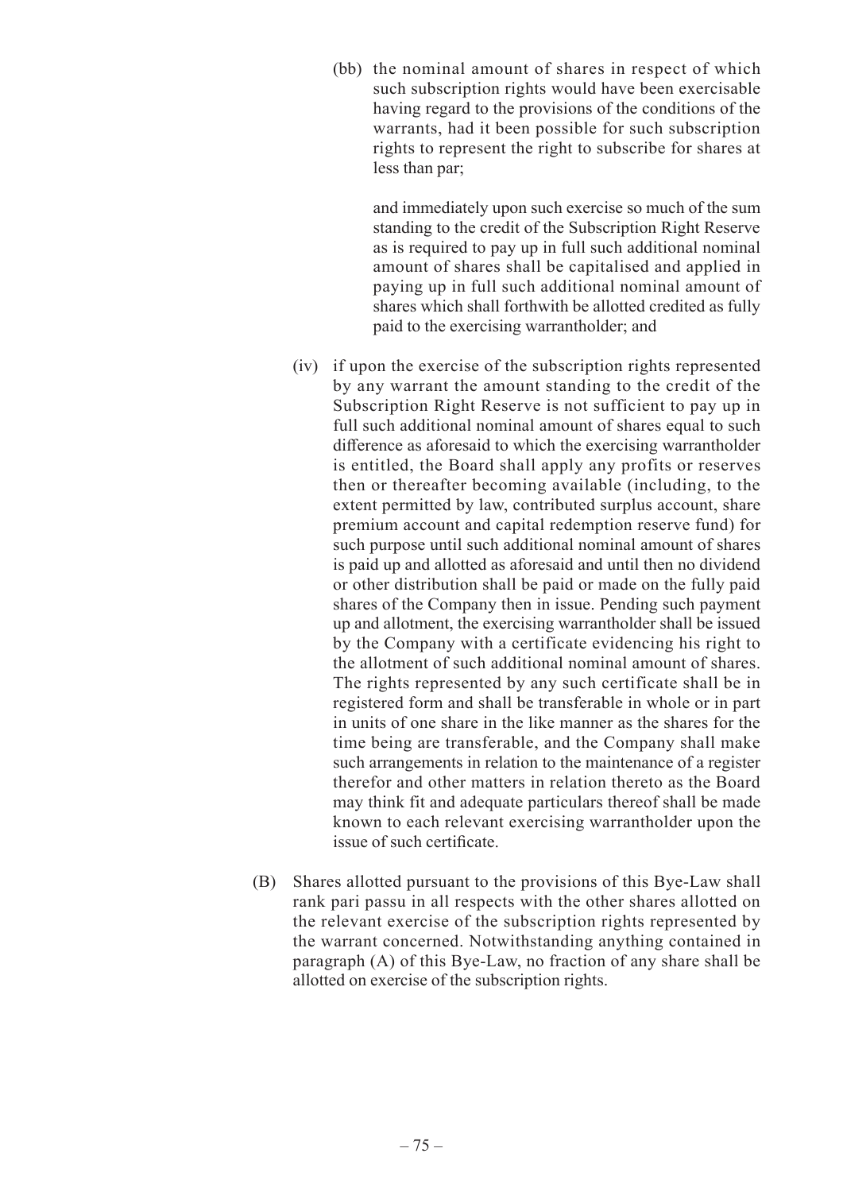(bb) the nominal amount of shares in respect of which such subscription rights would have been exercisable having regard to the provisions of the conditions of the warrants, had it been possible for such subscription rights to represent the right to subscribe for shares at less than par;

and immediately upon such exercise so much of the sum standing to the credit of the Subscription Right Reserve as is required to pay up in full such additional nominal amount of shares shall be capitalised and applied in paying up in full such additional nominal amount of shares which shall forthwith be allotted credited as fully paid to the exercising warrantholder; and

(iv) if upon the exercise of the subscription rights represented by any warrant the amount standing to the credit of the Subscription Right Reserve is not sufficient to pay up in full such additional nominal amount of shares equal to such difference as aforesaid to which the exercising warrantholder is entitled, the Board shall apply any profits or reserves then or thereafter becoming available (including, to the extent permitted by law, contributed surplus account, share premium account and capital redemption reserve fund) for such purpose until such additional nominal amount of shares is paid up and allotted as aforesaid and until then no dividend or other distribution shall be paid or made on the fully paid shares of the Company then in issue. Pending such payment up and allotment, the exercising warrantholder shall be issued by the Company with a certificate evidencing his right to the allotment of such additional nominal amount of shares. The rights represented by any such certificate shall be in registered form and shall be transferable in whole or in part in units of one share in the like manner as the shares for the time being are transferable, and the Company shall make such arrangements in relation to the maintenance of a register therefor and other matters in relation thereto as the Board may think fit and adequate particulars thereof shall be made known to each relevant exercising warrantholder upon the issue of such certificate.

(B) Shares allotted pursuant to the provisions of this Bye-Law shall rank pari passu in all respects with the other shares allotted on the relevant exercise of the subscription rights represented by the warrant concerned. Notwithstanding anything contained in paragraph (A) of this Bye-Law, no fraction of any share shall be allotted on exercise of the subscription rights.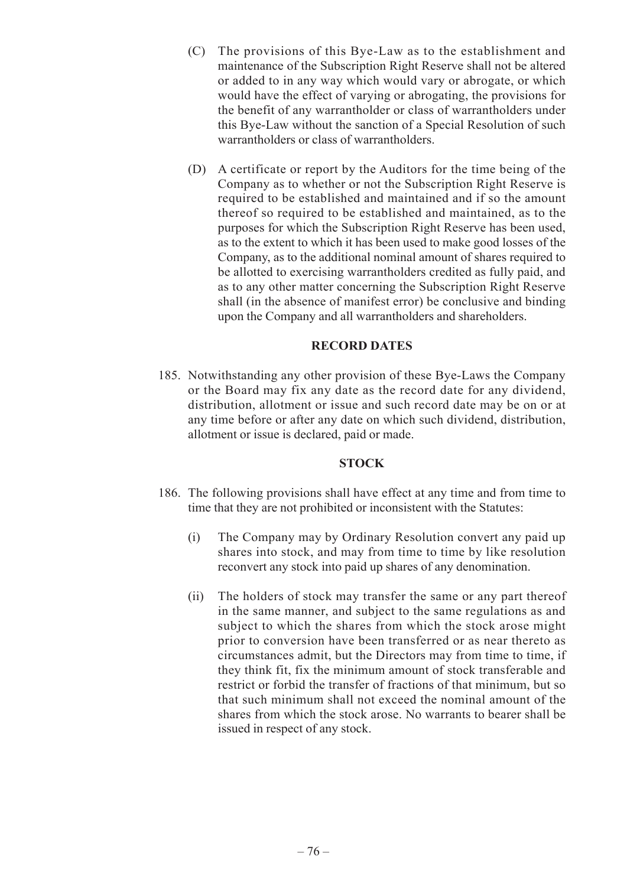(C) The provisions of this Bye-Law as to the establishment and maintenance of the Subscription Right Reserve shall not be altered or added to in any way which would vary or abrogate, or which would have the effect of varying or abrogating, the provisions for the benefit of any warrantholder or class of warrantholders under this Bye-Law without the sanction of a Special Resolution of such warrantholders or class of warrantholders.

(D) A certificate or report by the Auditors for the time being of the Company as to whether or not the Subscription Right Reserve is required to be established and maintained and if so the amount thereof so required to be established and maintained, as to the purposes for which the Subscription Right Reserve has been used, as to the extent to which it has been used to make good losses of the Company, as to the additional nominal amount of shares required to be allotted to exercising warrantholders credited as fully paid, and as to any other matter concerning the Subscription Right Reserve shall (in the absence of manifest error) be conclusive and binding upon the Company and all warrantholders and shareholders.

**RECORD DATES**

185. Notwithstanding any other provision of these Bye-Laws the Company or the Board may fix any date as the record date for any dividend, distribution, allotment or issue and such record date may be on or at any time before or after any date on which such dividend, distribution, allotment or issue is declared, paid or made.

**STOCK**

186. The following provisions shall have effect at any time and from time to time that they are not prohibited or inconsistent with the Statutes:

(i) The Company may by Ordinary Resolution convert any paid up shares into stock, and may from time to time by like resolution reconvert any stock into paid up shares of any denomination.

(ii) The holders of stock may transfer the same or any part thereof in the same manner, and subject to the same regulations as and subject to which the shares from which the stock arose might prior to conversion have been transferred or as near thereto as circumstances admit, but the Directors may from time to time, if they think fit, fix the minimum amount of stock transferable and restrict or forbid the transfer of fractions of that minimum, but so that such minimum shall not exceed the nominal amount of the shares from which the stock arose. No warrants to bearer shall be issued in respect of any stock.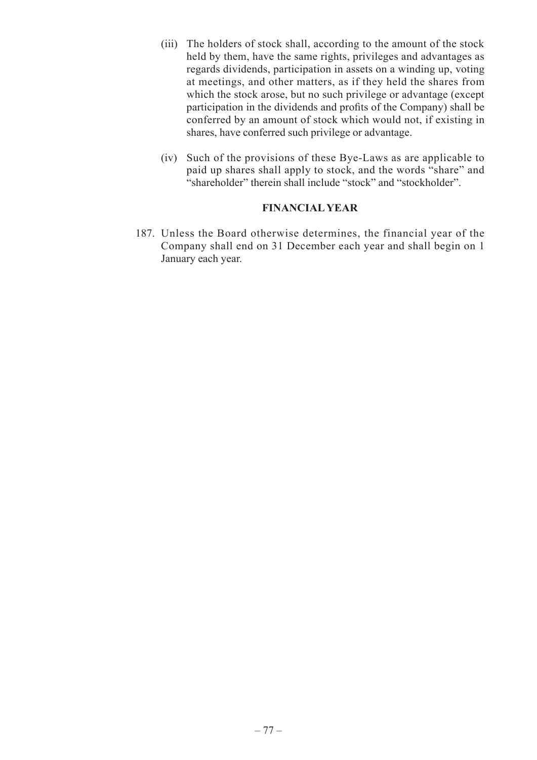(iii) The holders of stock shall, according to the amount of the stock held by them, have the same rights, privileges and advantages as regards dividends, participation in assets on a winding up, voting at meetings, and other matters, as if they held the shares from which the stock arose, but no such privilege or advantage (except participation in the dividends and profits of the Company) shall be conferred by an amount of stock which would not, if existing in shares, have conferred such privilege or advantage.

(iv) Such of the provisions of these Bye-Laws as are applicable to paid up shares shall apply to stock, and the words "share" and "shareholder" therein shall include "stock" and "stockholder".

## FINANCIAL YEAR

187. Unless the Board otherwise determines, the financial year of the Company shall end on 31 December each year and shall begin on 1 January each year.